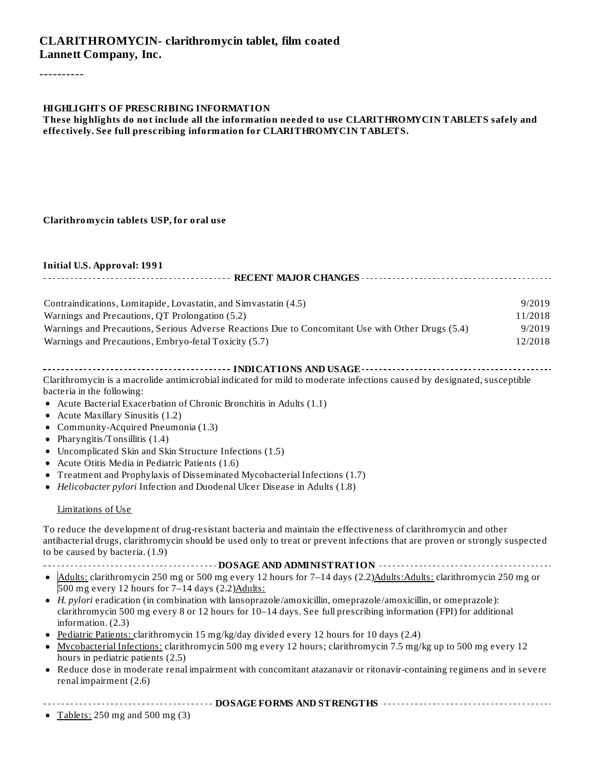# CLARITHROMYCIN- clarithromycin tablet, film coated
**Lannett Company, Inc.**

----------

**HIGHLIGHTS OF PRESCRIBING INFORMATION**
**These highlights do not include all the information needed to use CLARITHROMYCIN TABLETS safely and effectively. See full prescribing information for CLARITHROMYCIN TABLETS.**

**Clarithromycin tablets USP, for oral use**

**Initial U.S. Approval: 1991**

## RECENT MAJOR CHANGES

| | |
|---|---|
| Contraindications, Lomitapide, Lovastatin, and Simvastatin (4.5) | 9/2019 |
| Warnings and Precautions, QT Prolongation (5.2) | 11/2018 |
| Warnings and Precautions, Serious Adverse Reactions Due to Concomitant Use with Other Drugs (5.4) | 9/2019 |
| Warnings and Precautions, Embryo-fetal Toxicity (5.7) | 12/2018 |

## INDICATIONS AND USAGE

Clarithromycin is a macrolide antimicrobial indicated for mild to moderate infections caused by designated, susceptible bacteria in the following:

- Acute Bacterial Exacerbation of Chronic Bronchitis in Adults (1.1)
- Acute Maxillary Sinusitis (1.2)
- Community-Acquired Pneumonia (1.3)
- Pharyngitis/Tonsillitis (1.4)
- Uncomplicated Skin and Skin Structure Infections (1.5)
- Acute Otitis Media in Pediatric Patients (1.6)
- Treatment and Prophylaxis of Disseminated Mycobacterial Infections (1.7)
- *Helicobacter pylori* Infection and Duodenal Ulcer Disease in Adults (1.8)

Limitations of Use

To reduce the development of drug-resistant bacteria and maintain the effectiveness of clarithromycin and other antibacterial drugs, clarithromycin should be used only to treat or prevent infections that are proven or strongly suspected to be caused by bacteria. (1.9)

## DOSAGE AND ADMINISTRATION

- Adults: clarithromycin 250 mg or 500 mg every 12 hours for 7–14 days (2.2)Adults:Adults: clarithromycin 250 mg or 500 mg every 12 hours for 7–14 days (2.2)Adults:
- *H. pylori* eradication (in combination with lansoprazole/amoxicillin, omeprazole/amoxicillin, or omeprazole): clarithromycin 500 mg every 8 or 12 hours for 10–14 days. See full prescribing information (FPI) for additional information. (2.3)
- Pediatric Patients: clarithromycin 15 mg/kg/day divided every 12 hours for 10 days (2.4)
- Mycobacterial Infections: clarithromycin 500 mg every 12 hours; clarithromycin 7.5 mg/kg up to 500 mg every 12 hours in pediatric patients (2.5)
- Reduce dose in moderate renal impairment with concomitant atazanavir or ritonavir-containing regimens and in severe renal impairment (2.6)

## DOSAGE FORMS AND STRENGTHS

- Tablets: 250 mg and 500 mg (3)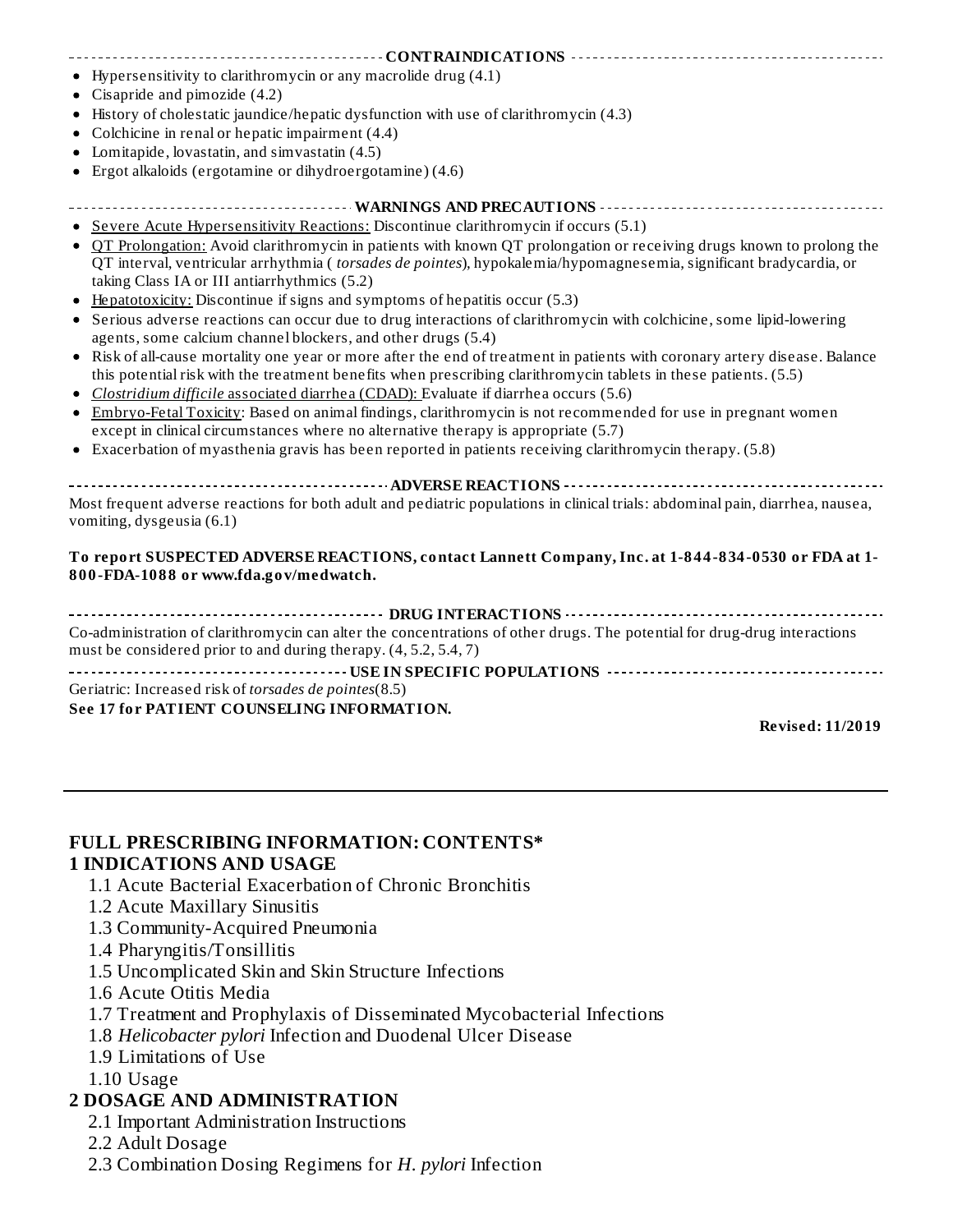## CONTRAINDICATIONS

- Hypersensitivity to clarithromycin or any macrolide drug (4.1)
- Cisapride and pimozide (4.2)
- History of cholestatic jaundice/hepatic dysfunction with use of clarithromycin (4.3)
- Colchicine in renal or hepatic impairment (4.4)
- Lomitapide, lovastatin, and simvastatin (4.5)
- Ergot alkaloids (ergotamine or dihydroergotamine) (4.6)

## WARNINGS AND PRECAUTIONS

- Severe Acute Hypersensitivity Reactions: Discontinue clarithromycin if occurs (5.1)
- QT Prolongation: Avoid clarithromycin in patients with known QT prolongation or receiving drugs known to prolong the QT interval, ventricular arrhythmia (*torsades de pointes*), hypokalemia/hypomagnesemia, significant bradycardia, or taking Class IA or III antiarrhythmics (5.2)
- Hepatotoxicity: Discontinue if signs and symptoms of hepatitis occur (5.3)
- Serious adverse reactions can occur due to drug interactions of clarithromycin with colchicine, some lipid-lowering agents, some calcium channel blockers, and other drugs (5.4)
- Risk of all-cause mortality one year or more after the end of treatment in patients with coronary artery disease. Balance this potential risk with the treatment benefits when prescribing clarithromycin tablets in these patients. (5.5)
- *Clostridium difficile* associated diarrhea (CDAD): Evaluate if diarrhea occurs (5.6)
- Embryo-Fetal Toxicity: Based on animal findings, clarithromycin is not recommended for use in pregnant women except in clinical circumstances where no alternative therapy is appropriate (5.7)
- Exacerbation of myasthenia gravis has been reported in patients receiving clarithromycin therapy. (5.8)

## ADVERSE REACTIONS

Most frequent adverse reactions for both adult and pediatric populations in clinical trials: abdominal pain, diarrhea, nausea, vomiting, dysgeusia (6.1)

**To report SUSPECTED ADVERSE REACTIONS, contact Lannett Company, Inc. at 1-844-834-0530 or FDA at 1-800-FDA-1088 or www.fda.gov/medwatch.**

## DRUG INTERACTIONS

Co-administration of clarithromycin can alter the concentrations of other drugs. The potential for drug-drug interactions must be considered prior to and during therapy. (4, 5.2, 5.4, 7)

## USE IN SPECIFIC POPULATIONS

Geriatric: Increased risk of *torsades de pointes*(8.5)

**See 17 for PATIENT COUNSELING INFORMATION.**

**Revised: 11/2019**

---

# FULL PRESCRIBING INFORMATION: CONTENTS*

## 1 INDICATIONS AND USAGE

1.1 Acute Bacterial Exacerbation of Chronic Bronchitis
1.2 Acute Maxillary Sinusitis
1.3 Community-Acquired Pneumonia
1.4 Pharyngitis/Tonsillitis
1.5 Uncomplicated Skin and Skin Structure Infections
1.6 Acute Otitis Media
1.7 Treatment and Prophylaxis of Disseminated Mycobacterial Infections
1.8 *Helicobacter pylori* Infection and Duodenal Ulcer Disease
1.9 Limitations of Use
1.10 Usage

## 2 DOSAGE AND ADMINISTRATION

2.1 Important Administration Instructions
2.2 Adult Dosage
2.3 Combination Dosing Regimens for *H. pylori* Infection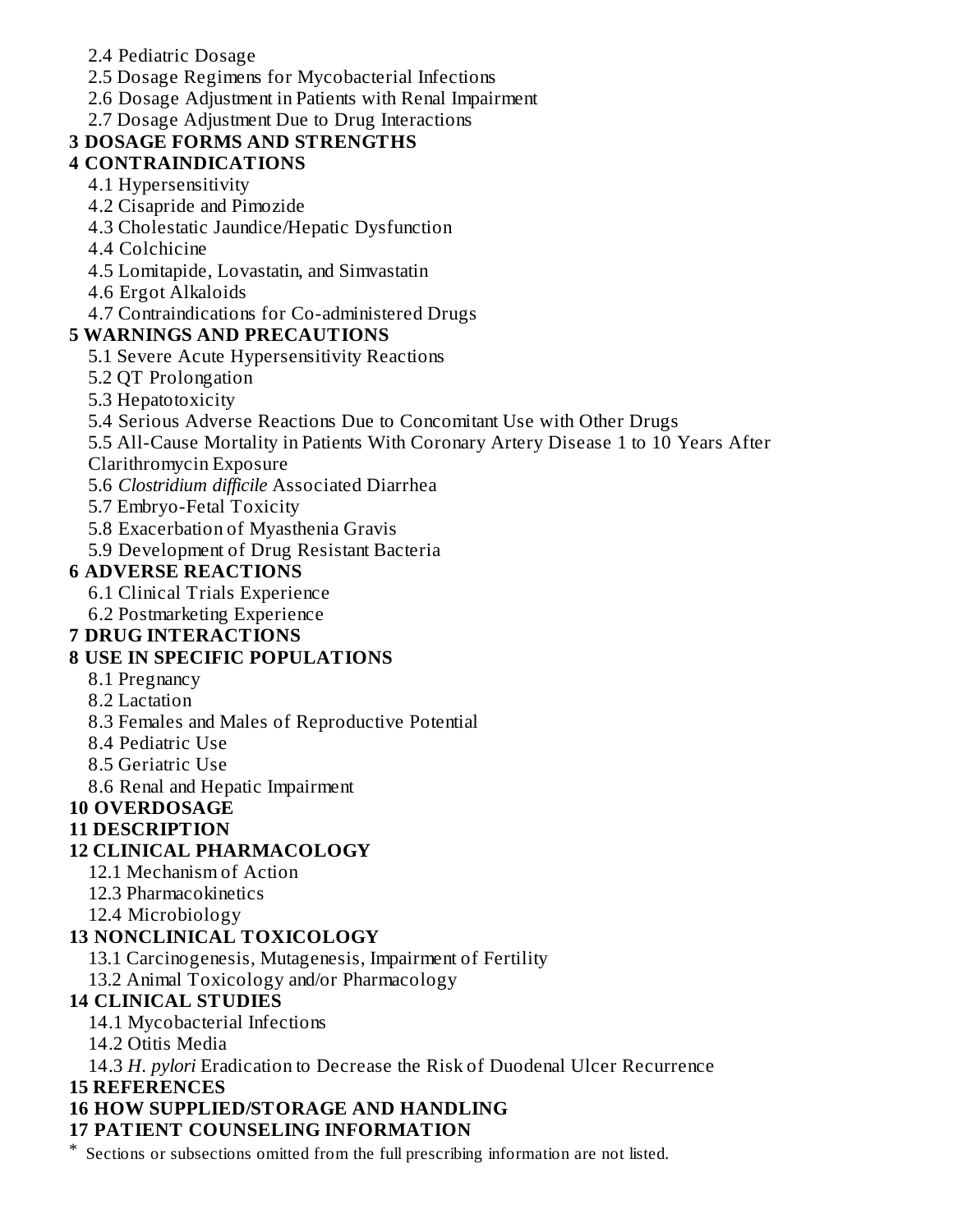2.4 Pediatric Dosage

2.5 Dosage Regimens for Mycobacterial Infections

2.6 Dosage Adjustment in Patients with Renal Impairment

2.7 Dosage Adjustment Due to Drug Interactions

**3 DOSAGE FORMS AND STRENGTHS**

**4 CONTRAINDICATIONS**

4.1 Hypersensitivity

4.2 Cisapride and Pimozide

4.3 Cholestatic Jaundice/Hepatic Dysfunction

4.4 Colchicine

4.5 Lomitapide, Lovastatin, and Simvastatin

4.6 Ergot Alkaloids

4.7 Contraindications for Co-administered Drugs

**5 WARNINGS AND PRECAUTIONS**

5.1 Severe Acute Hypersensitivity Reactions

5.2 QT Prolongation

5.3 Hepatotoxicity

5.4 Serious Adverse Reactions Due to Concomitant Use with Other Drugs

5.5 All-Cause Mortality in Patients With Coronary Artery Disease 1 to 10 Years After Clarithromycin Exposure

5.6 *Clostridium difficile* Associated Diarrhea

5.7 Embryo-Fetal Toxicity

5.8 Exacerbation of Myasthenia Gravis

5.9 Development of Drug Resistant Bacteria

**6 ADVERSE REACTIONS**

6.1 Clinical Trials Experience

6.2 Postmarketing Experience

**7 DRUG INTERACTIONS**

**8 USE IN SPECIFIC POPULATIONS**

8.1 Pregnancy

8.2 Lactation

8.3 Females and Males of Reproductive Potential

8.4 Pediatric Use

8.5 Geriatric Use

8.6 Renal and Hepatic Impairment

**10 OVERDOSAGE**

**11 DESCRIPTION**

**12 CLINICAL PHARMACOLOGY**

12.1 Mechanism of Action

12.3 Pharmacokinetics

12.4 Microbiology

**13 NONCLINICAL TOXICOLOGY**

13.1 Carcinogenesis, Mutagenesis, Impairment of Fertility

13.2 Animal Toxicology and/or Pharmacology

**14 CLINICAL STUDIES**

14.1 Mycobacterial Infections

14.2 Otitis Media

14.3 *H. pylori* Eradication to Decrease the Risk of Duodenal Ulcer Recurrence

**15 REFERENCES**

**16 HOW SUPPLIED/STORAGE AND HANDLING**

**17 PATIENT COUNSELING INFORMATION**

\* Sections or subsections omitted from the full prescribing information are not listed.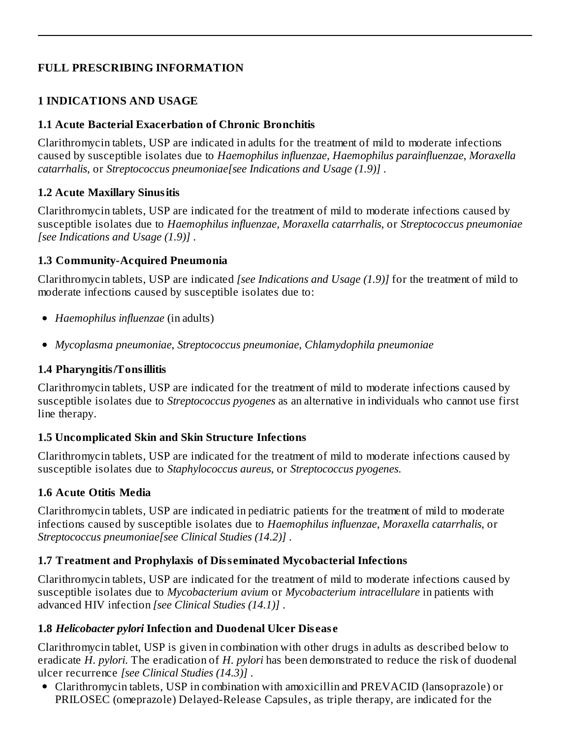## FULL PRESCRIBING INFORMATION

## 1 INDICATIONS AND USAGE

### 1.1 Acute Bacterial Exacerbation of Chronic Bronchitis

Clarithromycin tablets, USP are indicated in adults for the treatment of mild to moderate infections caused by susceptible isolates due to *Haemophilus influenzae*, *Haemophilus parainfluenzae*, *Moraxella catarrhalis*, or *Streptococcus pneumoniae[see Indications and Usage (1.9)]* .

### 1.2 Acute Maxillary Sinusitis

Clarithromycin tablets, USP are indicated for the treatment of mild to moderate infections caused by susceptible isolates due to *Haemophilus influenzae*, *Moraxella catarrhalis*, or *Streptococcus pneumoniae [see Indications and Usage (1.9)]* .

### 1.3 Community-Acquired Pneumonia

Clarithromycin tablets, USP are indicated *[see Indications and Usage (1.9)]* for the treatment of mild to moderate infections caused by susceptible isolates due to:

- *Haemophilus influenzae* (in adults)
- *Mycoplasma pneumoniae*, *Streptococcus pneumoniae*, *Chlamydophila pneumoniae*

### 1.4 Pharyngitis/Tonsillitis

Clarithromycin tablets, USP are indicated for the treatment of mild to moderate infections caused by susceptible isolates due to *Streptococcus pyogenes* as an alternative in individuals who cannot use first line therapy.

### 1.5 Uncomplicated Skin and Skin Structure Infections

Clarithromycin tablets, USP are indicated for the treatment of mild to moderate infections caused by susceptible isolates due to *Staphylococcus aureus*, or *Streptococcus pyogenes*.

### 1.6 Acute Otitis Media

Clarithromycin tablets, USP are indicated in pediatric patients for the treatment of mild to moderate infections caused by susceptible isolates due to *Haemophilus influenzae*, *Moraxella catarrhalis*, or *Streptococcus pneumoniae[see Clinical Studies (14.2)]* .

### 1.7 Treatment and Prophylaxis of Disseminated Mycobacterial Infections

Clarithromycin tablets, USP are indicated for the treatment of mild to moderate infections caused by susceptible isolates due to *Mycobacterium avium* or *Mycobacterium intracellulare* in patients with advanced HIV infection *[see Clinical Studies (14.1)]* .

### 1.8 *Helicobacter pylori* Infection and Duodenal Ulcer Disease

Clarithromycin tablet, USP is given in combination with other drugs in adults as described below to eradicate *H. pylori*. The eradication of *H. pylori* has been demonstrated to reduce the risk of duodenal ulcer recurrence *[see Clinical Studies (14.3)]* .

- Clarithromycin tablets, USP in combination with amoxicillin and PREVACID (lansoprazole) or PRILOSEC (omeprazole) Delayed-Release Capsules, as triple therapy, are indicated for the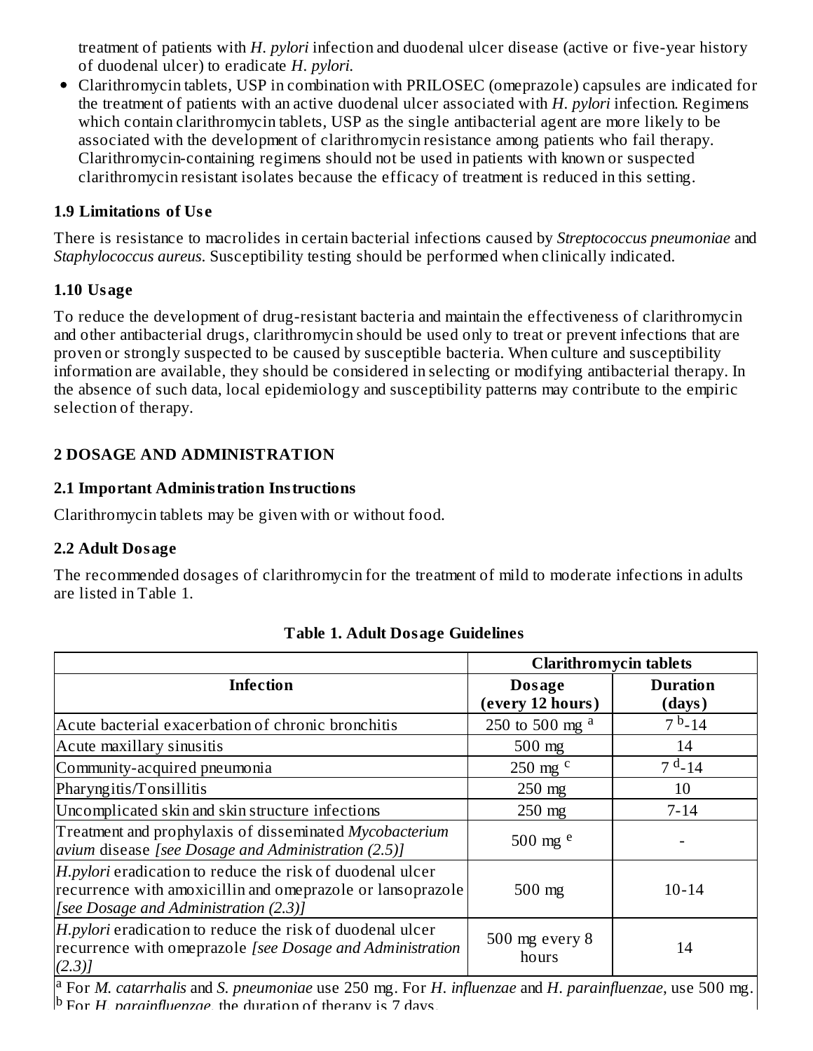treatment of patients with *H. pylori* infection and duodenal ulcer disease (active or five-year history of duodenal ulcer) to eradicate *H. pylori.*

- Clarithromycin tablets, USP in combination with PRILOSEC (omeprazole) capsules are indicated for the treatment of patients with an active duodenal ulcer associated with *H. pylori* infection. Regimens which contain clarithromycin tablets, USP as the single antibacterial agent are more likely to be associated with the development of clarithromycin resistance among patients who fail therapy. Clarithromycin-containing regimens should not be used in patients with known or suspected clarithromycin resistant isolates because the efficacy of treatment is reduced in this setting.

### 1.9 Limitations of Use

There is resistance to macrolides in certain bacterial infections caused by *Streptococcus pneumoniae* and *Staphylococcus aureus*. Susceptibility testing should be performed when clinically indicated.

### 1.10 Usage

To reduce the development of drug-resistant bacteria and maintain the effectiveness of clarithromycin and other antibacterial drugs, clarithromycin should be used only to treat or prevent infections that are proven or strongly suspected to be caused by susceptible bacteria. When culture and susceptibility information are available, they should be considered in selecting or modifying antibacterial therapy. In the absence of such data, local epidemiology and susceptibility patterns may contribute to the empiric selection of therapy.

## 2 DOSAGE AND ADMINISTRATION

### 2.1 Important Administration Instructions

Clarithromycin tablets may be given with or without food.

### 2.2 Adult Dosage

The recommended dosages of clarithromycin for the treatment of mild to moderate infections in adults are listed in Table 1.

**Table 1. Adult Dosage Guidelines**

| | Clarithromycin tablets | |
|---|---|---|
| **Infection** | **Dosage (every 12 hours)** | **Duration (days)** |
| Acute bacterial exacerbation of chronic bronchitis | 250 to 500 mg [a] | 7 [b]-14 |
| Acute maxillary sinusitis | 500 mg | 14 |
| Community-acquired pneumonia | 250 mg [c] | 7 [d]-14 |
| Pharyngitis/Tonsillitis | 250 mg | 10 |
| Uncomplicated skin and skin structure infections | 250 mg | 7-14 |
| Treatment and prophylaxis of disseminated *Mycobacterium avium* disease *[see Dosage and Administration (2.5)]* | 500 mg [e] | - |
| *H.pylori* eradication to reduce the risk of duodenal ulcer recurrence with amoxicillin and omeprazole or lansoprazole *[see Dosage and Administration (2.3)]* | 500 mg | 10-14 |
| *H.pylori* eradication to reduce the risk of duodenal ulcer recurrence with omeprazole *[see Dosage and Administration (2.3)]* | 500 mg every 8 hours | 14 |

[a] For *M. catarrhalis* and *S. pneumoniae* use 250 mg. For *H. influenzae* and *H. parainfluenzae*, use 500 mg.
[b] For *H. parainfluenzae*, the duration of therapy is 7 days.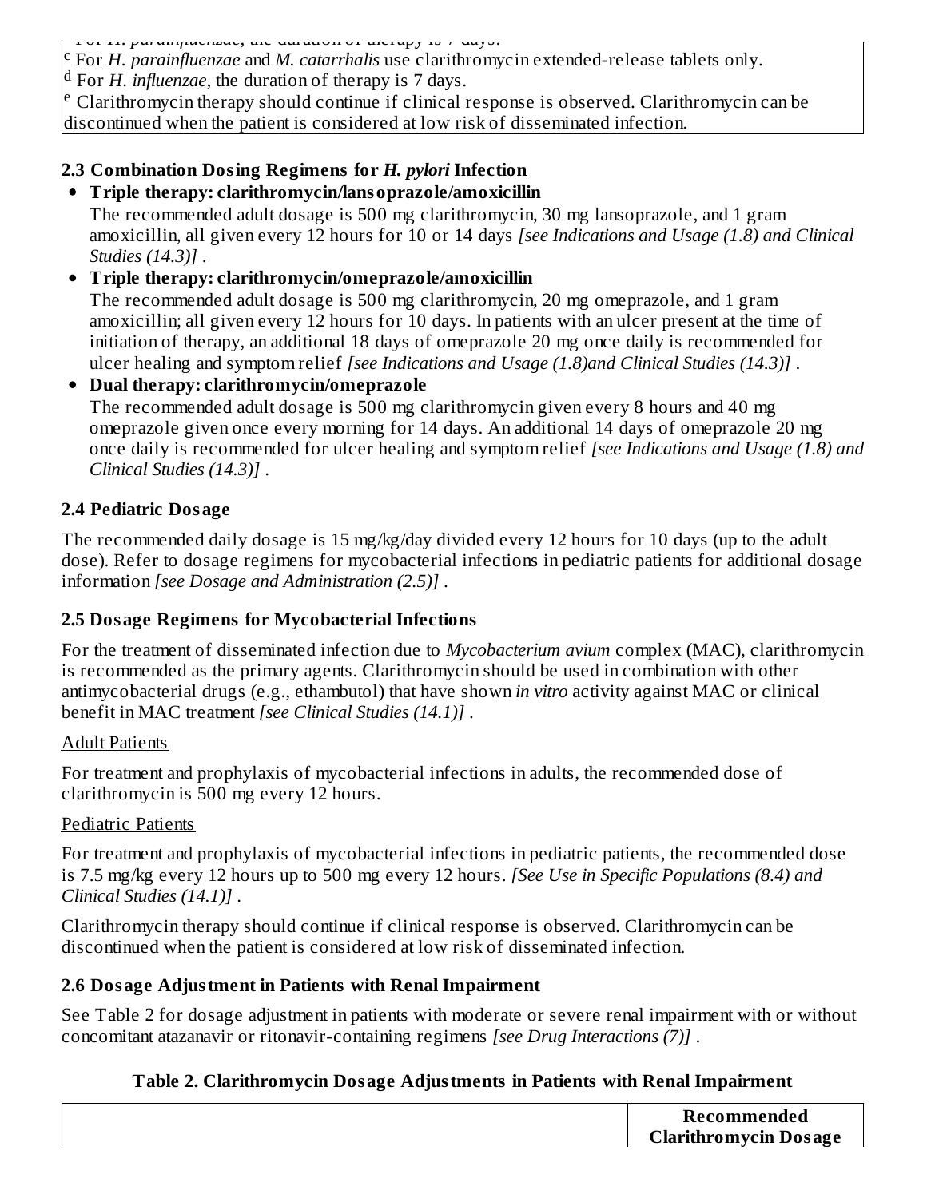[b] For *H. parainfluenzae*, the duration of therapy is 7 days.

[c] For *H. parainfluenzae* and *M. catarrhalis* use clarithromycin extended-release tablets only.

[d] For *H. influenzae*, the duration of therapy is 7 days.

[e] Clarithromycin therapy should continue if clinical response is observed. Clarithromycin can be discontinued when the patient is considered at low risk of disseminated infection.

### 2.3 Combination Dosing Regimens for *H. pylori* Infection

- **Triple therapy: clarithromycin/lansoprazole/amoxicillin**
  The recommended adult dosage is 500 mg clarithromycin, 30 mg lansoprazole, and 1 gram amoxicillin, all given every 12 hours for 10 or 14 days *[see Indications and Usage (1.8) and Clinical Studies (14.3)]* .
- **Triple therapy: clarithromycin/omeprazole/amoxicillin**
  The recommended adult dosage is 500 mg clarithromycin, 20 mg omeprazole, and 1 gram amoxicillin; all given every 12 hours for 10 days. In patients with an ulcer present at the time of initiation of therapy, an additional 18 days of omeprazole 20 mg once daily is recommended for ulcer healing and symptom relief *[see Indications and Usage (1.8)and Clinical Studies (14.3)]* .
- **Dual therapy: clarithromycin/omeprazole**
  The recommended adult dosage is 500 mg clarithromycin given every 8 hours and 40 mg omeprazole given once every morning for 14 days. An additional 14 days of omeprazole 20 mg once daily is recommended for ulcer healing and symptom relief *[see Indications and Usage (1.8) and Clinical Studies (14.3)]* .

### 2.4 Pediatric Dosage

The recommended daily dosage is 15 mg/kg/day divided every 12 hours for 10 days (up to the adult dose). Refer to dosage regimens for mycobacterial infections in pediatric patients for additional dosage information *[see Dosage and Administration (2.5)]* .

### 2.5 Dosage Regimens for Mycobacterial Infections

For the treatment of disseminated infection due to *Mycobacterium avium* complex (MAC), clarithromycin is recommended as the primary agents. Clarithromycin should be used in combination with other antimycobacterial drugs (e.g., ethambutol) that have shown *in vitro* activity against MAC or clinical benefit in MAC treatment *[see Clinical Studies (14.1)]* .

<u>Adult Patients</u>

For treatment and prophylaxis of mycobacterial infections in adults, the recommended dose of clarithromycin is 500 mg every 12 hours.

<u>Pediatric Patients</u>

For treatment and prophylaxis of mycobacterial infections in pediatric patients, the recommended dose is 7.5 mg/kg every 12 hours up to 500 mg every 12 hours. *[See Use in Specific Populations (8.4) and Clinical Studies (14.1)]* .

Clarithromycin therapy should continue if clinical response is observed. Clarithromycin can be discontinued when the patient is considered at low risk of disseminated infection.

### 2.6 Dosage Adjustment in Patients with Renal Impairment

See Table 2 for dosage adjustment in patients with moderate or severe renal impairment with or without concomitant atazanavir or ritonavir-containing regimens *[see Drug Interactions (7)]* .

**Table 2. Clarithromycin Dosage Adjustments in Patients with Renal Impairment**

| | Recommended Clarithromycin Dosage |
|---|---|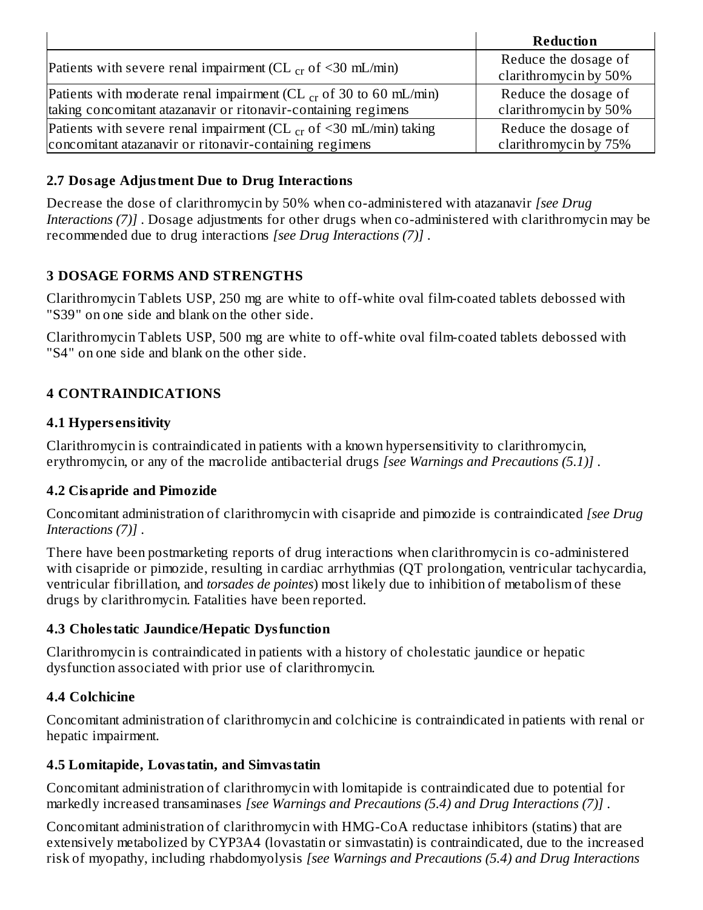| | Reduction |
|---|---|
| Patients with severe renal impairment ($CL_{cr}$ of <30 mL/min) | Reduce the dosage of clarithromycin by 50% |
| Patients with moderate renal impairment ($CL_{cr}$ of 30 to 60 mL/min) taking concomitant atazanavir or ritonavir-containing regimens | Reduce the dosage of clarithromycin by 50% |
| Patients with severe renal impairment ($CL_{cr}$ of <30 mL/min) taking concomitant atazanavir or ritonavir-containing regimens | Reduce the dosage of clarithromycin by 75% |

### 2.7 Dosage Adjustment Due to Drug Interactions

Decrease the dose of clarithromycin by 50% when co-administered with atazanavir *[see Drug Interactions (7)]* . Dosage adjustments for other drugs when co-administered with clarithromycin may be recommended due to drug interactions *[see Drug Interactions (7)]* .

## 3 DOSAGE FORMS AND STRENGTHS

Clarithromycin Tablets USP, 250 mg are white to off-white oval film-coated tablets debossed with "S39" on one side and blank on the other side.

Clarithromycin Tablets USP, 500 mg are white to off-white oval film-coated tablets debossed with "S4" on one side and blank on the other side.

## 4 CONTRAINDICATIONS

### 4.1 Hypersensitivity

Clarithromycin is contraindicated in patients with a known hypersensitivity to clarithromycin, erythromycin, or any of the macrolide antibacterial drugs *[see Warnings and Precautions (5.1)]* .

### 4.2 Cisapride and Pimozide

Concomitant administration of clarithromycin with cisapride and pimozide is contraindicated *[see Drug Interactions (7)]* .

There have been postmarketing reports of drug interactions when clarithromycin is co-administered with cisapride or pimozide, resulting in cardiac arrhythmias (QT prolongation, ventricular tachycardia, ventricular fibrillation, and *torsades de pointes*) most likely due to inhibition of metabolism of these drugs by clarithromycin. Fatalities have been reported.

### 4.3 Cholestatic Jaundice/Hepatic Dysfunction

Clarithromycin is contraindicated in patients with a history of cholestatic jaundice or hepatic dysfunction associated with prior use of clarithromycin.

### 4.4 Colchicine

Concomitant administration of clarithromycin and colchicine is contraindicated in patients with renal or hepatic impairment.

### 4.5 Lomitapide, Lovastatin, and Simvastatin

Concomitant administration of clarithromycin with lomitapide is contraindicated due to potential for markedly increased transaminases *[see Warnings and Precautions (5.4) and Drug Interactions (7)]* .

Concomitant administration of clarithromycin with HMG-CoA reductase inhibitors (statins) that are extensively metabolized by CYP3A4 (lovastatin or simvastatin) is contraindicated, due to the increased risk of myopathy, including rhabdomyolysis *[see Warnings and Precautions (5.4) and Drug Interactions*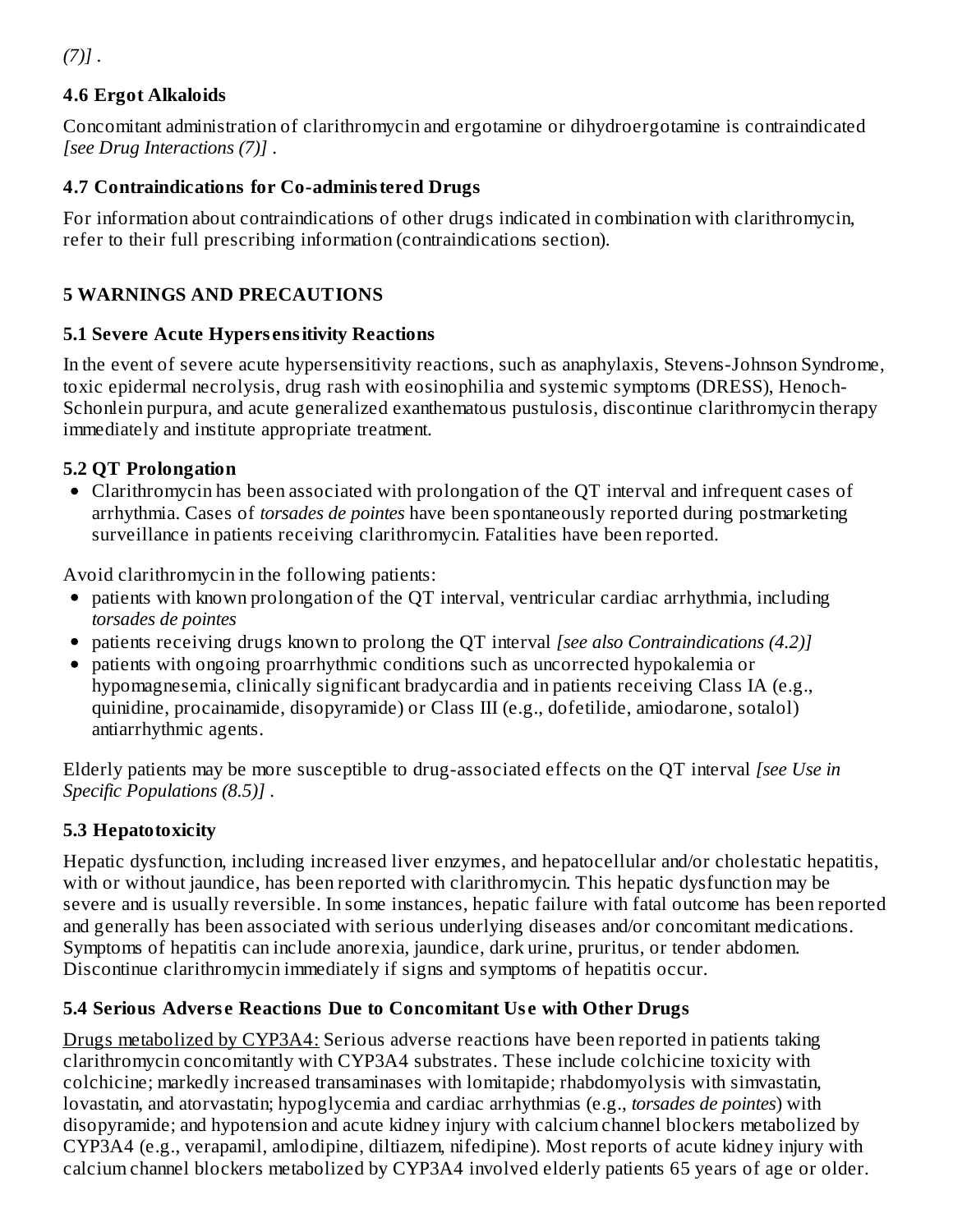*(7)]* .

### 4.6 Ergot Alkaloids

Concomitant administration of clarithromycin and ergotamine or dihydroergotamine is contraindicated *[see Drug Interactions (7)]* .

### 4.7 Contraindications for Co-administered Drugs

For information about contraindications of other drugs indicated in combination with clarithromycin, refer to their full prescribing information (contraindications section).

## 5 WARNINGS AND PRECAUTIONS

### 5.1 Severe Acute Hypersensitivity Reactions

In the event of severe acute hypersensitivity reactions, such as anaphylaxis, Stevens-Johnson Syndrome, toxic epidermal necrolysis, drug rash with eosinophilia and systemic symptoms (DRESS), Henoch-Schonlein purpura, and acute generalized exanthematous pustulosis, discontinue clarithromycin therapy immediately and institute appropriate treatment.

### 5.2 QT Prolongation

- Clarithromycin has been associated with prolongation of the QT interval and infrequent cases of arrhythmia. Cases of *torsades de pointes* have been spontaneously reported during postmarketing surveillance in patients receiving clarithromycin. Fatalities have been reported.

Avoid clarithromycin in the following patients:

- patients with known prolongation of the QT interval, ventricular cardiac arrhythmia, including *torsades de pointes*
- patients receiving drugs known to prolong the QT interval *[see also Contraindications (4.2)]*
- patients with ongoing proarrhythmic conditions such as uncorrected hypokalemia or hypomagnesemia, clinically significant bradycardia and in patients receiving Class IA (e.g., quinidine, procainamide, disopyramide) or Class III (e.g., dofetilide, amiodarone, sotalol) antiarrhythmic agents.

Elderly patients may be more susceptible to drug-associated effects on the QT interval *[see Use in Specific Populations (8.5)]* .

### 5.3 Hepatotoxicity

Hepatic dysfunction, including increased liver enzymes, and hepatocellular and/or cholestatic hepatitis, with or without jaundice, has been reported with clarithromycin. This hepatic dysfunction may be severe and is usually reversible. In some instances, hepatic failure with fatal outcome has been reported and generally has been associated with serious underlying diseases and/or concomitant medications. Symptoms of hepatitis can include anorexia, jaundice, dark urine, pruritus, or tender abdomen. Discontinue clarithromycin immediately if signs and symptoms of hepatitis occur.

### 5.4 Serious Adverse Reactions Due to Concomitant Use with Other Drugs

Drugs metabolized by CYP3A4: Serious adverse reactions have been reported in patients taking clarithromycin concomitantly with CYP3A4 substrates. These include colchicine toxicity with colchicine; markedly increased transaminases with lomitapide; rhabdomyolysis with simvastatin, lovastatin, and atorvastatin; hypoglycemia and cardiac arrhythmias (e.g., *torsades de pointes*) with disopyramide; and hypotension and acute kidney injury with calcium channel blockers metabolized by CYP3A4 (e.g., verapamil, amlodipine, diltiazem, nifedipine). Most reports of acute kidney injury with calcium channel blockers metabolized by CYP3A4 involved elderly patients 65 years of age or older.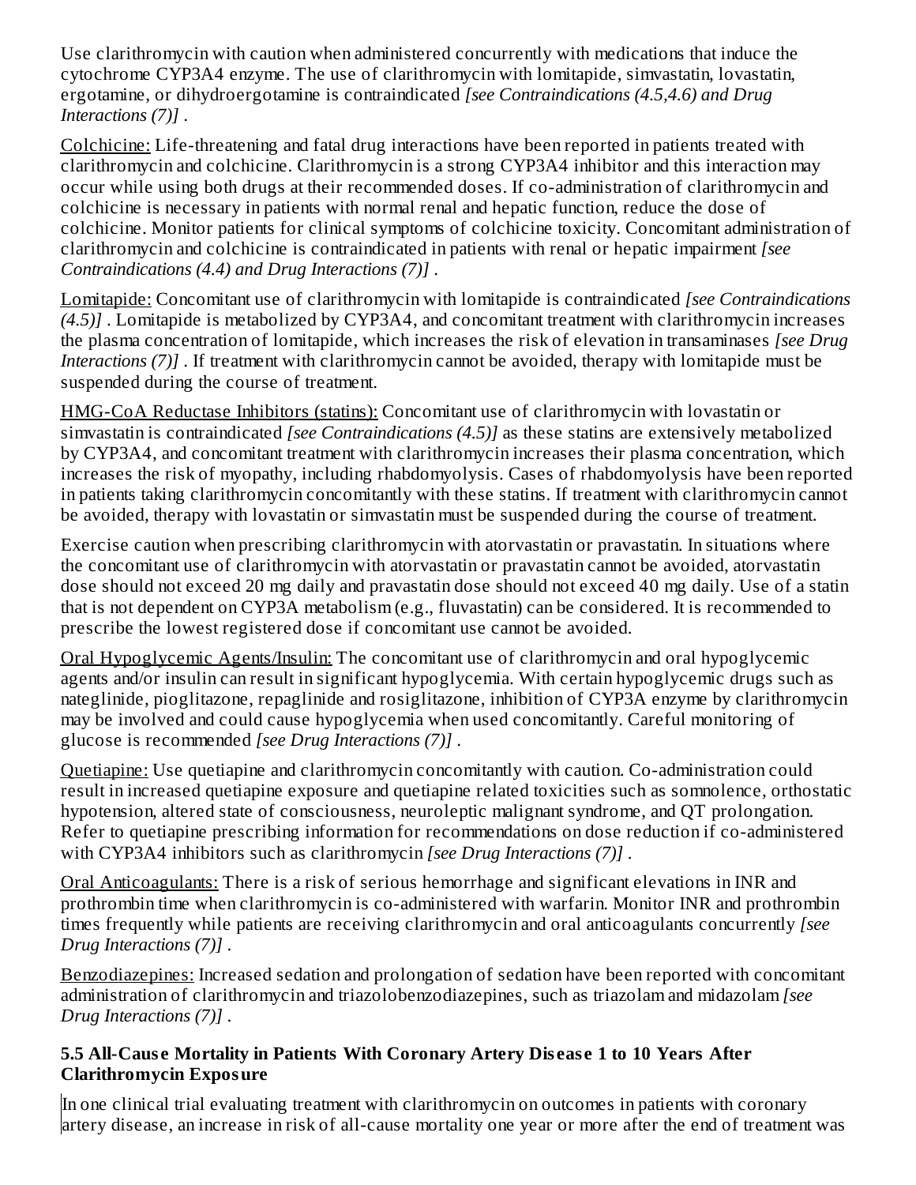Use clarithromycin with caution when administered concurrently with medications that induce the cytochrome CYP3A4 enzyme. The use of clarithromycin with lomitapide, simvastatin, lovastatin, ergotamine, or dihydroergotamine is contraindicated *[see Contraindications (4.5,4.6) and Drug Interactions (7)]* .

Colchicine: Life-threatening and fatal drug interactions have been reported in patients treated with clarithromycin and colchicine. Clarithromycin is a strong CYP3A4 inhibitor and this interaction may occur while using both drugs at their recommended doses. If co-administration of clarithromycin and colchicine is necessary in patients with normal renal and hepatic function, reduce the dose of colchicine. Monitor patients for clinical symptoms of colchicine toxicity. Concomitant administration of clarithromycin and colchicine is contraindicated in patients with renal or hepatic impairment *[see Contraindications (4.4) and Drug Interactions (7)]* .

Lomitapide: Concomitant use of clarithromycin with lomitapide is contraindicated *[see Contraindications (4.5)]* . Lomitapide is metabolized by CYP3A4, and concomitant treatment with clarithromycin increases the plasma concentration of lomitapide, which increases the risk of elevation in transaminases *[see Drug Interactions (7)]* . If treatment with clarithromycin cannot be avoided, therapy with lomitapide must be suspended during the course of treatment.

HMG-CoA Reductase Inhibitors (statins): Concomitant use of clarithromycin with lovastatin or simvastatin is contraindicated *[see Contraindications (4.5)]* as these statins are extensively metabolized by CYP3A4, and concomitant treatment with clarithromycin increases their plasma concentration, which increases the risk of myopathy, including rhabdomyolysis. Cases of rhabdomyolysis have been reported in patients taking clarithromycin concomitantly with these statins. If treatment with clarithromycin cannot be avoided, therapy with lovastatin or simvastatin must be suspended during the course of treatment.

Exercise caution when prescribing clarithromycin with atorvastatin or pravastatin. In situations where the concomitant use of clarithromycin with atorvastatin or pravastatin cannot be avoided, atorvastatin dose should not exceed 20 mg daily and pravastatin dose should not exceed 40 mg daily. Use of a statin that is not dependent on CYP3A metabolism (e.g., fluvastatin) can be considered. It is recommended to prescribe the lowest registered dose if concomitant use cannot be avoided.

Oral Hypoglycemic Agents/Insulin: The concomitant use of clarithromycin and oral hypoglycemic agents and/or insulin can result in significant hypoglycemia. With certain hypoglycemic drugs such as nateglinide, pioglitazone, repaglinide and rosiglitazone, inhibition of CYP3A enzyme by clarithromycin may be involved and could cause hypoglycemia when used concomitantly. Careful monitoring of glucose is recommended *[see Drug Interactions (7)]* .

Quetiapine: Use quetiapine and clarithromycin concomitantly with caution. Co-administration could result in increased quetiapine exposure and quetiapine related toxicities such as somnolence, orthostatic hypotension, altered state of consciousness, neuroleptic malignant syndrome, and QT prolongation. Refer to quetiapine prescribing information for recommendations on dose reduction if co-administered with CYP3A4 inhibitors such as clarithromycin *[see Drug Interactions (7)]* .

Oral Anticoagulants: There is a risk of serious hemorrhage and significant elevations in INR and prothrombin time when clarithromycin is co-administered with warfarin. Monitor INR and prothrombin times frequently while patients are receiving clarithromycin and oral anticoagulants concurrently *[see Drug Interactions (7)]* .

Benzodiazepines: Increased sedation and prolongation of sedation have been reported with concomitant administration of clarithromycin and triazolobenzodiazepines, such as triazolam and midazolam *[see Drug Interactions (7)]* .

### 5.5 All-Cause Mortality in Patients With Coronary Artery Disease 1 to 10 Years After Clarithromycin Exposure

In one clinical trial evaluating treatment with clarithromycin on outcomes in patients with coronary artery disease, an increase in risk of all-cause mortality one year or more after the end of treatment was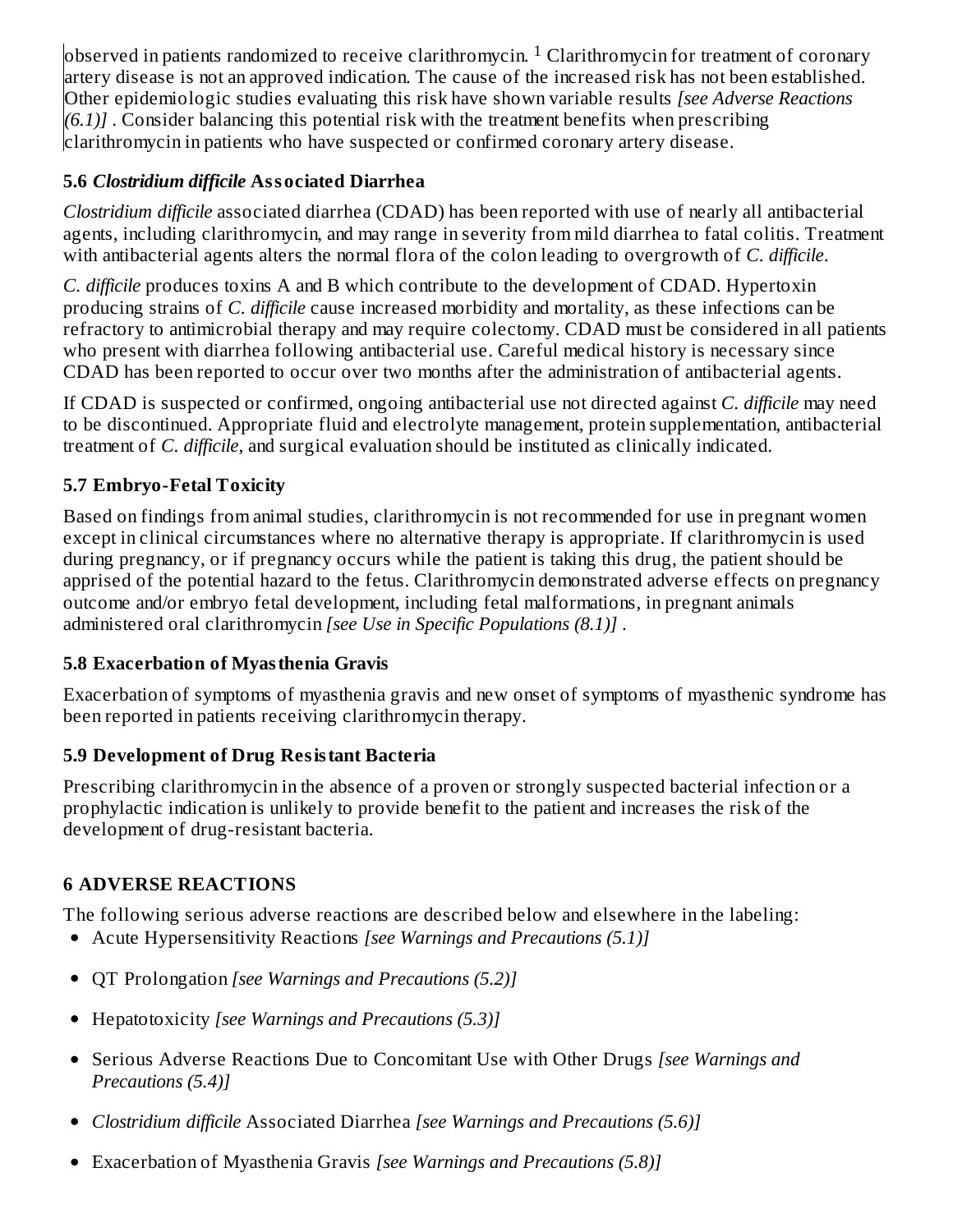observed in patients randomized to receive clarithromycin. [1] Clarithromycin for treatment of coronary artery disease is not an approved indication. The cause of the increased risk has not been established. Other epidemiologic studies evaluating this risk have shown variable results *[see Adverse Reactions (6.1)]* . Consider balancing this potential risk with the treatment benefits when prescribing clarithromycin in patients who have suspected or confirmed coronary artery disease.

### 5.6 *Clostridium difficile* Associated Diarrhea

*Clostridium difficile* associated diarrhea (CDAD) has been reported with use of nearly all antibacterial agents, including clarithromycin, and may range in severity from mild diarrhea to fatal colitis. Treatment with antibacterial agents alters the normal flora of the colon leading to overgrowth of *C. difficile*.

*C. difficile* produces toxins A and B which contribute to the development of CDAD. Hypertoxin producing strains of *C. difficile* cause increased morbidity and mortality, as these infections can be refractory to antimicrobial therapy and may require colectomy. CDAD must be considered in all patients who present with diarrhea following antibacterial use. Careful medical history is necessary since CDAD has been reported to occur over two months after the administration of antibacterial agents.

If CDAD is suspected or confirmed, ongoing antibacterial use not directed against *C. difficile* may need to be discontinued. Appropriate fluid and electrolyte management, protein supplementation, antibacterial treatment of *C. difficile*, and surgical evaluation should be instituted as clinically indicated.

### 5.7 Embryo-Fetal Toxicity

Based on findings from animal studies, clarithromycin is not recommended for use in pregnant women except in clinical circumstances where no alternative therapy is appropriate. If clarithromycin is used during pregnancy, or if pregnancy occurs while the patient is taking this drug, the patient should be apprised of the potential hazard to the fetus. Clarithromycin demonstrated adverse effects on pregnancy outcome and/or embryo fetal development, including fetal malformations, in pregnant animals administered oral clarithromycin *[see Use in Specific Populations (8.1)]* .

### 5.8 Exacerbation of Myasthenia Gravis

Exacerbation of symptoms of myasthenia gravis and new onset of symptoms of myasthenic syndrome has been reported in patients receiving clarithromycin therapy.

### 5.9 Development of Drug Resistant Bacteria

Prescribing clarithromycin in the absence of a proven or strongly suspected bacterial infection or a prophylactic indication is unlikely to provide benefit to the patient and increases the risk of the development of drug-resistant bacteria.

## 6 ADVERSE REACTIONS

The following serious adverse reactions are described below and elsewhere in the labeling:

- Acute Hypersensitivity Reactions *[see Warnings and Precautions (5.1)]*
- QT Prolongation *[see Warnings and Precautions (5.2)]*
- Hepatotoxicity *[see Warnings and Precautions (5.3)]*
- Serious Adverse Reactions Due to Concomitant Use with Other Drugs *[see Warnings and Precautions (5.4)]*
- *Clostridium difficile* Associated Diarrhea *[see Warnings and Precautions (5.6)]*
- Exacerbation of Myasthenia Gravis *[see Warnings and Precautions (5.8)]*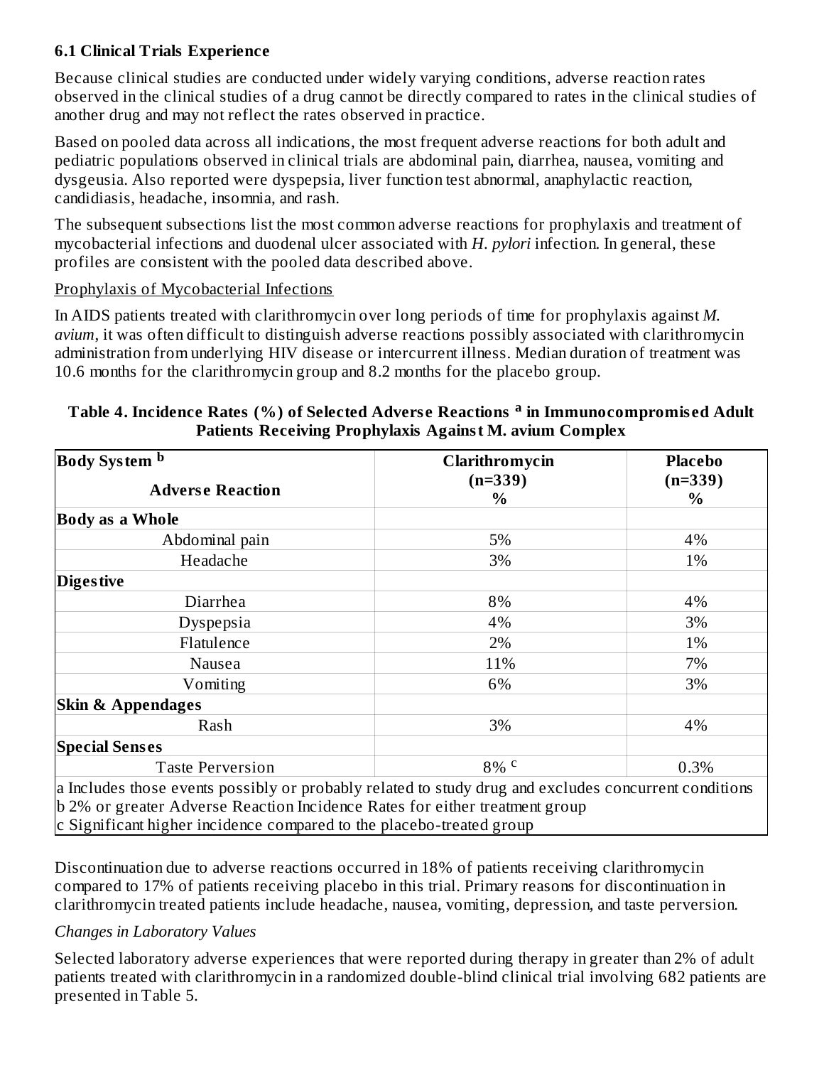### 6.1 Clinical Trials Experience

Because clinical studies are conducted under widely varying conditions, adverse reaction rates observed in the clinical studies of a drug cannot be directly compared to rates in the clinical studies of another drug and may not reflect the rates observed in practice.

Based on pooled data across all indications, the most frequent adverse reactions for both adult and pediatric populations observed in clinical trials are abdominal pain, diarrhea, nausea, vomiting and dysgeusia. Also reported were dyspepsia, liver function test abnormal, anaphylactic reaction, candidiasis, headache, insomnia, and rash.

The subsequent subsections list the most common adverse reactions for prophylaxis and treatment of mycobacterial infections and duodenal ulcer associated with *H. pylori* infection. In general, these profiles are consistent with the pooled data described above.

Prophylaxis of Mycobacterial Infections

In AIDS patients treated with clarithromycin over long periods of time for prophylaxis against *M. avium*, it was often difficult to distinguish adverse reactions possibly associated with clarithromycin administration from underlying HIV disease or intercurrent illness. Median duration of treatment was 10.6 months for the clarithromycin group and 8.2 months for the placebo group.

**Table 4. Incidence Rates (%) of Selected Adverse Reactions [a] in Immunocompromised Adult Patients Receiving Prophylaxis Against M. avium Complex**

| Body System [b]<br>Adverse Reaction | Clarithromycin (n=339) % | Placebo (n=339) % |
|---|---|---|
| **Body as a Whole** | | |
| Abdominal pain | 5% | 4% |
| Headache | 3% | 1% |
| **Digestive** | | |
| Diarrhea | 8% | 4% |
| Dyspepsia | 4% | 3% |
| Flatulence | 2% | 1% |
| Nausea | 11% | 7% |
| Vomiting | 6% | 3% |
| **Skin & Appendages** | | |
| Rash | 3% | 4% |
| **Special Senses** | | |
| Taste Perversion | 8% [c] | 0.3% |

a Includes those events possibly or probably related to study drug and excludes concurrent conditions
b 2% or greater Adverse Reaction Incidence Rates for either treatment group
c Significant higher incidence compared to the placebo-treated group

Discontinuation due to adverse reactions occurred in 18% of patients receiving clarithromycin compared to 17% of patients receiving placebo in this trial. Primary reasons for discontinuation in clarithromycin treated patients include headache, nausea, vomiting, depression, and taste perversion.

*Changes in Laboratory Values*

Selected laboratory adverse experiences that were reported during therapy in greater than 2% of adult patients treated with clarithromycin in a randomized double-blind clinical trial involving 682 patients are presented in Table 5.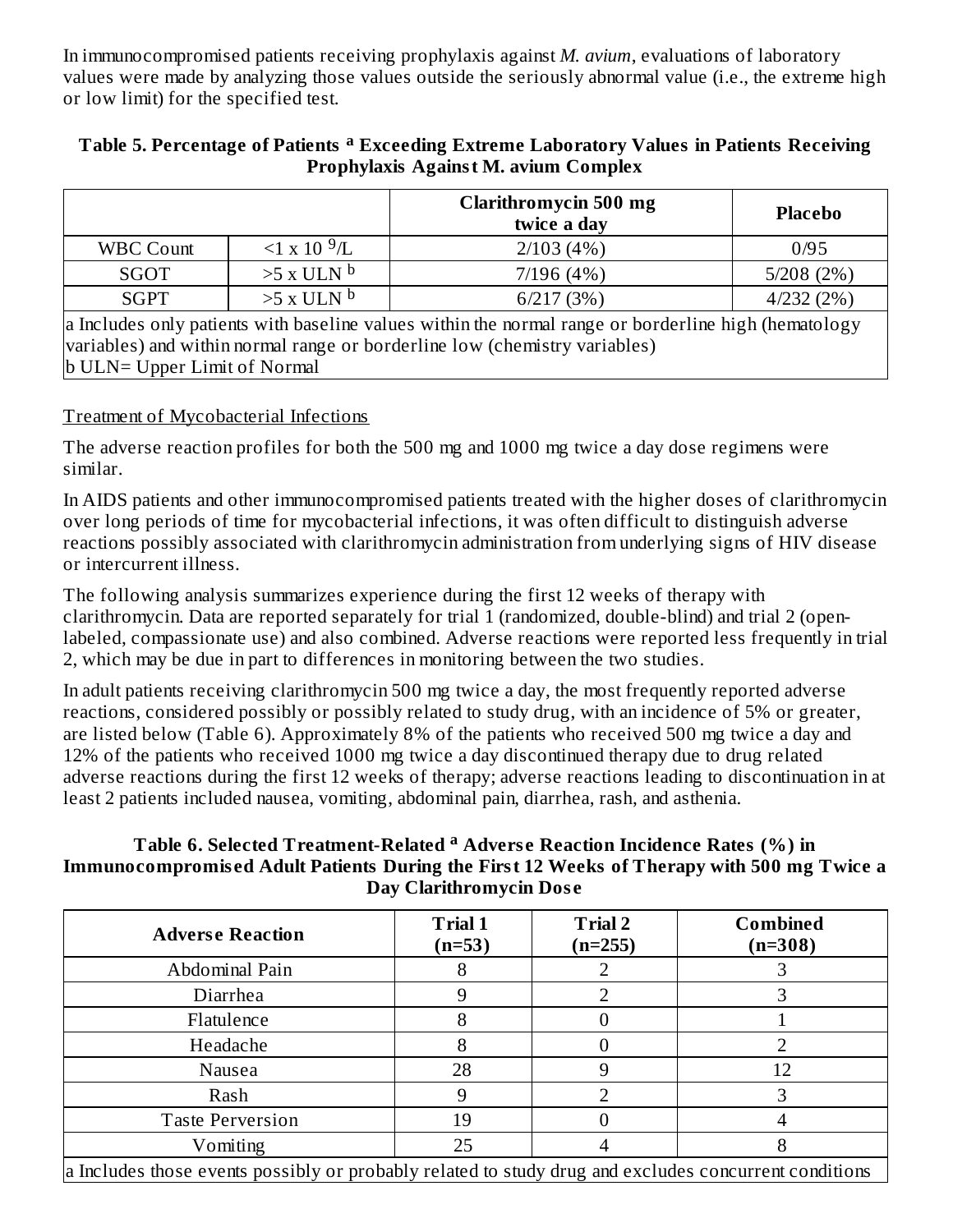In immunocompromised patients receiving prophylaxis against *M. avium*, evaluations of laboratory values were made by analyzing those values outside the seriously abnormal value (i.e., the extreme high or low limit) for the specified test.

**Table 5. Percentage of Patients [a] Exceeding Extreme Laboratory Values in Patients Receiving Prophylaxis Against M. avium Complex**

| | | Clarithromycin 500 mg twice a day | Placebo |
|---|---|---|---|
| WBC Count | $<1 \times 10^{9}$/L | 2/103 (4%) | 0/95 |
| SGOT | >5 x ULN [b] | 7/196 (4%) | 5/208 (2%) |
| SGPT | >5 x ULN [b] | 6/217 (3%) | 4/232 (2%) |

a Includes only patients with baseline values within the normal range or borderline high (hematology variables) and within normal range or borderline low (chemistry variables)
b ULN= Upper Limit of Normal

Treatment of Mycobacterial Infections

The adverse reaction profiles for both the 500 mg and 1000 mg twice a day dose regimens were similar.

In AIDS patients and other immunocompromised patients treated with the higher doses of clarithromycin over long periods of time for mycobacterial infections, it was often difficult to distinguish adverse reactions possibly associated with clarithromycin administration from underlying signs of HIV disease or intercurrent illness.

The following analysis summarizes experience during the first 12 weeks of therapy with clarithromycin. Data are reported separately for trial 1 (randomized, double-blind) and trial 2 (open-labeled, compassionate use) and also combined. Adverse reactions were reported less frequently in trial 2, which may be due in part to differences in monitoring between the two studies.

In adult patients receiving clarithromycin 500 mg twice a day, the most frequently reported adverse reactions, considered possibly or possibly related to study drug, with an incidence of 5% or greater, are listed below (Table 6). Approximately 8% of the patients who received 500 mg twice a day and 12% of the patients who received 1000 mg twice a day discontinued therapy due to drug related adverse reactions during the first 12 weeks of therapy; adverse reactions leading to discontinuation in at least 2 patients included nausea, vomiting, abdominal pain, diarrhea, rash, and asthenia.

**Table 6. Selected Treatment-Related [a] Adverse Reaction Incidence Rates (%) in Immunocompromised Adult Patients During the First 12 Weeks of Therapy with 500 mg Twice a Day Clarithromycin Dose**

| Adverse Reaction | Trial 1 (n=53) | Trial 2 (n=255) | Combined (n=308) |
|---|---|---|---|
| Abdominal Pain | 8 | 2 | 3 |
| Diarrhea | 9 | 2 | 3 |
| Flatulence | 8 | 0 | 1 |
| Headache | 8 | 0 | 2 |
| Nausea | 28 | 9 | 12 |
| Rash | 9 | 2 | 3 |
| Taste Perversion | 19 | 0 | 4 |
| Vomiting | 25 | 4 | 8 |

a Includes those events possibly or probably related to study drug and excludes concurrent conditions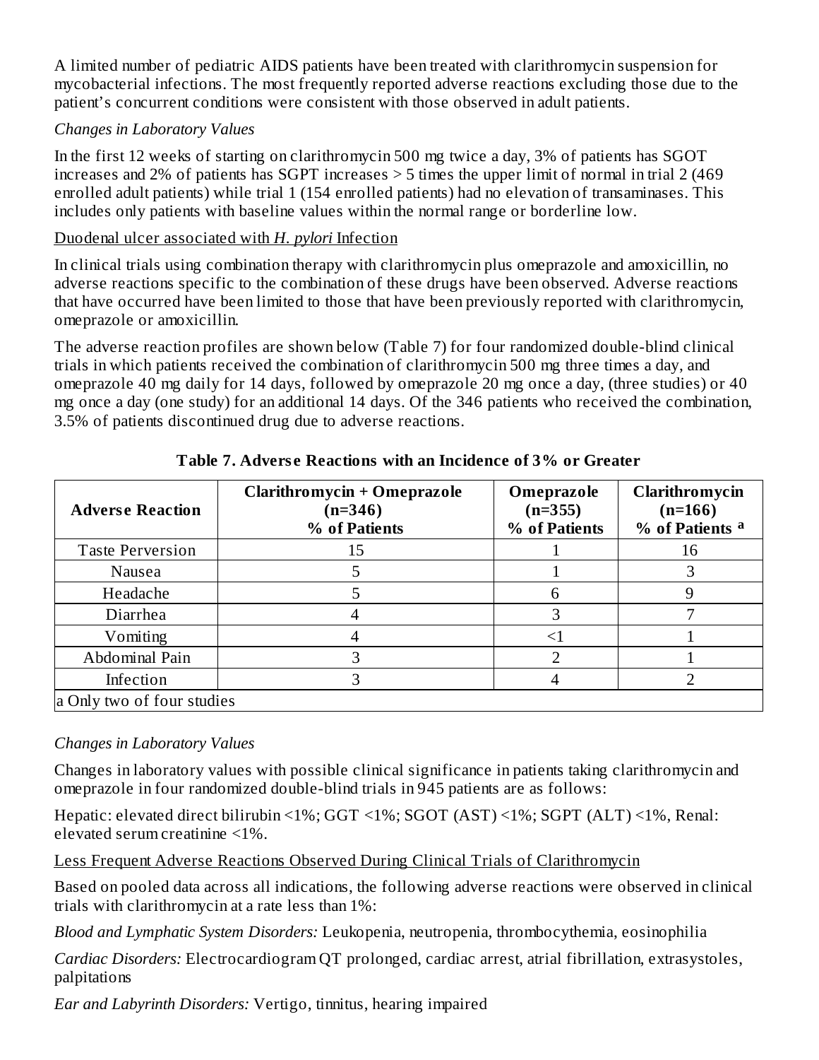A limited number of pediatric AIDS patients have been treated with clarithromycin suspension for mycobacterial infections. The most frequently reported adverse reactions excluding those due to the patient's concurrent conditions were consistent with those observed in adult patients.

*Changes in Laboratory Values*

In the first 12 weeks of starting on clarithromycin 500 mg twice a day, 3% of patients has SGOT increases and 2% of patients has SGPT increases > 5 times the upper limit of normal in trial 2 (469 enrolled adult patients) while trial 1 (154 enrolled patients) had no elevation of transaminases. This includes only patients with baseline values within the normal range or borderline low.

Duodenal ulcer associated with *H. pylori* Infection

In clinical trials using combination therapy with clarithromycin plus omeprazole and amoxicillin, no adverse reactions specific to the combination of these drugs have been observed. Adverse reactions that have occurred have been limited to those that have been previously reported with clarithromycin, omeprazole or amoxicillin.

The adverse reaction profiles are shown below (Table 7) for four randomized double-blind clinical trials in which patients received the combination of clarithromycin 500 mg three times a day, and omeprazole 40 mg daily for 14 days, followed by omeprazole 20 mg once a day, (three studies) or 40 mg once a day (one study) for an additional 14 days. Of the 346 patients who received the combination, 3.5% of patients discontinued drug due to adverse reactions.

**Table 7. Adverse Reactions with an Incidence of 3% or Greater**

| Adverse Reaction | Clarithromycin + Omeprazole (n=346) % of Patients | Omeprazole (n=355) % of Patients | Clarithromycin (n=166) % of Patients [a] |
|---|---|---|---|
| Taste Perversion | 15 | 1 | 16 |
| Nausea | 5 | 1 | 3 |
| Headache | 5 | 6 | 9 |
| Diarrhea | 4 | 3 | 7 |
| Vomiting | 4 | <1 | 1 |
| Abdominal Pain | 3 | 2 | 1 |
| Infection | 3 | 4 | 2 |
| a Only two of four studies | | | |

*Changes in Laboratory Values*

Changes in laboratory values with possible clinical significance in patients taking clarithromycin and omeprazole in four randomized double-blind trials in 945 patients are as follows:

Hepatic: elevated direct bilirubin <1%; GGT <1%; SGOT (AST) <1%; SGPT (ALT) <1%, Renal: elevated serum creatinine <1%.

Less Frequent Adverse Reactions Observed During Clinical Trials of Clarithromycin

Based on pooled data across all indications, the following adverse reactions were observed in clinical trials with clarithromycin at a rate less than 1%:

*Blood and Lymphatic System Disorders:* Leukopenia, neutropenia, thrombocythemia, eosinophilia

*Cardiac Disorders:* Electrocardiogram QT prolonged, cardiac arrest, atrial fibrillation, extrasystoles, palpitations

*Ear and Labyrinth Disorders:* Vertigo, tinnitus, hearing impaired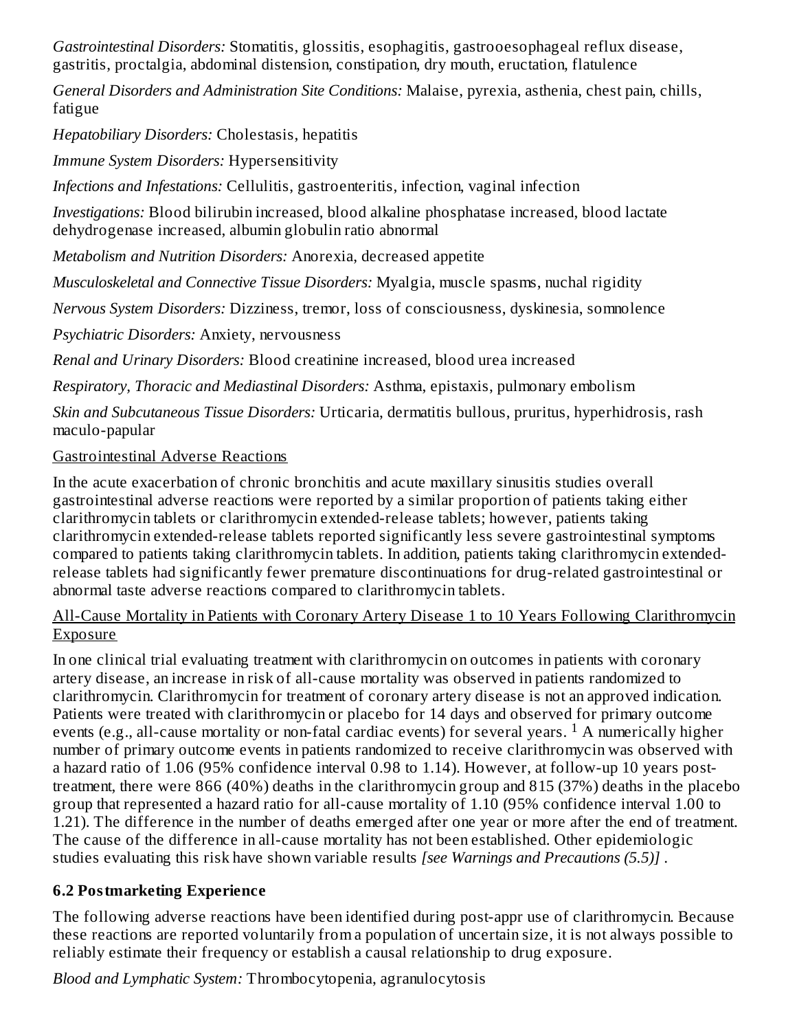*Gastrointestinal Disorders:* Stomatitis, glossitis, esophagitis, gastrooesophageal reflux disease, gastritis, proctalgia, abdominal distension, constipation, dry mouth, eructation, flatulence

*General Disorders and Administration Site Conditions:* Malaise, pyrexia, asthenia, chest pain, chills, fatigue

*Hepatobiliary Disorders:* Cholestasis, hepatitis

*Immune System Disorders:* Hypersensitivity

*Infections and Infestations:* Cellulitis, gastroenteritis, infection, vaginal infection

*Investigations:* Blood bilirubin increased, blood alkaline phosphatase increased, blood lactate dehydrogenase increased, albumin globulin ratio abnormal

*Metabolism and Nutrition Disorders:* Anorexia, decreased appetite

*Musculoskeletal and Connective Tissue Disorders:* Myalgia, muscle spasms, nuchal rigidity

*Nervous System Disorders:* Dizziness, tremor, loss of consciousness, dyskinesia, somnolence

*Psychiatric Disorders:* Anxiety, nervousness

*Renal and Urinary Disorders:* Blood creatinine increased, blood urea increased

*Respiratory, Thoracic and Mediastinal Disorders:* Asthma, epistaxis, pulmonary embolism

*Skin and Subcutaneous Tissue Disorders:* Urticaria, dermatitis bullous, pruritus, hyperhidrosis, rash maculo-papular

<u>Gastrointestinal Adverse Reactions</u>

In the acute exacerbation of chronic bronchitis and acute maxillary sinusitis studies overall gastrointestinal adverse reactions were reported by a similar proportion of patients taking either clarithromycin tablets or clarithromycin extended-release tablets; however, patients taking clarithromycin extended-release tablets reported significantly less severe gastrointestinal symptoms compared to patients taking clarithromycin tablets. In addition, patients taking clarithromycin extended-release tablets had significantly fewer premature discontinuations for drug-related gastrointestinal or abnormal taste adverse reactions compared to clarithromycin tablets.

<u>All-Cause Mortality in Patients with Coronary Artery Disease 1 to 10 Years Following Clarithromycin Exposure</u>

In one clinical trial evaluating treatment with clarithromycin on outcomes in patients with coronary artery disease, an increase in risk of all-cause mortality was observed in patients randomized to clarithromycin. Clarithromycin for treatment of coronary artery disease is not an approved indication. Patients were treated with clarithromycin or placebo for 14 days and observed for primary outcome events (e.g., all-cause mortality or non-fatal cardiac events) for several years. [1] A numerically higher number of primary outcome events in patients randomized to receive clarithromycin was observed with a hazard ratio of 1.06 (95% confidence interval 0.98 to 1.14). However, at follow-up 10 years post-treatment, there were 866 (40%) deaths in the clarithromycin group and 815 (37%) deaths in the placebo group that represented a hazard ratio for all-cause mortality of 1.10 (95% confidence interval 1.00 to 1.21). The difference in the number of deaths emerged after one year or more after the end of treatment. The cause of the difference in all-cause mortality has not been established. Other epidemiologic studies evaluating this risk have shown variable results *[see Warnings and Precautions (5.5)]* .

## 6.2 Postmarketing Experience

The following adverse reactions have been identified during post-appr use of clarithromycin. Because these reactions are reported voluntarily from a population of uncertain size, it is not always possible to reliably estimate their frequency or establish a causal relationship to drug exposure.

*Blood and Lymphatic System:* Thrombocytopenia, agranulocytosis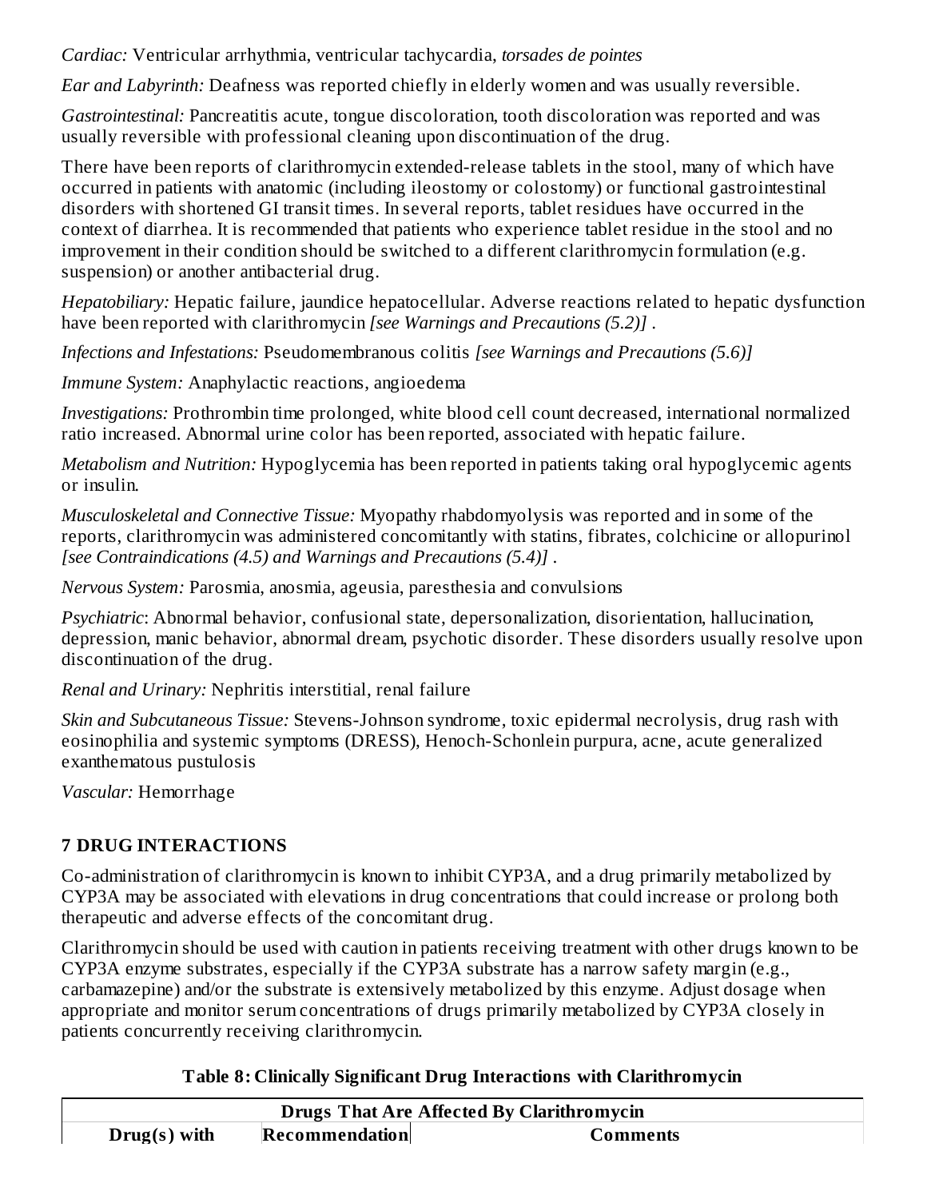*Cardiac:* Ventricular arrhythmia, ventricular tachycardia, *torsades de pointes*

*Ear and Labyrinth:* Deafness was reported chiefly in elderly women and was usually reversible.

*Gastrointestinal:* Pancreatitis acute, tongue discoloration, tooth discoloration was reported and was usually reversible with professional cleaning upon discontinuation of the drug.

There have been reports of clarithromycin extended-release tablets in the stool, many of which have occurred in patients with anatomic (including ileostomy or colostomy) or functional gastrointestinal disorders with shortened GI transit times. In several reports, tablet residues have occurred in the context of diarrhea. It is recommended that patients who experience tablet residue in the stool and no improvement in their condition should be switched to a different clarithromycin formulation (e.g. suspension) or another antibacterial drug.

*Hepatobiliary:* Hepatic failure, jaundice hepatocellular. Adverse reactions related to hepatic dysfunction have been reported with clarithromycin *[see Warnings and Precautions (5.2)]* .

*Infections and Infestations:* Pseudomembranous colitis *[see Warnings and Precautions (5.6)]*

*Immune System:* Anaphylactic reactions, angioedema

*Investigations:* Prothrombin time prolonged, white blood cell count decreased, international normalized ratio increased. Abnormal urine color has been reported, associated with hepatic failure.

*Metabolism and Nutrition:* Hypoglycemia has been reported in patients taking oral hypoglycemic agents or insulin.

*Musculoskeletal and Connective Tissue:* Myopathy rhabdomyolysis was reported and in some of the reports, clarithromycin was administered concomitantly with statins, fibrates, colchicine or allopurinol *[see Contraindications (4.5) and Warnings and Precautions (5.4)]* .

*Nervous System:* Parosmia, anosmia, ageusia, paresthesia and convulsions

*Psychiatric*: Abnormal behavior, confusional state, depersonalization, disorientation, hallucination, depression, manic behavior, abnormal dream, psychotic disorder. These disorders usually resolve upon discontinuation of the drug.

*Renal and Urinary:* Nephritis interstitial, renal failure

*Skin and Subcutaneous Tissue:* Stevens-Johnson syndrome, toxic epidermal necrolysis, drug rash with eosinophilia and systemic symptoms (DRESS), Henoch-Schonlein purpura, acne, acute generalized exanthematous pustulosis

*Vascular:* Hemorrhage

## 7 DRUG INTERACTIONS

Co-administration of clarithromycin is known to inhibit CYP3A, and a drug primarily metabolized by CYP3A may be associated with elevations in drug concentrations that could increase or prolong both therapeutic and adverse effects of the concomitant drug.

Clarithromycin should be used with caution in patients receiving treatment with other drugs known to be CYP3A enzyme substrates, especially if the CYP3A substrate has a narrow safety margin (e.g., carbamazepine) and/or the substrate is extensively metabolized by this enzyme. Adjust dosage when appropriate and monitor serum concentrations of drugs primarily metabolized by CYP3A closely in patients concurrently receiving clarithromycin.

**Table 8: Clinically Significant Drug Interactions with Clarithromycin**

| **Drugs That Are Affected By Clarithromycin** | | |
|---|---|---|
| **Drug(s) with** | **Recommendation** | **Comments** |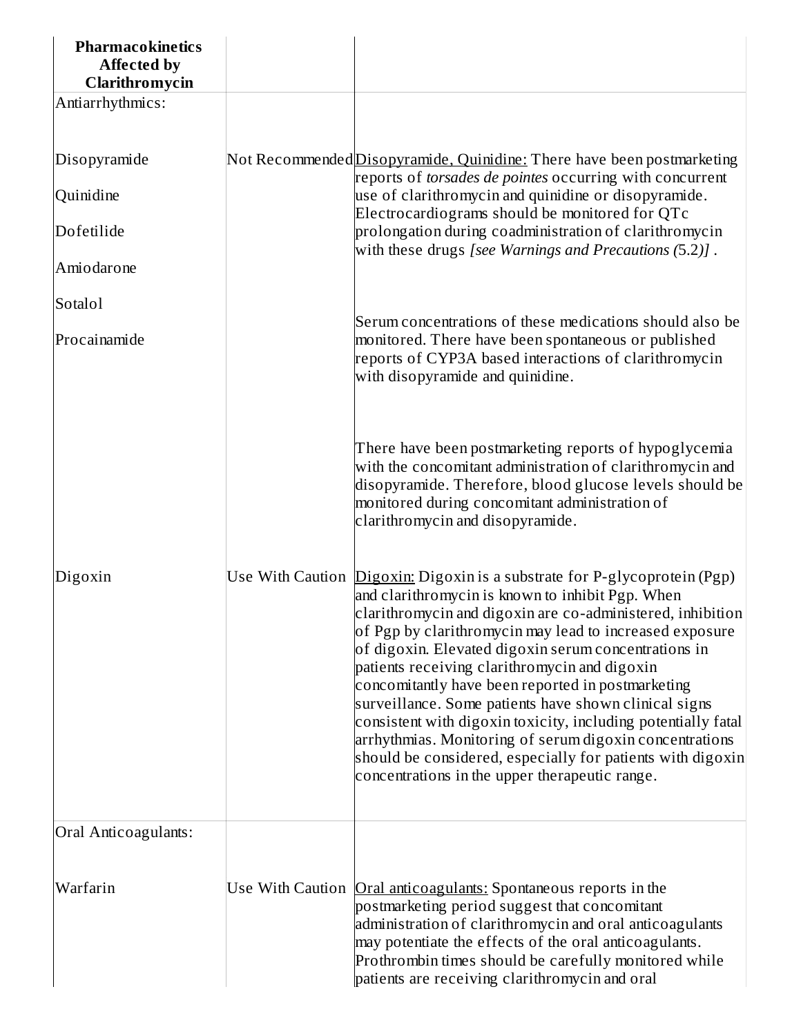| Pharmacokinetics Affected by Clarithromycin | | |
|---|---|---|
| Antiarrhythmics: | | |
| Disopyramide<br>Quinidine<br>Dofetilide<br>Amiodarone<br>Sotalol<br>Procainamide | Not Recommended | Disopyramide, Quinidine: There have been postmarketing reports of *torsades de pointes* occurring with concurrent use of clarithromycin and quinidine or disopyramide. Electrocardiograms should be monitored for QTc prolongation during coadministration of clarithromycin with these drugs *[see Warnings and Precautions (*5.2*)]* .<br><br>Serum concentrations of these medications should also be monitored. There have been spontaneous or published reports of CYP3A based interactions of clarithromycin with disopyramide and quinidine.<br><br>There have been postmarketing reports of hypoglycemia with the concomitant administration of clarithromycin and disopyramide. Therefore, blood glucose levels should be monitored during concomitant administration of clarithromycin and disopyramide. |
| Digoxin | Use With Caution | Digoxin: Digoxin is a substrate for P-glycoprotein (Pgp) and clarithromycin is known to inhibit Pgp. When clarithromycin and digoxin are co-administered, inhibition of Pgp by clarithromycin may lead to increased exposure of digoxin. Elevated digoxin serum concentrations in patients receiving clarithromycin and digoxin concomitantly have been reported in postmarketing surveillance. Some patients have shown clinical signs consistent with digoxin toxicity, including potentially fatal arrhythmias. Monitoring of serum digoxin concentrations should be considered, especially for patients with digoxin concentrations in the upper therapeutic range. |
| Oral Anticoagulants: | | |
| Warfarin | Use With Caution | Oral anticoagulants: Spontaneous reports in the postmarketing period suggest that concomitant administration of clarithromycin and oral anticoagulants may potentiate the effects of the oral anticoagulants. Prothrombin times should be carefully monitored while patients are receiving clarithromycin and oral |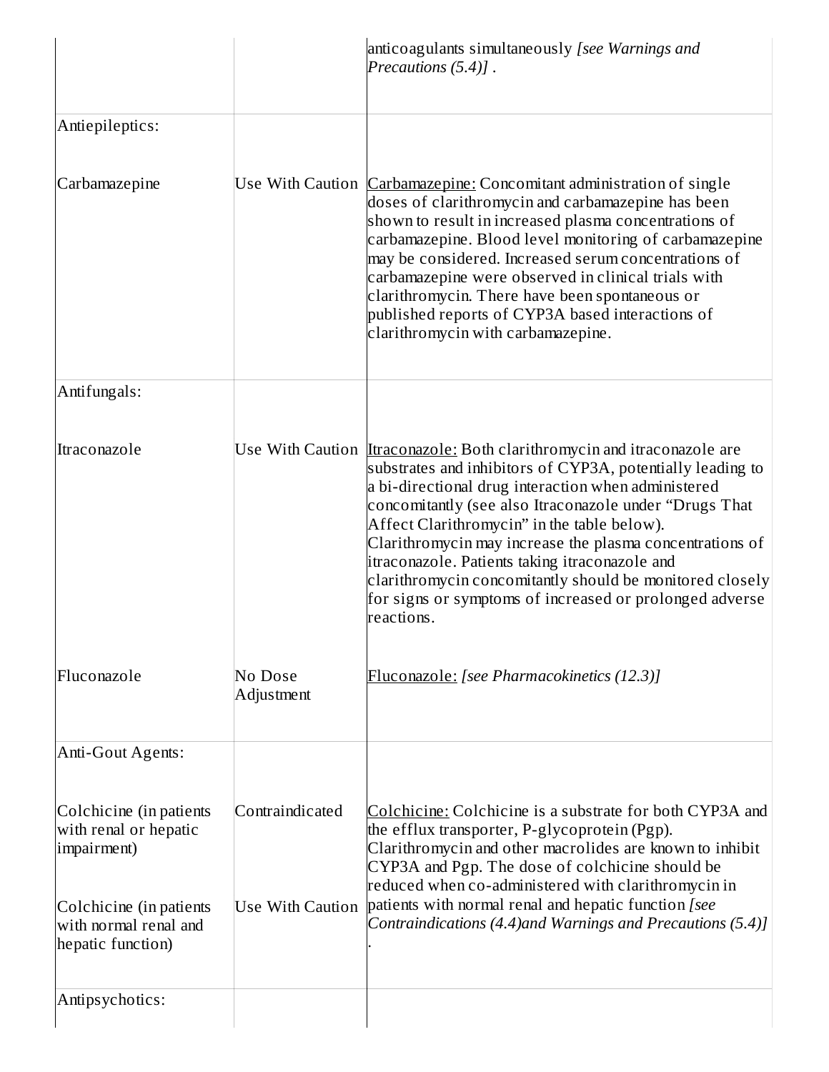| | | |
|---|---|---|
| | | anticoagulants simultaneously *[see Warnings and Precautions (5.4)]* . |
| Antiepileptics: | | |
| Carbamazepine | Use With Caution | Carbamazepine: Concomitant administration of single doses of clarithromycin and carbamazepine has been shown to result in increased plasma concentrations of carbamazepine. Blood level monitoring of carbamazepine may be considered. Increased serum concentrations of carbamazepine were observed in clinical trials with clarithromycin. There have been spontaneous or published reports of CYP3A based interactions of clarithromycin with carbamazepine. |
| Antifungals: | | |
| Itraconazole | Use With Caution | Itraconazole: Both clarithromycin and itraconazole are substrates and inhibitors of CYP3A, potentially leading to a bi-directional drug interaction when administered concomitantly (see also Itraconazole under "Drugs That Affect Clarithromycin" in the table below). Clarithromycin may increase the plasma concentrations of itraconazole. Patients taking itraconazole and clarithromycin concomitantly should be monitored closely for signs or symptoms of increased or prolonged adverse reactions. |
| Fluconazole | No Dose Adjustment | Fluconazole: *[see Pharmacokinetics (12.3)]* |
| Anti-Gout Agents: | | |
| Colchicine (in patients with renal or hepatic impairment) | Contraindicated | Colchicine: Colchicine is a substrate for both CYP3A and the efflux transporter, P-glycoprotein (Pgp). Clarithromycin and other macrolides are known to inhibit CYP3A and Pgp. The dose of colchicine should be reduced when co-administered with clarithromycin in patients with normal renal and hepatic function *[see Contraindications (4.4)and Warnings and Precautions (5.4)]* . |
| Colchicine (in patients with normal renal and hepatic function) | Use With Caution | |
| Antipsychotics: | | |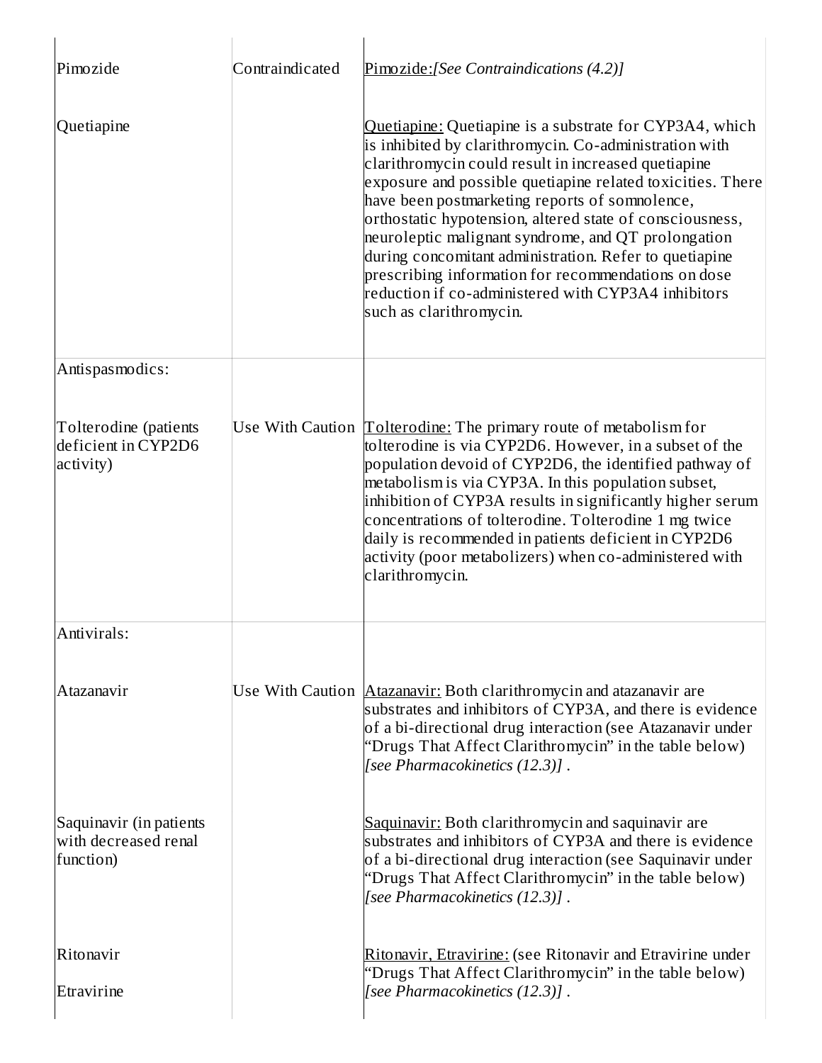| | | |
|---|---|---|
| Pimozide | Contraindicated | Pimozide:*[See Contraindications (4.2)]* |
| Quetiapine | | Quetiapine: Quetiapine is a substrate for CYP3A4, which is inhibited by clarithromycin. Co-administration with clarithromycin could result in increased quetiapine exposure and possible quetiapine related toxicities. There have been postmarketing reports of somnolence, orthostatic hypotension, altered state of consciousness, neuroleptic malignant syndrome, and QT prolongation during concomitant administration. Refer to quetiapine prescribing information for recommendations on dose reduction if co-administered with CYP3A4 inhibitors such as clarithromycin. |
| Antispasmodics: | | |
| Tolterodine (patients deficient in CYP2D6 activity) | Use With Caution | Tolterodine: The primary route of metabolism for tolterodine is via CYP2D6. However, in a subset of the population devoid of CYP2D6, the identified pathway of metabolism is via CYP3A. In this population subset, inhibition of CYP3A results in significantly higher serum concentrations of tolterodine. Tolterodine 1 mg twice daily is recommended in patients deficient in CYP2D6 activity (poor metabolizers) when co-administered with clarithromycin. |
| Antivirals: | | |
| Atazanavir | Use With Caution | Atazanavir: Both clarithromycin and atazanavir are substrates and inhibitors of CYP3A, and there is evidence of a bi-directional drug interaction (see Atazanavir under "Drugs That Affect Clarithromycin" in the table below) *[see Pharmacokinetics (12.3)]* . |
| Saquinavir (in patients with decreased renal function) | | Saquinavir: Both clarithromycin and saquinavir are substrates and inhibitors of CYP3A and there is evidence of a bi-directional drug interaction (see Saquinavir under "Drugs That Affect Clarithromycin" in the table below) *[see Pharmacokinetics (12.3)]* . |
| Ritonavir<br>Etravirine | | Ritonavir, Etravirine: (see Ritonavir and Etravirine under "Drugs That Affect Clarithromycin" in the table below) *[see Pharmacokinetics (12.3)]* . |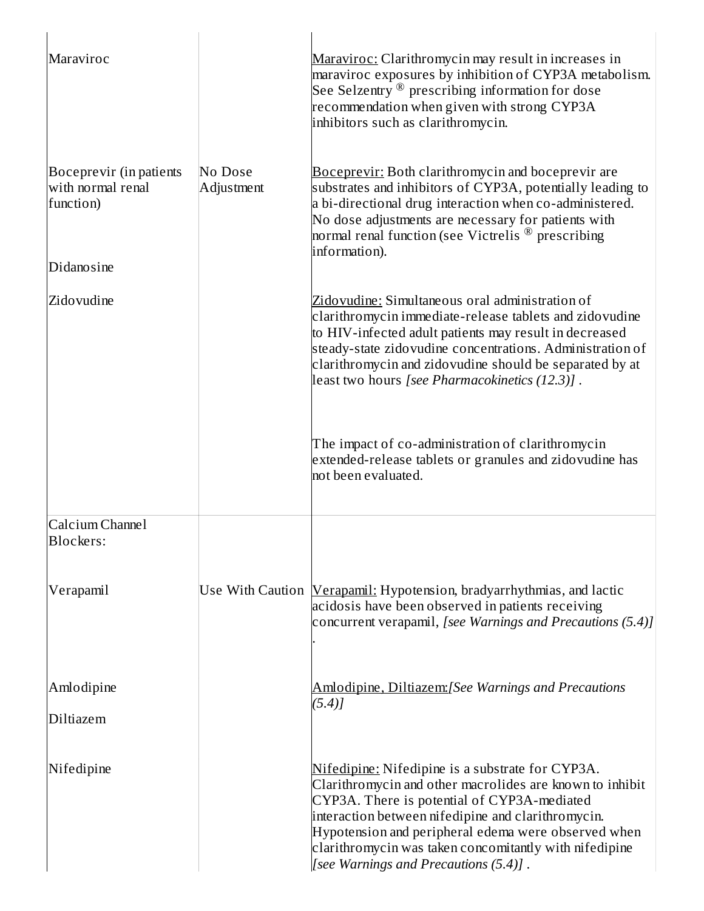| | | |
|---|---|---|
| Maraviroc | | Maraviroc: Clarithromycin may result in increases in maraviroc exposures by inhibition of CYP3A metabolism. See Selzentry ® prescribing information for dose recommendation when given with strong CYP3A inhibitors such as clarithromycin. |
| Boceprevir (in patients with normal renal function) | No Dose Adjustment | Boceprevir: Both clarithromycin and boceprevir are substrates and inhibitors of CYP3A, potentially leading to a bi-directional drug interaction when co-administered. No dose adjustments are necessary for patients with normal renal function (see Victrelis ® prescribing information). |
| Didanosine | | |
| Zidovudine | | Zidovudine: Simultaneous oral administration of clarithromycin immediate-release tablets and zidovudine to HIV-infected adult patients may result in decreased steady-state zidovudine concentrations. Administration of clarithromycin and zidovudine should be separated by at least two hours *[see Pharmacokinetics (12.3)]* .<br><br>The impact of co-administration of clarithromycin extended-release tablets or granules and zidovudine has not been evaluated. |
| Calcium Channel Blockers: | | |
| Verapamil | Use With Caution | Verapamil: Hypotension, bradyarrhythmias, and lactic acidosis have been observed in patients receiving concurrent verapamil, *[see Warnings and Precautions (5.4)]* . |
| Amlodipine<br>Diltiazem | | Amlodipine, Diltiazem: *[See Warnings and Precautions (5.4)]* |
| Nifedipine | | Nifedipine: Nifedipine is a substrate for CYP3A. Clarithromycin and other macrolides are known to inhibit CYP3A. There is potential of CYP3A-mediated interaction between nifedipine and clarithromycin. Hypotension and peripheral edema were observed when clarithromycin was taken concomitantly with nifedipine *[see Warnings and Precautions (5.4)]* . |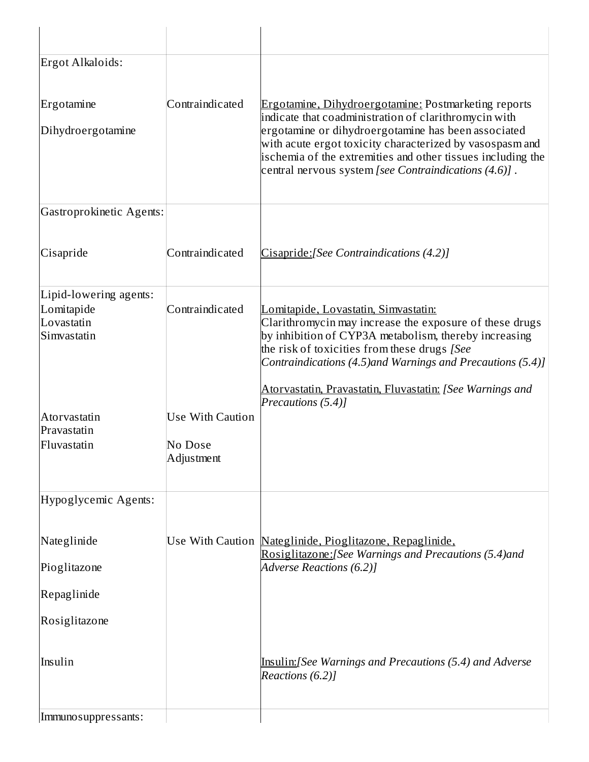| | | |
|---|---|---|
| Ergot Alkaloids: | | |
| Ergotamine<br>Dihydroergotamine | Contraindicated | Ergotamine, Dihydroergotamine: Postmarketing reports indicate that coadministration of clarithromycin with ergotamine or dihydroergotamine has been associated with acute ergot toxicity characterized by vasospasm and ischemia of the extremities and other tissues including the central nervous system *[see Contraindications (4.6)]* . |
| Gastroprokinetic Agents: | | |
| Cisapride | Contraindicated | Cisapride:*[See Contraindications (4.2)]* |
| Lipid-lowering agents:<br>Lomitapide<br>Lovastatin<br>Simvastatin | Contraindicated | Lomitapide, Lovastatin, Simvastatin:<br>Clarithromycin may increase the exposure of these drugs by inhibition of CYP3A metabolism, thereby increasing the risk of toxicities from these drugs *[See Contraindications (4.5)and Warnings and Precautions (5.4)]* |
| Atorvastatin<br>Pravastatin<br>Fluvastatin | Use With Caution<br>No Dose Adjustment | Atorvastatin, Pravastatin, Fluvastatin: *[See Warnings and Precautions (5.4)]* |
| Hypoglycemic Agents: | | |
| Nateglinide<br>Pioglitazone<br>Repaglinide<br>Rosiglitazone | Use With Caution | Nateglinide, Pioglitazone, Repaglinide, Rosiglitazone:*[See Warnings and Precautions (5.4)and Adverse Reactions (6.2)]* |
| Insulin | | Insulin:*[See Warnings and Precautions (5.4) and Adverse Reactions (6.2)]* |
| Immunosuppressants: | | |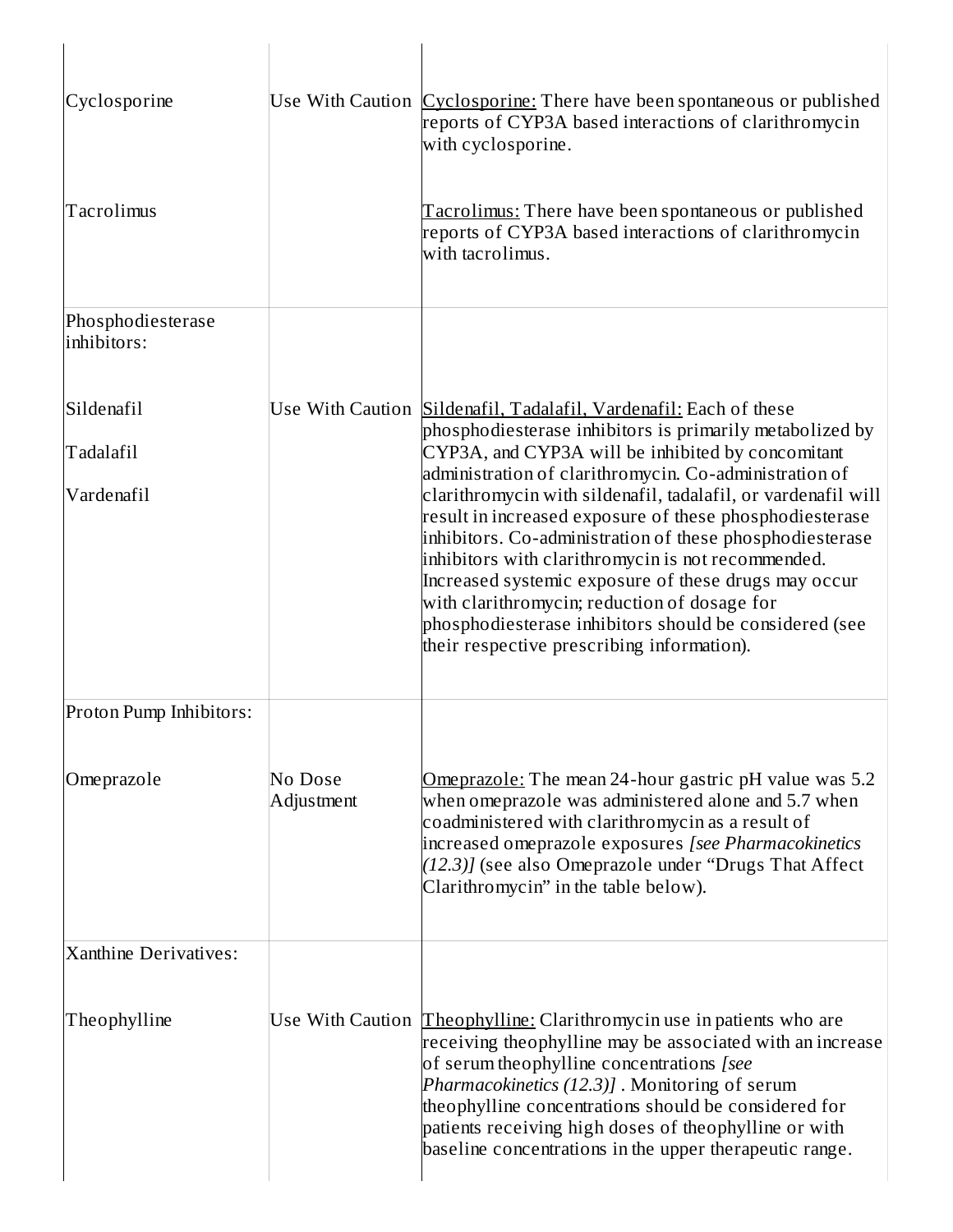| | | |
|---|---|---|
| Cyclosporine<br><br>Tacrolimus | Use With Caution | Cyclosporine: There have been spontaneous or published reports of CYP3A based interactions of clarithromycin with cyclosporine.<br><br>Tacrolimus: There have been spontaneous or published reports of CYP3A based interactions of clarithromycin with tacrolimus. |
| Phosphodiesterase inhibitors: | | |
| Sildenafil<br>Tadalafil<br>Vardenafil | Use With Caution | Sildenafil, Tadalafil, Vardenafil: Each of these phosphodiesterase inhibitors is primarily metabolized by CYP3A, and CYP3A will be inhibited by concomitant administration of clarithromycin. Co-administration of clarithromycin with sildenafil, tadalafil, or vardenafil will result in increased exposure of these phosphodiesterase inhibitors. Co-administration of these phosphodiesterase inhibitors with clarithromycin is not recommended. Increased systemic exposure of these drugs may occur with clarithromycin; reduction of dosage for phosphodiesterase inhibitors should be considered (see their respective prescribing information). |
| Proton Pump Inhibitors: | | |
| Omeprazole | No Dose Adjustment | Omeprazole: The mean 24-hour gastric pH value was 5.2 when omeprazole was administered alone and 5.7 when coadministered with clarithromycin as a result of increased omeprazole exposures *[see Pharmacokinetics (12.3)]* (see also Omeprazole under "Drugs That Affect Clarithromycin" in the table below). |
| Xanthine Derivatives: | | |
| Theophylline | Use With Caution | Theophylline: Clarithromycin use in patients who are receiving theophylline may be associated with an increase of serum theophylline concentrations *[see Pharmacokinetics (12.3)]* . Monitoring of serum theophylline concentrations should be considered for patients receiving high doses of theophylline or with baseline concentrations in the upper therapeutic range. |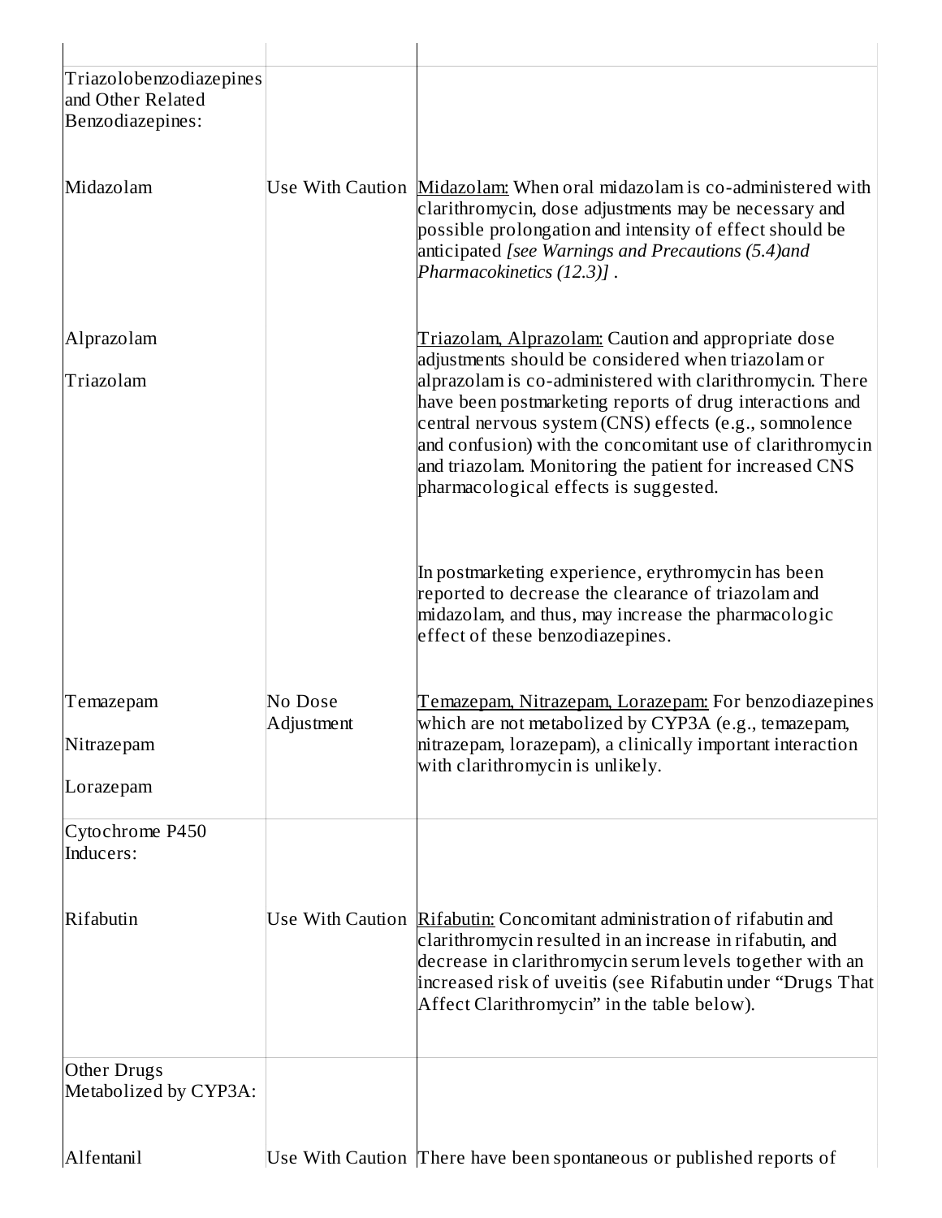| | | |
|---|---|---|
| Triazolobenzodiazepines and Other Related Benzodiazepines: | | |
| Midazolam | Use With Caution | Midazolam: When oral midazolam is co-administered with clarithromycin, dose adjustments may be necessary and possible prolongation and intensity of effect should be anticipated *[see Warnings and Precautions (5.4)and Pharmacokinetics (12.3)]* . |
| Alprazolam<br>Triazolam | | Triazolam, Alprazolam: Caution and appropriate dose adjustments should be considered when triazolam or alprazolam is co-administered with clarithromycin. There have been postmarketing reports of drug interactions and central nervous system (CNS) effects (e.g., somnolence and confusion) with the concomitant use of clarithromycin and triazolam. Monitoring the patient for increased CNS pharmacological effects is suggested.<br><br>In postmarketing experience, erythromycin has been reported to decrease the clearance of triazolam and midazolam, and thus, may increase the pharmacologic effect of these benzodiazepines. |
| Temazepam<br>Nitrazepam<br>Lorazepam | No Dose Adjustment | Temazepam, Nitrazepam, Lorazepam: For benzodiazepines which are not metabolized by CYP3A (e.g., temazepam, nitrazepam, lorazepam), a clinically important interaction with clarithromycin is unlikely. |
| Cytochrome P450 Inducers: | | |
| Rifabutin | Use With Caution | Rifabutin: Concomitant administration of rifabutin and clarithromycin resulted in an increase in rifabutin, and decrease in clarithromycin serum levels together with an increased risk of uveitis (see Rifabutin under "Drugs That Affect Clarithromycin" in the table below). |
| Other Drugs Metabolized by CYP3A: | | |
| Alfentanil | Use With Caution | There have been spontaneous or published reports of |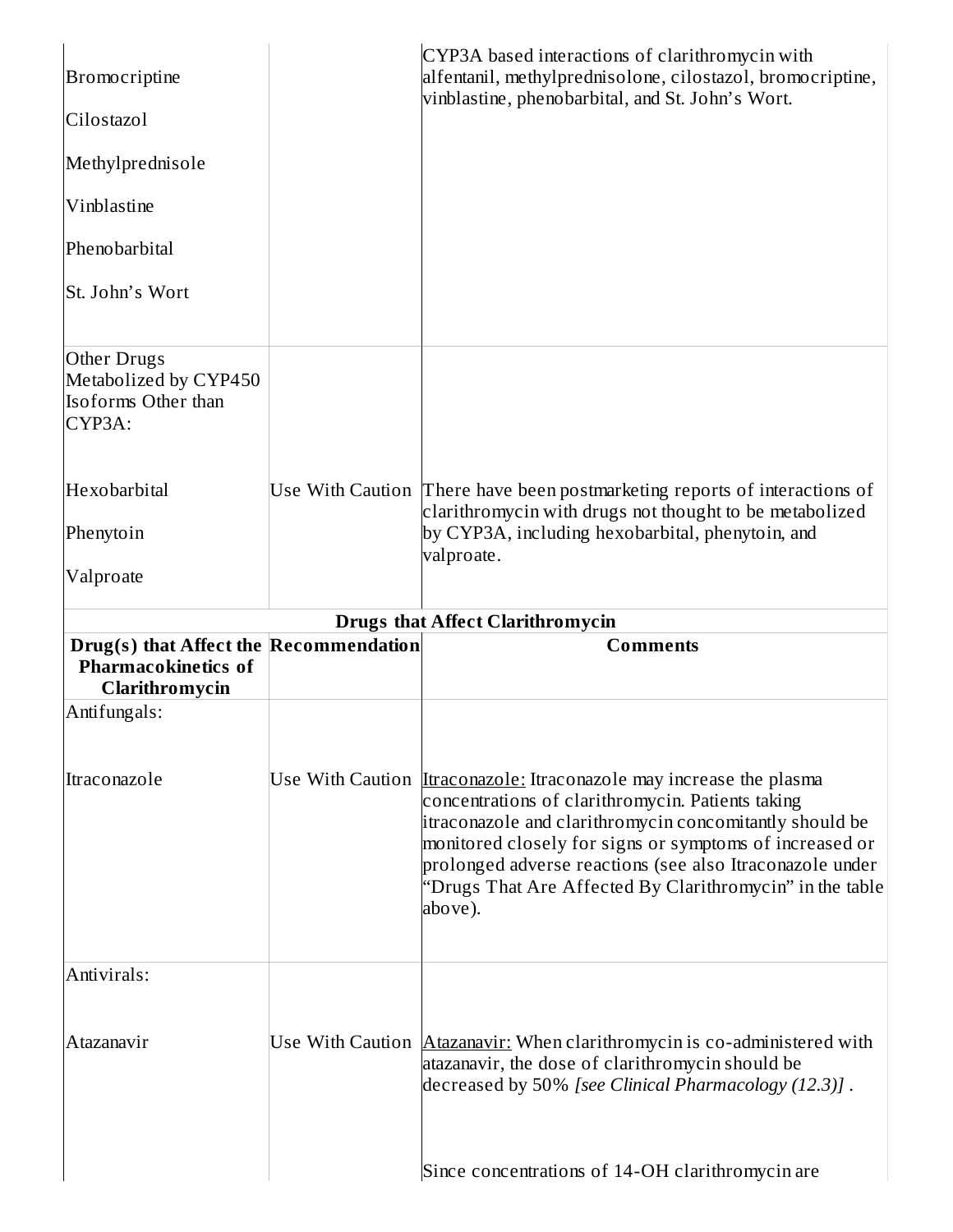| | | |
|---|---|---|
| Bromocriptine<br><br>Cilostazol<br><br>Methylprednisole<br><br>Vinblastine<br><br>Phenobarbital<br><br>St. John's Wort | | CYP3A based interactions of clarithromycin with alfentanil, methylprednisolone, cilostazol, bromocriptine, vinblastine, phenobarbital, and St. John's Wort. |
| Other Drugs Metabolized by CYP450 Isoforms Other than CYP3A: | | |
| Hexobarbital<br><br>Phenytoin<br><br>Valproate | Use With Caution | There have been postmarketing reports of interactions of clarithromycin with drugs not thought to be metabolized by CYP3A, including hexobarbital, phenytoin, and valproate. |

**Drugs that Affect Clarithromycin**

| Drug(s) that Affect the Pharmacokinetics of Clarithromycin | Recommendation | Comments |
|---|---|---|
| Antifungals: | | |
| Itraconazole | Use With Caution | Itraconazole: Itraconazole may increase the plasma concentrations of clarithromycin. Patients taking itraconazole and clarithromycin concomitantly should be monitored closely for signs or symptoms of increased or prolonged adverse reactions (see also Itraconazole under "Drugs That Are Affected By Clarithromycin" in the table above). |
| Antivirals: | | |
| Atazanavir | Use With Caution | Atazanavir: When clarithromycin is co-administered with atazanavir, the dose of clarithromycin should be decreased by 50% *[see Clinical Pharmacology (12.3)]* .<br><br>Since concentrations of 14-OH clarithromycin are |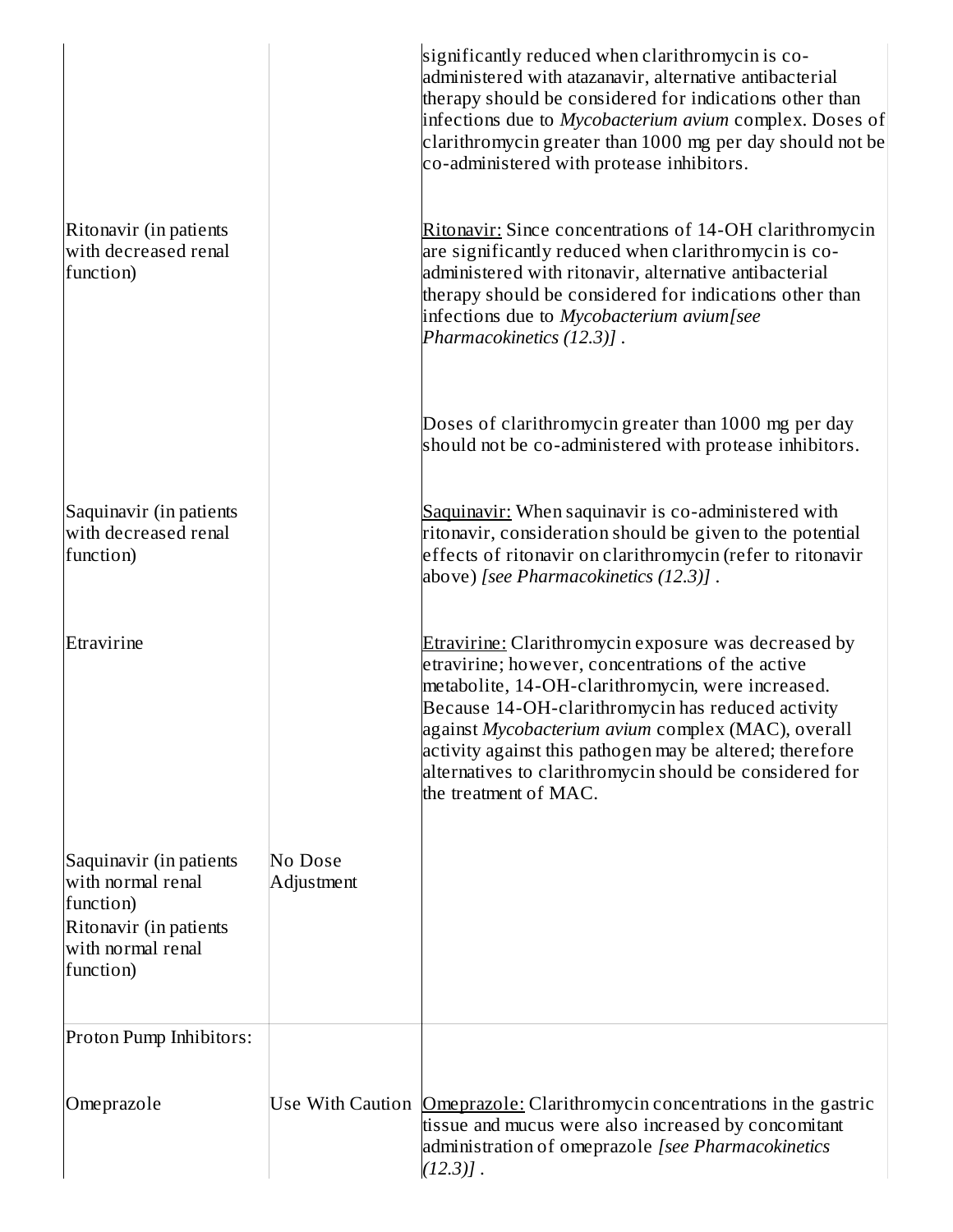| | | |
|---|---|---|
| | | significantly reduced when clarithromycin is co-administered with atazanavir, alternative antibacterial therapy should be considered for indications other than infections due to *Mycobacterium avium* complex. Doses of clarithromycin greater than 1000 mg per day should not be co-administered with protease inhibitors. |
| Ritonavir (in patients with decreased renal function) | | Ritonavir: Since concentrations of 14-OH clarithromycin are significantly reduced when clarithromycin is co-administered with ritonavir, alternative antibacterial therapy should be considered for indications other than infections due to *Mycobacterium avium [see Pharmacokinetics (12.3)]* . Doses of clarithromycin greater than 1000 mg per day should not be co-administered with protease inhibitors. |
| Saquinavir (in patients with decreased renal function) | | Saquinavir: When saquinavir is co-administered with ritonavir, consideration should be given to the potential effects of ritonavir on clarithromycin (refer to ritonavir above) *[see Pharmacokinetics (12.3)]* . |
| Etravirine | | Etravirine: Clarithromycin exposure was decreased by etravirine; however, concentrations of the active metabolite, 14-OH-clarithromycin, were increased. Because 14-OH-clarithromycin has reduced activity against *Mycobacterium avium* complex (MAC), overall activity against this pathogen may be altered; therefore alternatives to clarithromycin should be considered for the treatment of MAC. |
| Saquinavir (in patients with normal renal function) Ritonavir (in patients with normal renal function) | No Dose Adjustment | |
| Proton Pump Inhibitors: | | |
| Omeprazole | Use With Caution | Omeprazole: Clarithromycin concentrations in the gastric tissue and mucus were also increased by concomitant administration of omeprazole *[see Pharmacokinetics (12.3)]* . |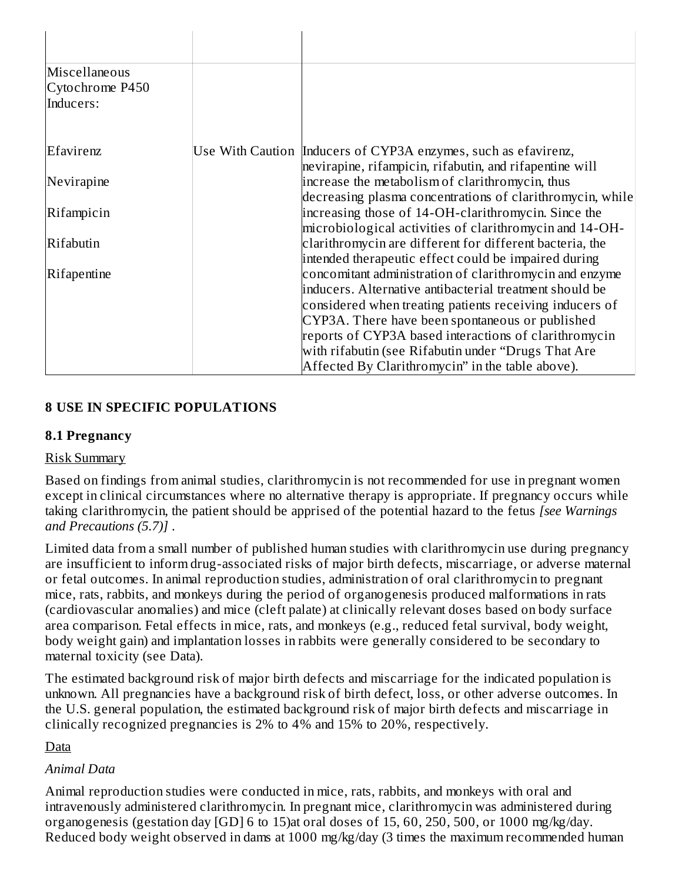| | | |
|---|---|---|
| Miscellaneous Cytochrome P450 Inducers: | | |
| Efavirenz<br>Nevirapine<br>Rifampicin<br>Rifabutin<br>Rifapentine | Use With Caution | Inducers of CYP3A enzymes, such as efavirenz, nevirapine, rifampicin, rifabutin, and rifapentine will increase the metabolism of clarithromycin, thus decreasing plasma concentrations of clarithromycin, while increasing those of 14-OH-clarithromycin. Since the microbiological activities of clarithromycin and 14-OH-clarithromycin are different for different bacteria, the intended therapeutic effect could be impaired during concomitant administration of clarithromycin and enzyme inducers. Alternative antibacterial treatment should be considered when treating patients receiving inducers of CYP3A. There have been spontaneous or published reports of CYP3A based interactions of clarithromycin with rifabutin (see Rifabutin under “Drugs That Are Affected By Clarithromycin” in the table above). |

## 8 USE IN SPECIFIC POPULATIONS

### 8.1 Pregnancy

Risk Summary

Based on findings from animal studies, clarithromycin is not recommended for use in pregnant women except in clinical circumstances where no alternative therapy is appropriate. If pregnancy occurs while taking clarithromycin, the patient should be apprised of the potential hazard to the fetus *[see Warnings and Precautions (5.7)]* .

Limited data from a small number of published human studies with clarithromycin use during pregnancy are insufficient to inform drug-associated risks of major birth defects, miscarriage, or adverse maternal or fetal outcomes. In animal reproduction studies, administration of oral clarithromycin to pregnant mice, rats, rabbits, and monkeys during the period of organogenesis produced malformations in rats (cardiovascular anomalies) and mice (cleft palate) at clinically relevant doses based on body surface area comparison. Fetal effects in mice, rats, and monkeys (e.g., reduced fetal survival, body weight, body weight gain) and implantation losses in rabbits were generally considered to be secondary to maternal toxicity (see Data).

The estimated background risk of major birth defects and miscarriage for the indicated population is unknown. All pregnancies have a background risk of birth defect, loss, or other adverse outcomes. In the U.S. general population, the estimated background risk of major birth defects and miscarriage in clinically recognized pregnancies is 2% to 4% and 15% to 20%, respectively.

Data

*Animal Data*

Animal reproduction studies were conducted in mice, rats, rabbits, and monkeys with oral and intravenously administered clarithromycin. In pregnant mice, clarithromycin was administered during organogenesis (gestation day [GD] 6 to 15)at oral doses of 15, 60, 250, 500, or 1000 mg/kg/day. Reduced body weight observed in dams at 1000 mg/kg/day (3 times the maximum recommended human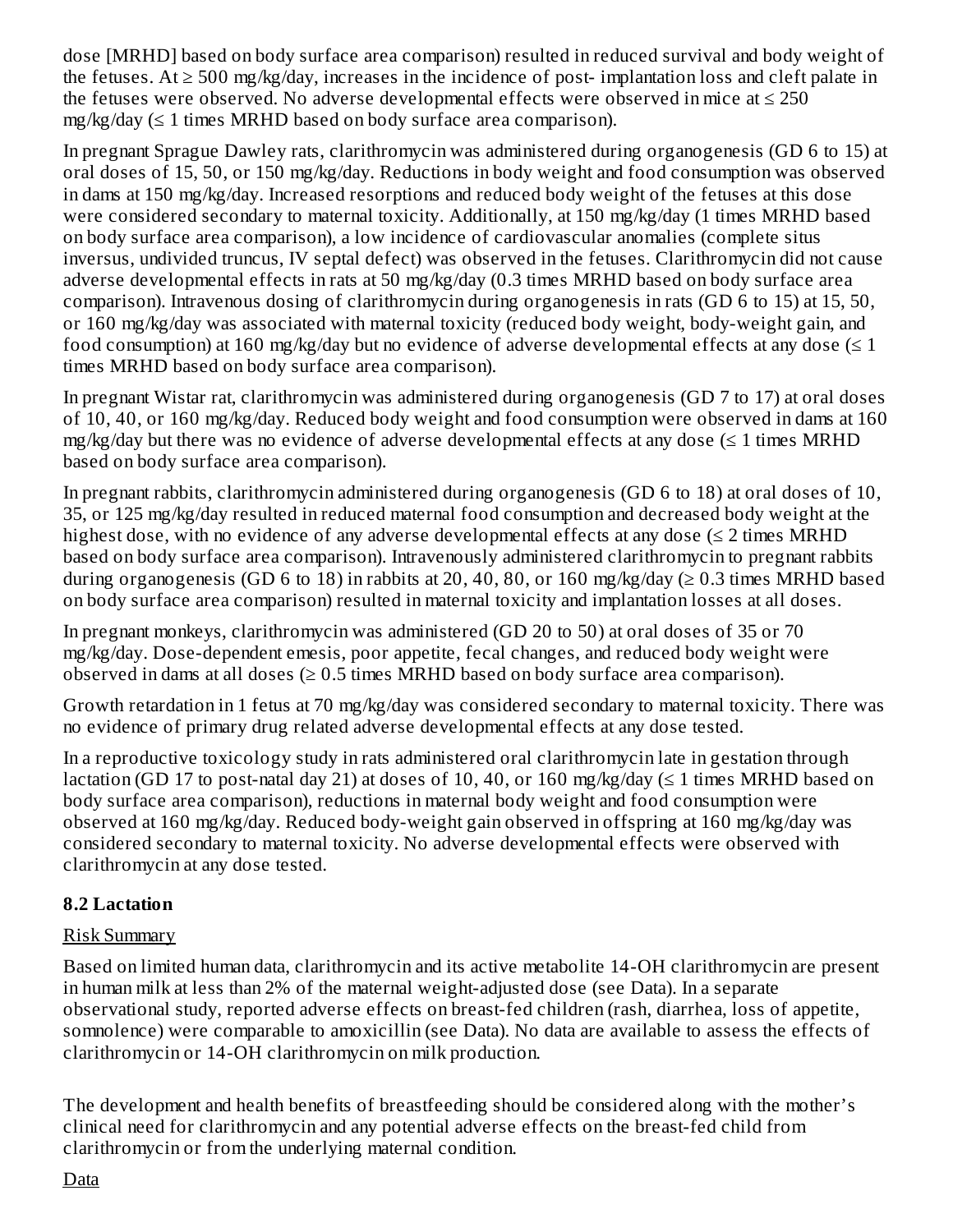dose [MRHD] based on body surface area comparison) resulted in reduced survival and body weight of the fetuses. At ≥ 500 mg/kg/day, increases in the incidence of post- implantation loss and cleft palate in the fetuses were observed. No adverse developmental effects were observed in mice at ≤ 250 mg/kg/day (≤ 1 times MRHD based on body surface area comparison).

In pregnant Sprague Dawley rats, clarithromycin was administered during organogenesis (GD 6 to 15) at oral doses of 15, 50, or 150 mg/kg/day. Reductions in body weight and food consumption was observed in dams at 150 mg/kg/day. Increased resorptions and reduced body weight of the fetuses at this dose were considered secondary to maternal toxicity. Additionally, at 150 mg/kg/day (1 times MRHD based on body surface area comparison), a low incidence of cardiovascular anomalies (complete situs inversus, undivided truncus, IV septal defect) was observed in the fetuses. Clarithromycin did not cause adverse developmental effects in rats at 50 mg/kg/day (0.3 times MRHD based on body surface area comparison). Intravenous dosing of clarithromycin during organogenesis in rats (GD 6 to 15) at 15, 50, or 160 mg/kg/day was associated with maternal toxicity (reduced body weight, body-weight gain, and food consumption) at 160 mg/kg/day but no evidence of adverse developmental effects at any dose (≤ 1 times MRHD based on body surface area comparison).

In pregnant Wistar rat, clarithromycin was administered during organogenesis (GD 7 to 17) at oral doses of 10, 40, or 160 mg/kg/day. Reduced body weight and food consumption were observed in dams at 160 mg/kg/day but there was no evidence of adverse developmental effects at any dose (≤ 1 times MRHD based on body surface area comparison).

In pregnant rabbits, clarithromycin administered during organogenesis (GD 6 to 18) at oral doses of 10, 35, or 125 mg/kg/day resulted in reduced maternal food consumption and decreased body weight at the highest dose, with no evidence of any adverse developmental effects at any dose (≤ 2 times MRHD based on body surface area comparison). Intravenously administered clarithromycin to pregnant rabbits during organogenesis (GD 6 to 18) in rabbits at 20, 40, 80, or 160 mg/kg/day (≥ 0.3 times MRHD based on body surface area comparison) resulted in maternal toxicity and implantation losses at all doses.

In pregnant monkeys, clarithromycin was administered (GD 20 to 50) at oral doses of 35 or 70 mg/kg/day. Dose-dependent emesis, poor appetite, fecal changes, and reduced body weight were observed in dams at all doses (≥ 0.5 times MRHD based on body surface area comparison).

Growth retardation in 1 fetus at 70 mg/kg/day was considered secondary to maternal toxicity. There was no evidence of primary drug related adverse developmental effects at any dose tested.

In a reproductive toxicology study in rats administered oral clarithromycin late in gestation through lactation (GD 17 to post-natal day 21) at doses of 10, 40, or 160 mg/kg/day (≤ 1 times MRHD based on body surface area comparison), reductions in maternal body weight and food consumption were observed at 160 mg/kg/day. Reduced body-weight gain observed in offspring at 160 mg/kg/day was considered secondary to maternal toxicity. No adverse developmental effects were observed with clarithromycin at any dose tested.

## 8.2 Lactation

Risk Summary

Based on limited human data, clarithromycin and its active metabolite 14-OH clarithromycin are present in human milk at less than 2% of the maternal weight-adjusted dose (see Data). In a separate observational study, reported adverse effects on breast-fed children (rash, diarrhea, loss of appetite, somnolence) were comparable to amoxicillin (see Data). No data are available to assess the effects of clarithromycin or 14-OH clarithromycin on milk production.

The development and health benefits of breastfeeding should be considered along with the mother's clinical need for clarithromycin and any potential adverse effects on the breast-fed child from clarithromycin or from the underlying maternal condition.

Data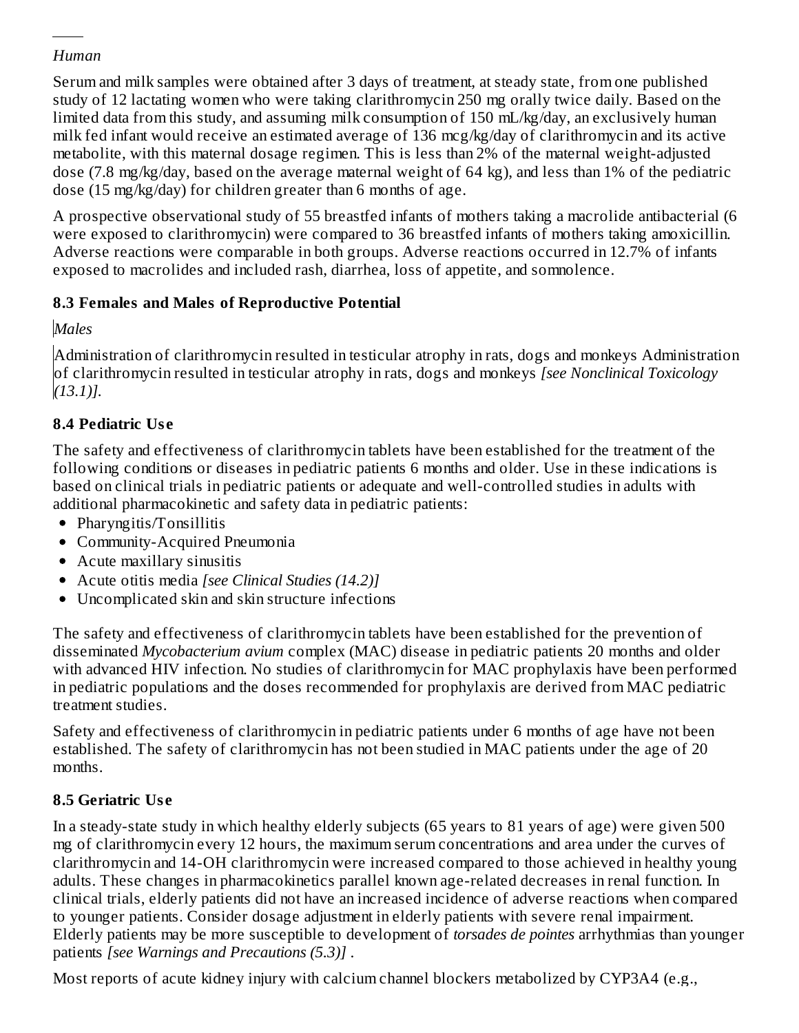*Human*

Serum and milk samples were obtained after 3 days of treatment, at steady state, from one published study of 12 lactating women who were taking clarithromycin 250 mg orally twice daily. Based on the limited data from this study, and assuming milk consumption of 150 mL/kg/day, an exclusively human milk fed infant would receive an estimated average of 136 mcg/kg/day of clarithromycin and its active metabolite, with this maternal dosage regimen. This is less than 2% of the maternal weight-adjusted dose (7.8 mg/kg/day, based on the average maternal weight of 64 kg), and less than 1% of the pediatric dose (15 mg/kg/day) for children greater than 6 months of age.

A prospective observational study of 55 breastfed infants of mothers taking a macrolide antibacterial (6 were exposed to clarithromycin) were compared to 36 breastfed infants of mothers taking amoxicillin. Adverse reactions were comparable in both groups. Adverse reactions occurred in 12.7% of infants exposed to macrolides and included rash, diarrhea, loss of appetite, and somnolence.

### 8.3 Females and Males of Reproductive Potential

*Males*

Administration of clarithromycin resulted in testicular atrophy in rats, dogs and monkeys Administration of clarithromycin resulted in testicular atrophy in rats, dogs and monkeys *[see Nonclinical Toxicology (13.1)].*

### 8.4 Pediatric Use

The safety and effectiveness of clarithromycin tablets have been established for the treatment of the following conditions or diseases in pediatric patients 6 months and older. Use in these indications is based on clinical trials in pediatric patients or adequate and well-controlled studies in adults with additional pharmacokinetic and safety data in pediatric patients:

- Pharyngitis/Tonsillitis
- Community-Acquired Pneumonia
- Acute maxillary sinusitis
- Acute otitis media *[see Clinical Studies (14.2)]*
- Uncomplicated skin and skin structure infections

The safety and effectiveness of clarithromycin tablets have been established for the prevention of disseminated *Mycobacterium avium* complex (MAC) disease in pediatric patients 20 months and older with advanced HIV infection. No studies of clarithromycin for MAC prophylaxis have been performed in pediatric populations and the doses recommended for prophylaxis are derived from MAC pediatric treatment studies.

Safety and effectiveness of clarithromycin in pediatric patients under 6 months of age have not been established. The safety of clarithromycin has not been studied in MAC patients under the age of 20 months.

### 8.5 Geriatric Use

In a steady-state study in which healthy elderly subjects (65 years to 81 years of age) were given 500 mg of clarithromycin every 12 hours, the maximum serum concentrations and area under the curves of clarithromycin and 14-OH clarithromycin were increased compared to those achieved in healthy young adults. These changes in pharmacokinetics parallel known age-related decreases in renal function. In clinical trials, elderly patients did not have an increased incidence of adverse reactions when compared to younger patients. Consider dosage adjustment in elderly patients with severe renal impairment. Elderly patients may be more susceptible to development of *torsades de pointes* arrhythmias than younger patients *[see Warnings and Precautions (5.3)]* .

Most reports of acute kidney injury with calcium channel blockers metabolized by CYP3A4 (e.g.,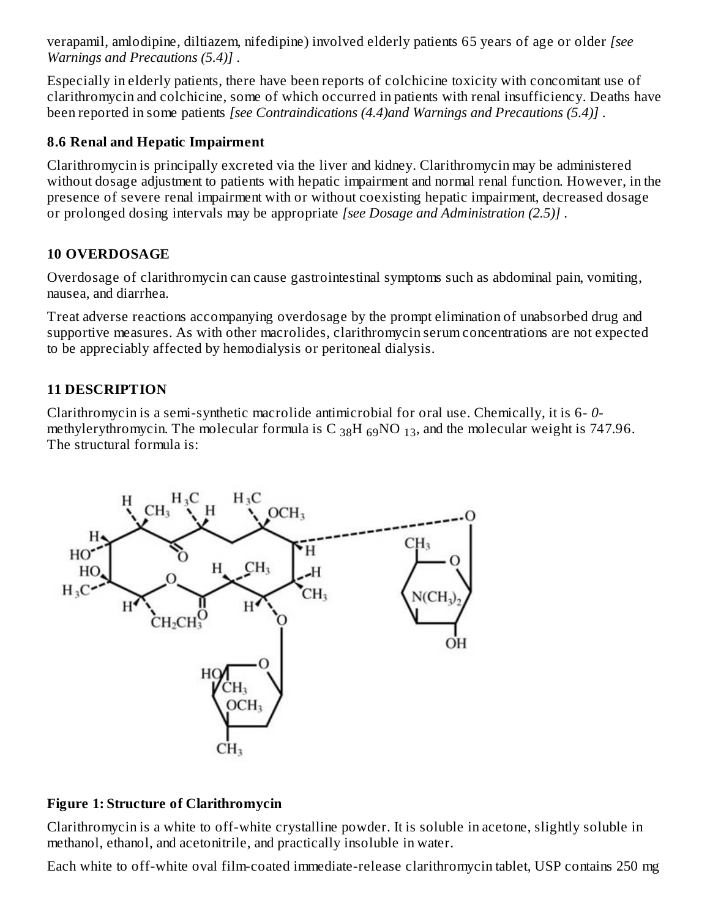verapamil, amlodipine, diltiazem, nifedipine) involved elderly patients 65 years of age or older *[see Warnings and Precautions (5.4)]* .

Especially in elderly patients, there have been reports of colchicine toxicity with concomitant use of clarithromycin and colchicine, some of which occurred in patients with renal insufficiency. Deaths have been reported in some patients *[see Contraindications (4.4)and Warnings and Precautions (5.4)]* .

### 8.6 Renal and Hepatic Impairment

Clarithromycin is principally excreted via the liver and kidney. Clarithromycin may be administered without dosage adjustment to patients with hepatic impairment and normal renal function. However, in the presence of severe renal impairment with or without coexisting hepatic impairment, decreased dosage or prolonged dosing intervals may be appropriate *[see Dosage and Administration (2.5)]* .

## 10 OVERDOSAGE

Overdosage of clarithromycin can cause gastrointestinal symptoms such as abdominal pain, vomiting, nausea, and diarrhea.

Treat adverse reactions accompanying overdosage by the prompt elimination of unabsorbed drug and supportive measures. As with other macrolides, clarithromycin serum concentrations are not expected to be appreciably affected by hemodialysis or peritoneal dialysis.

## 11 DESCRIPTION

Clarithromycin is a semi-synthetic macrolide antimicrobial for oral use. Chemically, it is 6- *0*-methylerythromycin. The molecular formula is $C_{38}H_{69}NO_{13}$, and the molecular weight is 747.96. The structural formula is:

**Figure 1: Structure of Clarithromycin**

Clarithromycin is a white to off-white crystalline powder. It is soluble in acetone, slightly soluble in methanol, ethanol, and acetonitrile, and practically insoluble in water.

Each white to off-white oval film-coated immediate-release clarithromycin tablet, USP contains 250 mg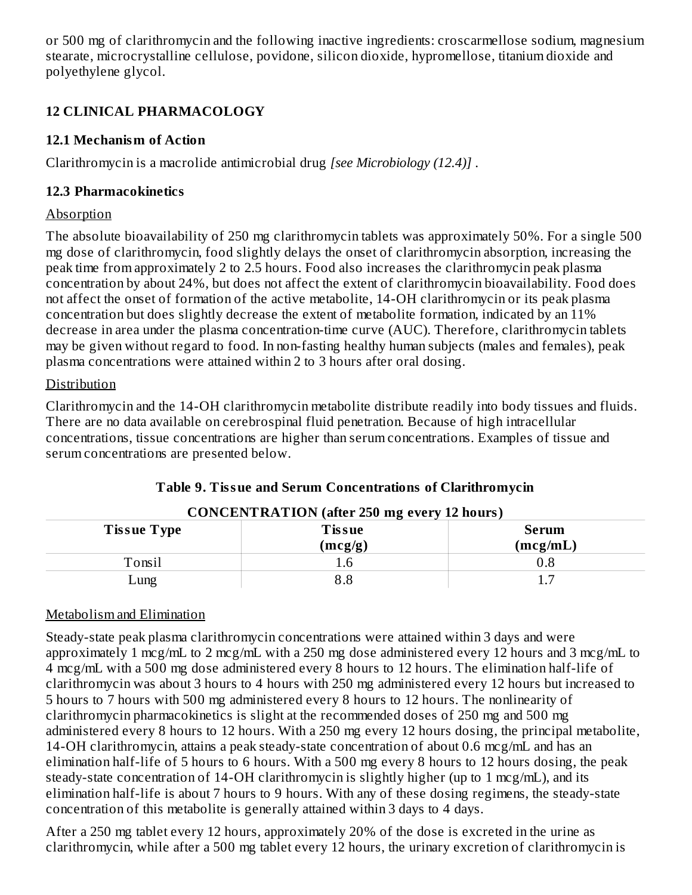or 500 mg of clarithromycin and the following inactive ingredients: croscarmellose sodium, magnesium stearate, microcrystalline cellulose, povidone, silicon dioxide, hypromellose, titanium dioxide and polyethylene glycol.

## 12 CLINICAL PHARMACOLOGY

### 12.1 Mechanism of Action

Clarithromycin is a macrolide antimicrobial drug *[see Microbiology (12.4)]* .

### 12.3 Pharmacokinetics

Absorption

The absolute bioavailability of 250 mg clarithromycin tablets was approximately 50%. For a single 500 mg dose of clarithromycin, food slightly delays the onset of clarithromycin absorption, increasing the peak time from approximately 2 to 2.5 hours. Food also increases the clarithromycin peak plasma concentration by about 24%, but does not affect the extent of clarithromycin bioavailability. Food does not affect the onset of formation of the active metabolite, 14-OH clarithromycin or its peak plasma concentration but does slightly decrease the extent of metabolite formation, indicated by an 11% decrease in area under the plasma concentration-time curve (AUC). Therefore, clarithromycin tablets may be given without regard to food. In non-fasting healthy human subjects (males and females), peak plasma concentrations were attained within 2 to 3 hours after oral dosing.

Distribution

Clarithromycin and the 14-OH clarithromycin metabolite distribute readily into body tissues and fluids. There are no data available on cerebrospinal fluid penetration. Because of high intracellular concentrations, tissue concentrations are higher than serum concentrations. Examples of tissue and serum concentrations are presented below.

**Table 9. Tissue and Serum Concentrations of Clarithromycin**

| CONCENTRATION (after 250 mg every 12 hours) | | |
|---|---|---|
| **Tissue Type** | **Tissue (mcg/g)** | **Serum (mcg/mL)** |
| Tonsil | 1.6 | 0.8 |
| Lung | 8.8 | 1.7 |

Metabolism and Elimination

Steady-state peak plasma clarithromycin concentrations were attained within 3 days and were approximately 1 mcg/mL to 2 mcg/mL with a 250 mg dose administered every 12 hours and 3 mcg/mL to 4 mcg/mL with a 500 mg dose administered every 8 hours to 12 hours. The elimination half-life of clarithromycin was about 3 hours to 4 hours with 250 mg administered every 12 hours but increased to 5 hours to 7 hours with 500 mg administered every 8 hours to 12 hours. The nonlinearity of clarithromycin pharmacokinetics is slight at the recommended doses of 250 mg and 500 mg administered every 8 hours to 12 hours. With a 250 mg every 12 hours dosing, the principal metabolite, 14-OH clarithromycin, attains a peak steady-state concentration of about 0.6 mcg/mL and has an elimination half-life of 5 hours to 6 hours. With a 500 mg every 8 hours to 12 hours dosing, the peak steady-state concentration of 14-OH clarithromycin is slightly higher (up to 1 mcg/mL), and its elimination half-life is about 7 hours to 9 hours. With any of these dosing regimens, the steady-state concentration of this metabolite is generally attained within 3 days to 4 days.

After a 250 mg tablet every 12 hours, approximately 20% of the dose is excreted in the urine as clarithromycin, while after a 500 mg tablet every 12 hours, the urinary excretion of clarithromycin is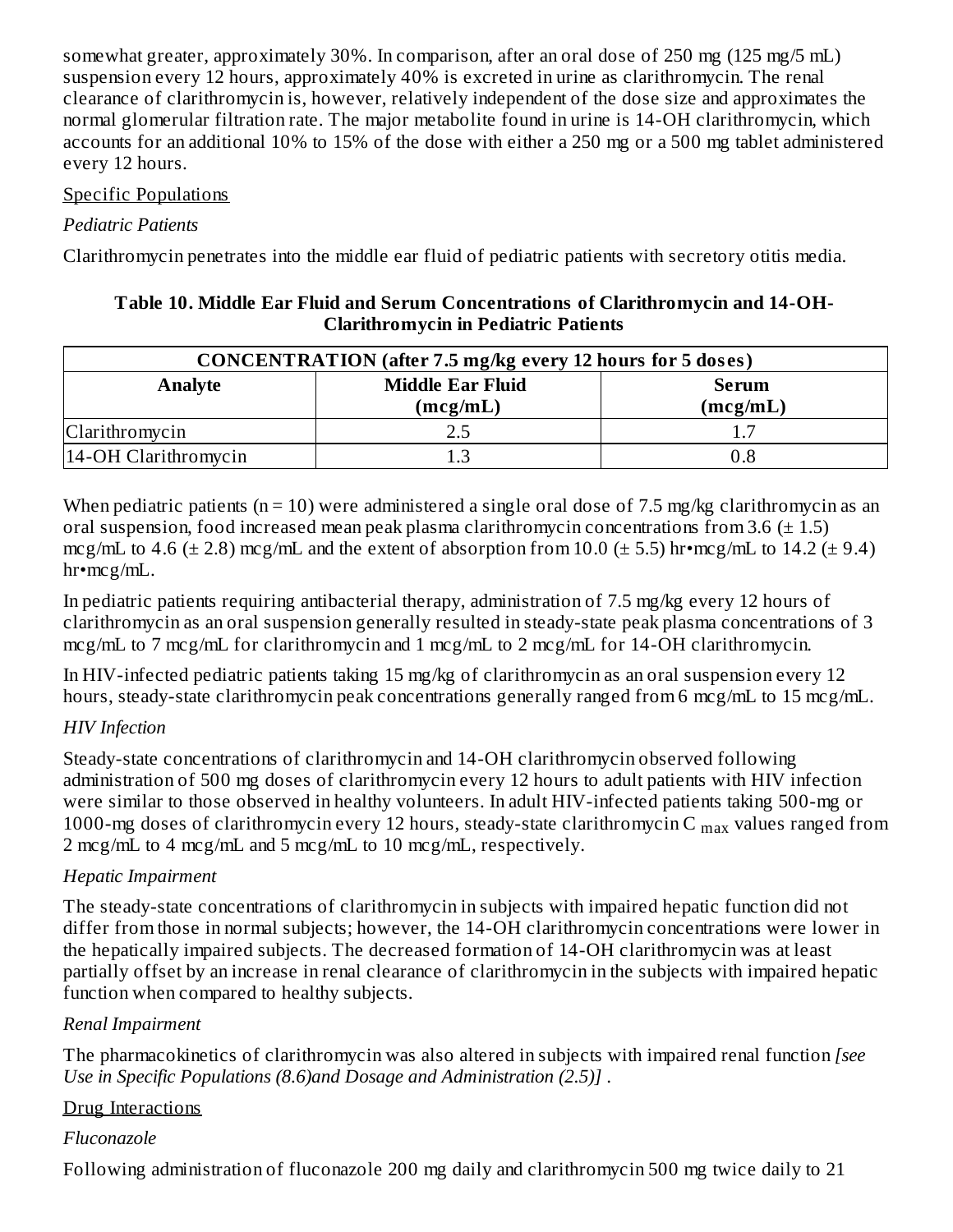somewhat greater, approximately 30%. In comparison, after an oral dose of 250 mg (125 mg/5 mL) suspension every 12 hours, approximately 40% is excreted in urine as clarithromycin. The renal clearance of clarithromycin is, however, relatively independent of the dose size and approximates the normal glomerular filtration rate. The major metabolite found in urine is 14-OH clarithromycin, which accounts for an additional 10% to 15% of the dose with either a 250 mg or a 500 mg tablet administered every 12 hours.

Specific Populations

*Pediatric Patients*

Clarithromycin penetrates into the middle ear fluid of pediatric patients with secretory otitis media.

**Table 10. Middle Ear Fluid and Serum Concentrations of Clarithromycin and 14-OH-Clarithromycin in Pediatric Patients**

| CONCENTRATION (after 7.5 mg/kg every 12 hours for 5 doses) | | |
|---|---|---|
| **Analyte** | **Middle Ear Fluid (mcg/mL)** | **Serum (mcg/mL)** |
| Clarithromycin | 2.5 | 1.7 |
| 14-OH Clarithromycin | 1.3 | 0.8 |

When pediatric patients (n = 10) were administered a single oral dose of 7.5 mg/kg clarithromycin as an oral suspension, food increased mean peak plasma clarithromycin concentrations from 3.6 (± 1.5) mcg/mL to 4.6 (± 2.8) mcg/mL and the extent of absorption from 10.0 (± 5.5) hr•mcg/mL to 14.2 (± 9.4) hr•mcg/mL.

In pediatric patients requiring antibacterial therapy, administration of 7.5 mg/kg every 12 hours of clarithromycin as an oral suspension generally resulted in steady-state peak plasma concentrations of 3 mcg/mL to 7 mcg/mL for clarithromycin and 1 mcg/mL to 2 mcg/mL for 14-OH clarithromycin.

In HIV-infected pediatric patients taking 15 mg/kg of clarithromycin as an oral suspension every 12 hours, steady-state clarithromycin peak concentrations generally ranged from 6 mcg/mL to 15 mcg/mL.

*HIV Infection*

Steady-state concentrations of clarithromycin and 14-OH clarithromycin observed following administration of 500 mg doses of clarithromycin every 12 hours to adult patients with HIV infection were similar to those observed in healthy volunteers. In adult HIV-infected patients taking 500-mg or 1000-mg doses of clarithromycin every 12 hours, steady-state clarithromycin $C_{max}$ values ranged from 2 mcg/mL to 4 mcg/mL and 5 mcg/mL to 10 mcg/mL, respectively.

*Hepatic Impairment*

The steady-state concentrations of clarithromycin in subjects with impaired hepatic function did not differ from those in normal subjects; however, the 14-OH clarithromycin concentrations were lower in the hepatically impaired subjects. The decreased formation of 14-OH clarithromycin was at least partially offset by an increase in renal clearance of clarithromycin in the subjects with impaired hepatic function when compared to healthy subjects.

*Renal Impairment*

The pharmacokinetics of clarithromycin was also altered in subjects with impaired renal function *[see Use in Specific Populations (8.6)and Dosage and Administration (2.5)]* .

Drug Interactions

*Fluconazole*

Following administration of fluconazole 200 mg daily and clarithromycin 500 mg twice daily to 21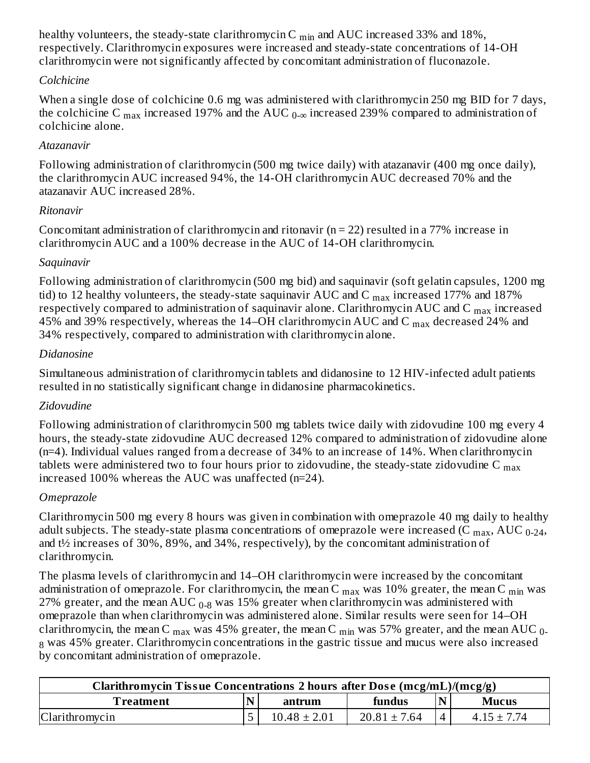healthy volunteers, the steady-state clarithromycin $C_{min}$ and AUC increased 33% and 18%, respectively. Clarithromycin exposures were increased and steady-state concentrations of 14-OH clarithromycin were not significantly affected by concomitant administration of fluconazole.

*Colchicine*

When a single dose of colchicine 0.6 mg was administered with clarithromycin 250 mg BID for 7 days, the colchicine $C_{max}$ increased 197% and the $AUC_{0-\infty}$ increased 239% compared to administration of colchicine alone.

*Atazanavir*

Following administration of clarithromycin (500 mg twice daily) with atazanavir (400 mg once daily), the clarithromycin AUC increased 94%, the 14-OH clarithromycin AUC decreased 70% and the atazanavir AUC increased 28%.

*Ritonavir*

Concomitant administration of clarithromycin and ritonavir (n = 22) resulted in a 77% increase in clarithromycin AUC and a 100% decrease in the AUC of 14-OH clarithromycin.

*Saquinavir*

Following administration of clarithromycin (500 mg bid) and saquinavir (soft gelatin capsules, 1200 mg tid) to 12 healthy volunteers, the steady-state saquinavir AUC and $C_{max}$ increased 177% and 187% respectively compared to administration of saquinavir alone. Clarithromycin AUC and $C_{max}$ increased 45% and 39% respectively, whereas the 14–OH clarithromycin AUC and $C_{max}$ decreased 24% and 34% respectively, compared to administration with clarithromycin alone.

*Didanosine*

Simultaneous administration of clarithromycin tablets and didanosine to 12 HIV-infected adult patients resulted in no statistically significant change in didanosine pharmacokinetics.

*Zidovudine*

Following administration of clarithromycin 500 mg tablets twice daily with zidovudine 100 mg every 4 hours, the steady-state zidovudine AUC decreased 12% compared to administration of zidovudine alone (n=4). Individual values ranged from a decrease of 34% to an increase of 14%. When clarithromycin tablets were administered two to four hours prior to zidovudine, the steady-state zidovudine $C_{max}$ increased 100% whereas the AUC was unaffected (n=24).

*Omeprazole*

Clarithromycin 500 mg every 8 hours was given in combination with omeprazole 40 mg daily to healthy adult subjects. The steady-state plasma concentrations of omeprazole were increased ($C_{max}$, $AUC_{0-24}$, and t½ increases of 30%, 89%, and 34%, respectively), by the concomitant administration of clarithromycin.

The plasma levels of clarithromycin and 14–OH clarithromycin were increased by the concomitant administration of omeprazole. For clarithromycin, the mean $C_{max}$ was 10% greater, the mean $C_{min}$ was 27% greater, and the mean $AUC_{0-8}$ was 15% greater when clarithromycin was administered with omeprazole than when clarithromycin was administered alone. Similar results were seen for 14–OH clarithromycin, the mean $C_{max}$ was 45% greater, the mean $C_{min}$ was 57% greater, and the mean $AUC_{0-8}$ was 45% greater. Clarithromycin concentrations in the gastric tissue and mucus were also increased by concomitant administration of omeprazole.

| Clarithromycin Tissue Concentrations 2 hours after Dose (mcg/mL)/(mcg/g) | | | | | |
|---|---|---|---|---|---|
| **Treatment** | **N** | **antrum** | **fundus** | **N** | **Mucus** |
| Clarithromycin | 5 | 10.48 ± 2.01 | 20.81 ± 7.64 | 4 | 4.15 ± 7.74 |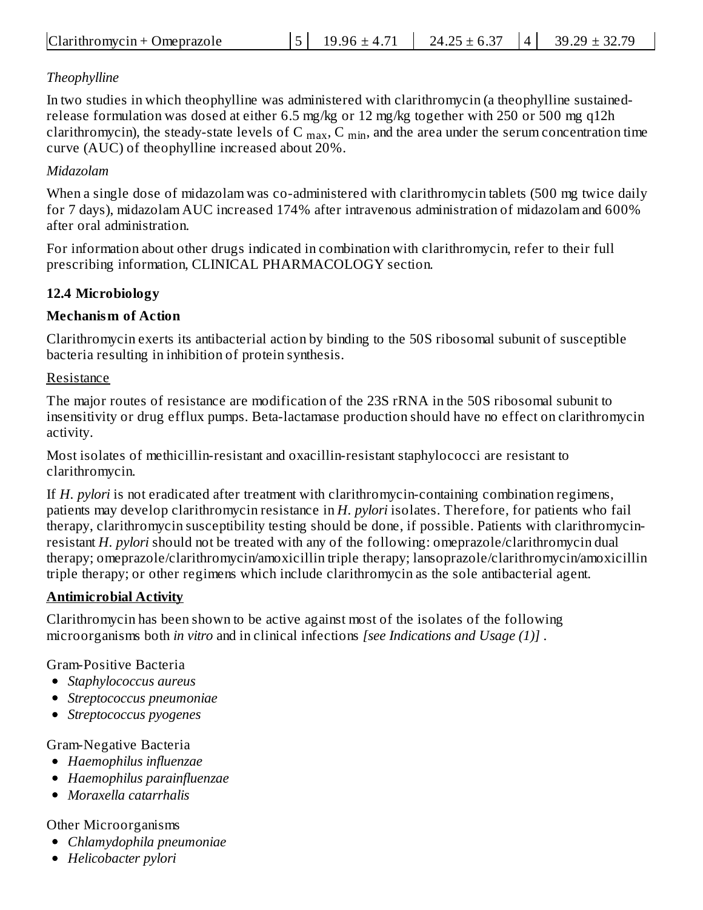| Clarithromycin + Omeprazole | 5 | 19.96 ± 4.71 | 24.25 ± 6.37 | 4 | 39.29 ± 32.79 |
|---|---|---|---|---|---|

*Theophylline*

In two studies in which theophylline was administered with clarithromycin (a theophylline sustained-release formulation was dosed at either 6.5 mg/kg or 12 mg/kg together with 250 or 500 mg q12h clarithromycin), the steady-state levels of $C_{max}$, $C_{min}$, and the area under the serum concentration time curve (AUC) of theophylline increased about 20%.

*Midazolam*

When a single dose of midazolam was co-administered with clarithromycin tablets (500 mg twice daily for 7 days), midazolam AUC increased 174% after intravenous administration of midazolam and 600% after oral administration.

For information about other drugs indicated in combination with clarithromycin, refer to their full prescribing information, CLINICAL PHARMACOLOGY section.

### 12.4 Microbiology

**Mechanism of Action**

Clarithromycin exerts its antibacterial action by binding to the 50S ribosomal subunit of susceptible bacteria resulting in inhibition of protein synthesis.

Resistance

The major routes of resistance are modification of the 23S rRNA in the 50S ribosomal subunit to insensitivity or drug efflux pumps. Beta-lactamase production should have no effect on clarithromycin activity.

Most isolates of methicillin-resistant and oxacillin-resistant staphylococci are resistant to clarithromycin.

If *H. pylori* is not eradicated after treatment with clarithromycin-containing combination regimens, patients may develop clarithromycin resistance in *H. pylori* isolates. Therefore, for patients who fail therapy, clarithromycin susceptibility testing should be done, if possible. Patients with clarithromycin-resistant *H. pylori* should not be treated with any of the following: omeprazole/clarithromycin dual therapy; omeprazole/clarithromycin/amoxicillin triple therapy; lansoprazole/clarithromycin/amoxicillin triple therapy; or other regimens which include clarithromycin as the sole antibacterial agent.

**Antimicrobial Activity**

Clarithromycin has been shown to be active against most of the isolates of the following microorganisms both *in vitro* and in clinical infections *[see Indications and Usage (1)]* .

Gram-Positive Bacteria

- *Staphylococcus aureus*
- *Streptococcus pneumoniae*
- *Streptococcus pyogenes*

Gram-Negative Bacteria

- *Haemophilus influenzae*
- *Haemophilus parainfluenzae*
- *Moraxella catarrhalis*

Other Microorganisms

- *Chlamydophila pneumoniae*
- *Helicobacter pylori*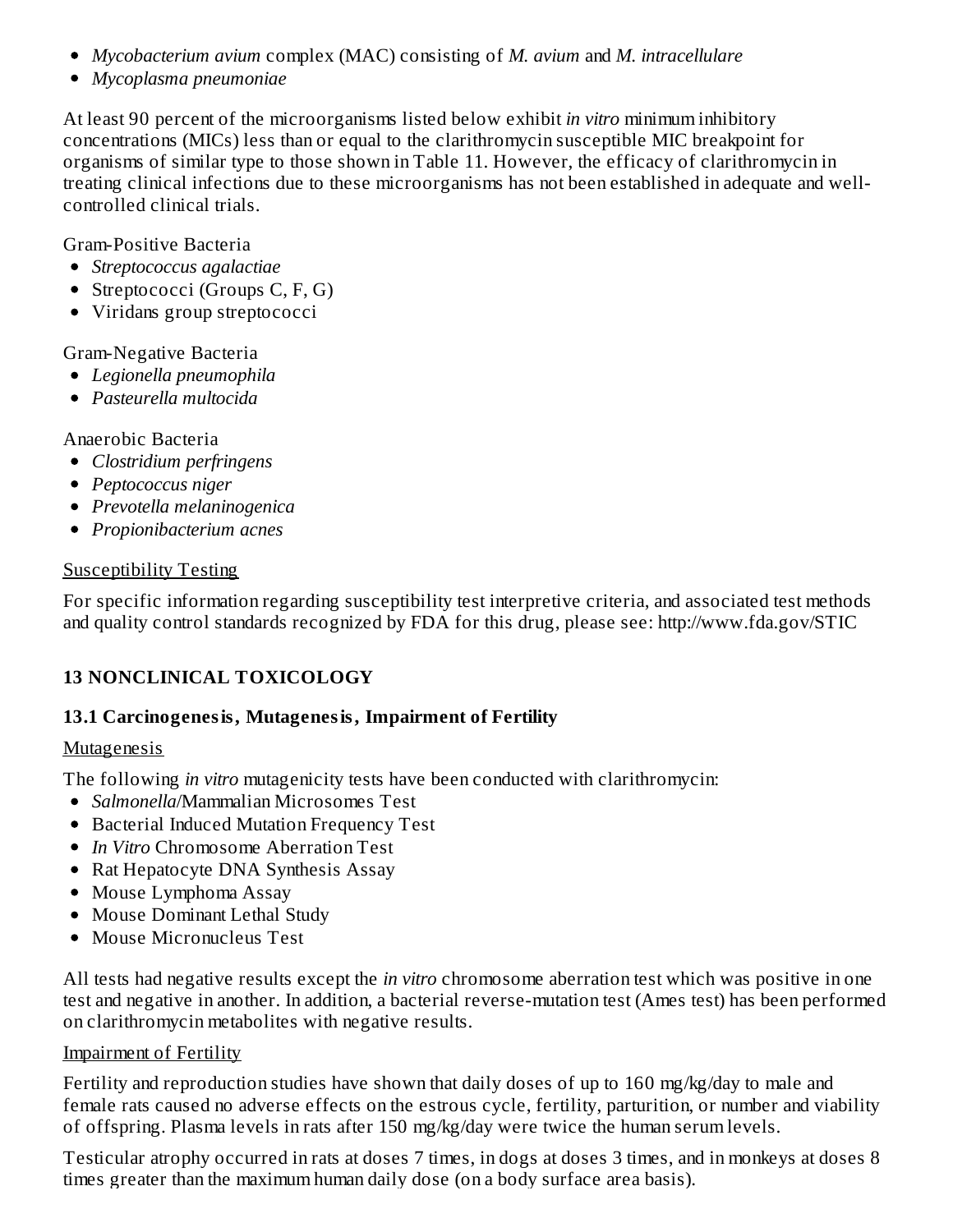- *Mycobacterium avium* complex (MAC) consisting of *M. avium* and *M. intracellulare*
- *Mycoplasma pneumoniae*

At least 90 percent of the microorganisms listed below exhibit *in vitro* minimum inhibitory concentrations (MICs) less than or equal to the clarithromycin susceptible MIC breakpoint for organisms of similar type to those shown in Table 11. However, the efficacy of clarithromycin in treating clinical infections due to these microorganisms has not been established in adequate and well-controlled clinical trials.

Gram-Positive Bacteria

- *Streptococcus agalactiae*
- Streptococci (Groups C, F, G)
- Viridans group streptococci

Gram-Negative Bacteria

- *Legionella pneumophila*
- *Pasteurella multocida*

Anaerobic Bacteria

- *Clostridium perfringens*
- *Peptococcus niger*
- *Prevotella melaninogenica*
- *Propionibacterium acnes*

<u>Susceptibility Testing</u>

For specific information regarding susceptibility test interpretive criteria, and associated test methods and quality control standards recognized by FDA for this drug, please see: http://www.fda.gov/STIC

## 13 NONCLINICAL TOXICOLOGY

### 13.1 Carcinogenesis, Mutagenesis, Impairment of Fertility

<u>Mutagenesis</u>

The following *in vitro* mutagenicity tests have been conducted with clarithromycin:

- *Salmonella*/Mammalian Microsomes Test
- Bacterial Induced Mutation Frequency Test
- *In Vitro* Chromosome Aberration Test
- Rat Hepatocyte DNA Synthesis Assay
- Mouse Lymphoma Assay
- Mouse Dominant Lethal Study
- Mouse Micronucleus Test

All tests had negative results except the *in vitro* chromosome aberration test which was positive in one test and negative in another. In addition, a bacterial reverse-mutation test (Ames test) has been performed on clarithromycin metabolites with negative results.

<u>Impairment of Fertility</u>

Fertility and reproduction studies have shown that daily doses of up to 160 mg/kg/day to male and female rats caused no adverse effects on the estrous cycle, fertility, parturition, or number and viability of offspring. Plasma levels in rats after 150 mg/kg/day were twice the human serum levels.

Testicular atrophy occurred in rats at doses 7 times, in dogs at doses 3 times, and in monkeys at doses 8 times greater than the maximum human daily dose (on a body surface area basis).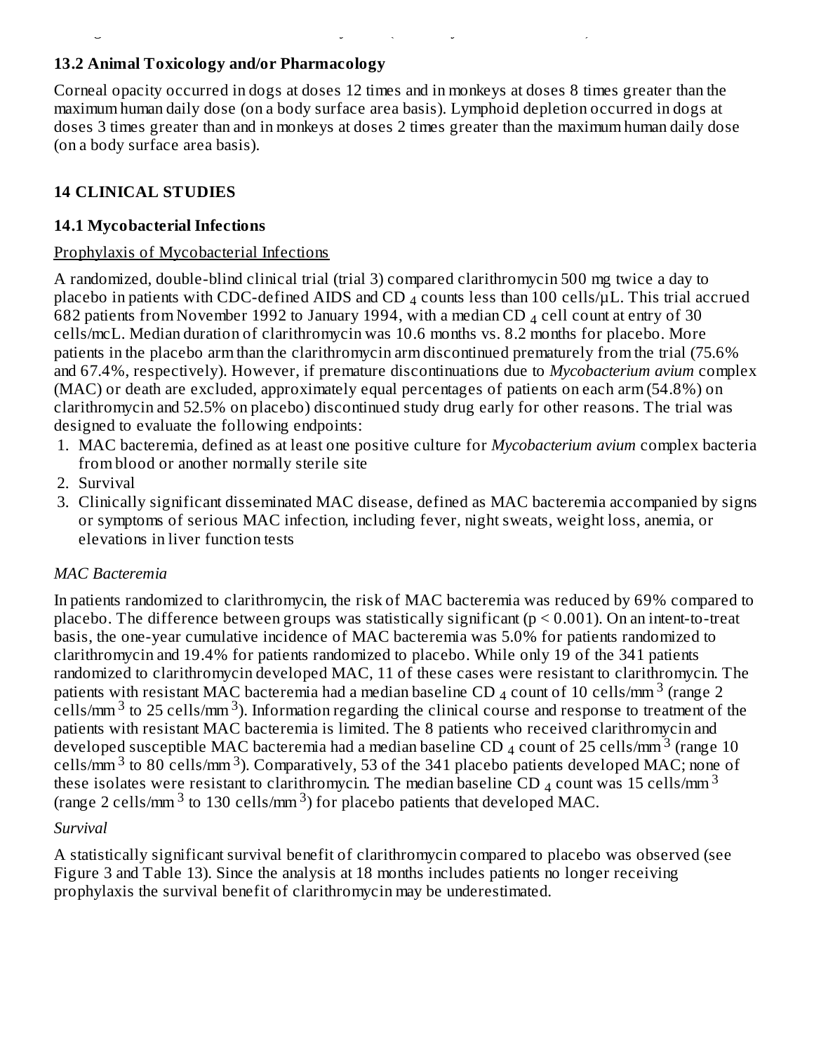### 13.2 Animal Toxicology and/or Pharmacology

Corneal opacity occurred in dogs at doses 12 times and in monkeys at doses 8 times greater than the maximum human daily dose (on a body surface area basis). Lymphoid depletion occurred in dogs at doses 3 times greater than and in monkeys at doses 2 times greater than the maximum human daily dose (on a body surface area basis).

## 14 CLINICAL STUDIES

### 14.1 Mycobacterial Infections

Prophylaxis of Mycobacterial Infections

A randomized, double-blind clinical trial (trial 3) compared clarithromycin 500 mg twice a day to placebo in patients with CDC-defined AIDS and $CD_4$ counts less than 100 cells/µL. This trial accrued 682 patients from November 1992 to January 1994, with a median $CD_4$ cell count at entry of 30 cells/mcL. Median duration of clarithromycin was 10.6 months vs. 8.2 months for placebo. More patients in the placebo arm than the clarithromycin arm discontinued prematurely from the trial (75.6% and 67.4%, respectively). However, if premature discontinuations due to *Mycobacterium avium* complex (MAC) or death are excluded, approximately equal percentages of patients on each arm (54.8%) on clarithromycin and 52.5% on placebo) discontinued study drug early for other reasons. The trial was designed to evaluate the following endpoints:

1. MAC bacteremia, defined as at least one positive culture for *Mycobacterium avium* complex bacteria from blood or another normally sterile site
2. Survival
3. Clinically significant disseminated MAC disease, defined as MAC bacteremia accompanied by signs or symptoms of serious MAC infection, including fever, night sweats, weight loss, anemia, or elevations in liver function tests

*MAC Bacteremia*

In patients randomized to clarithromycin, the risk of MAC bacteremia was reduced by 69% compared to placebo. The difference between groups was statistically significant ($p < 0.001$). On an intent-to-treat basis, the one-year cumulative incidence of MAC bacteremia was 5.0% for patients randomized to clarithromycin and 19.4% for patients randomized to placebo. While only 19 of the 341 patients randomized to clarithromycin developed MAC, 11 of these cases were resistant to clarithromycin. The patients with resistant MAC bacteremia had a median baseline $CD_4$ count of 10 cells/mm$^3$ (range 2 cells/mm$^3$ to 25 cells/mm$^3$). Information regarding the clinical course and response to treatment of the patients with resistant MAC bacteremia is limited. The 8 patients who received clarithromycin and developed susceptible MAC bacteremia had a median baseline $CD_4$ count of 25 cells/mm$^3$ (range 10 cells/mm$^3$ to 80 cells/mm$^3$). Comparatively, 53 of the 341 placebo patients developed MAC; none of these isolates were resistant to clarithromycin. The median baseline $CD_4$ count was 15 cells/mm$^3$ (range 2 cells/mm$^3$ to 130 cells/mm$^3$) for placebo patients that developed MAC.

*Survival*

A statistically significant survival benefit of clarithromycin compared to placebo was observed (see Figure 3 and Table 13). Since the analysis at 18 months includes patients no longer receiving prophylaxis the survival benefit of clarithromycin may be underestimated.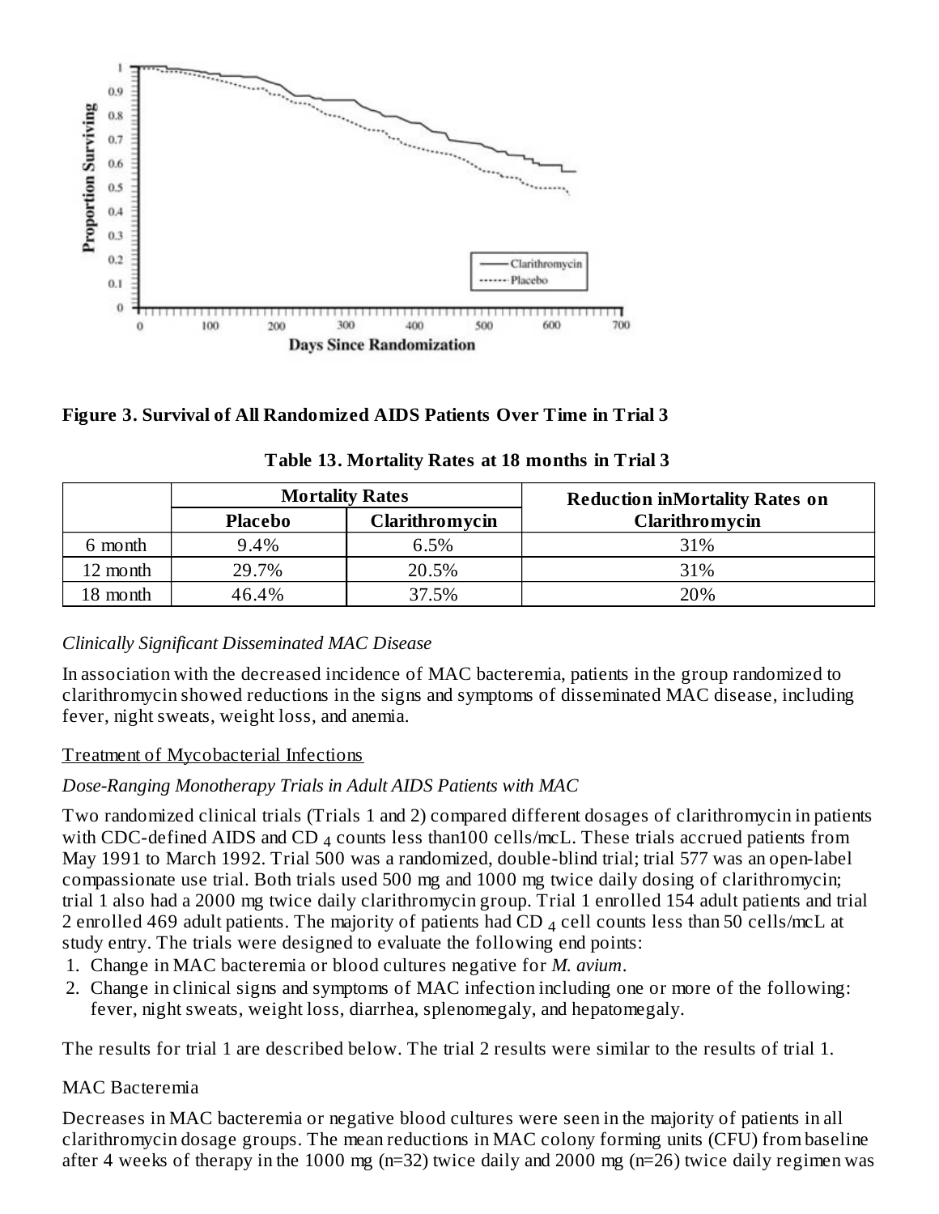**Figure 3. Survival of All Randomized AIDS Patients Over Time in Trial 3**

**Table 13. Mortality Rates at 18 months in Trial 3**

| | Mortality Rates | | Reduction inMortality Rates on Clarithromycin |
|---|---|---|---|
| | Placebo | Clarithromycin | |
| 6 month | 9.4% | 6.5% | 31% |
| 12 month | 29.7% | 20.5% | 31% |
| 18 month | 46.4% | 37.5% | 20% |

*Clinically Significant Disseminated MAC Disease*

In association with the decreased incidence of MAC bacteremia, patients in the group randomized to clarithromycin showed reductions in the signs and symptoms of disseminated MAC disease, including fever, night sweats, weight loss, and anemia.

Treatment of Mycobacterial Infections

*Dose-Ranging Monotherapy Trials in Adult AIDS Patients with MAC*

Two randomized clinical trials (Trials 1 and 2) compared different dosages of clarithromycin in patients with CDC-defined AIDS and $CD_4$ counts less than100 cells/mcL. These trials accrued patients from May 1991 to March 1992. Trial 500 was a randomized, double-blind trial; trial 577 was an open-label compassionate use trial. Both trials used 500 mg and 1000 mg twice daily dosing of clarithromycin; trial 1 also had a 2000 mg twice daily clarithromycin group. Trial 1 enrolled 154 adult patients and trial 2 enrolled 469 adult patients. The majority of patients had $CD_4$ cell counts less than 50 cells/mcL at study entry. The trials were designed to evaluate the following end points:

1. Change in MAC bacteremia or blood cultures negative for *M. avium*.
2. Change in clinical signs and symptoms of MAC infection including one or more of the following: fever, night sweats, weight loss, diarrhea, splenomegaly, and hepatomegaly.

The results for trial 1 are described below. The trial 2 results were similar to the results of trial 1.

MAC Bacteremia

Decreases in MAC bacteremia or negative blood cultures were seen in the majority of patients in all clarithromycin dosage groups. The mean reductions in MAC colony forming units (CFU) from baseline after 4 weeks of therapy in the 1000 mg (n=32) twice daily and 2000 mg (n=26) twice daily regimen was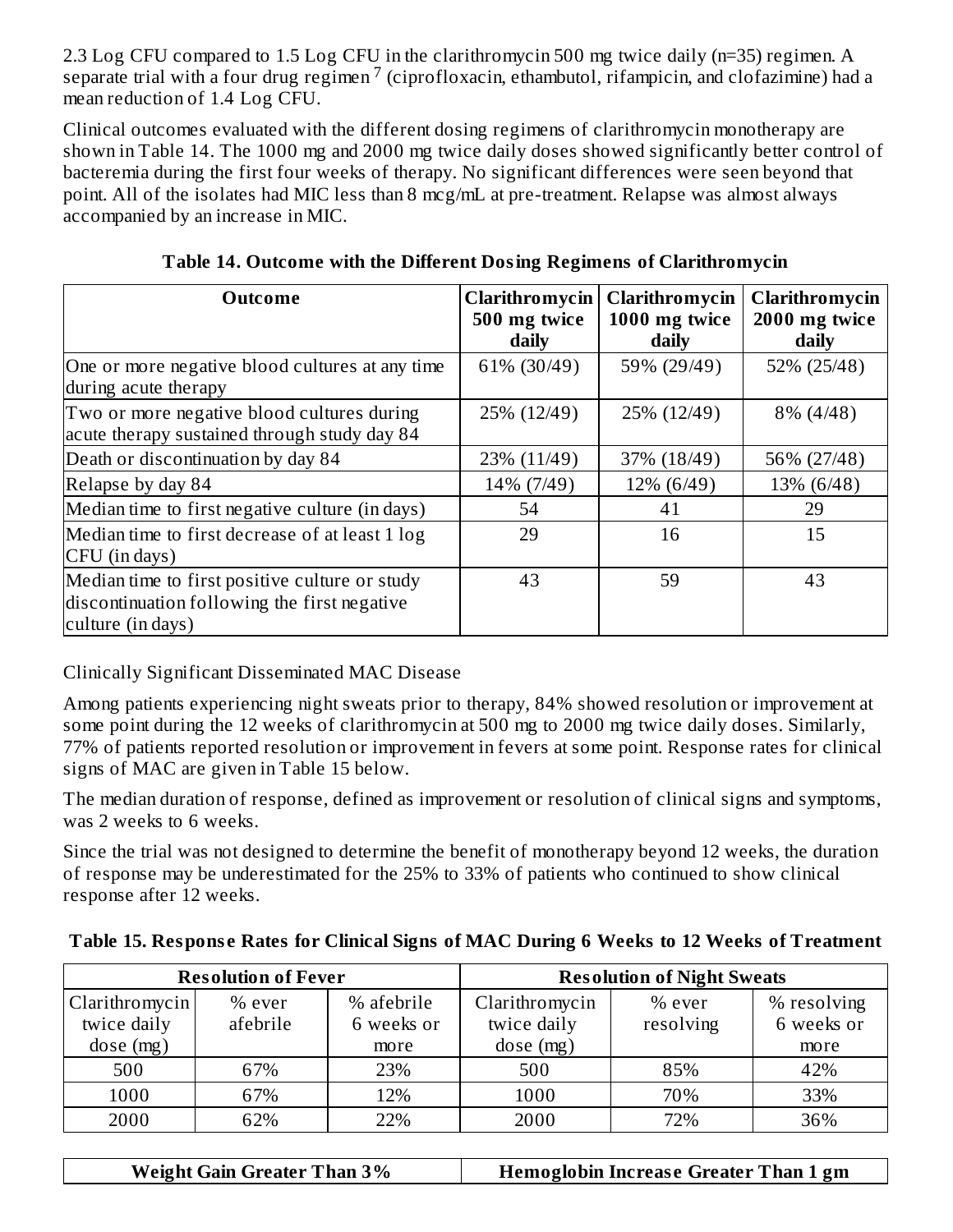2.3 Log CFU compared to 1.5 Log CFU in the clarithromycin 500 mg twice daily (n=35) regimen. A separate trial with a four drug regimen [7] (ciprofloxacin, ethambutol, rifampicin, and clofazimine) had a mean reduction of 1.4 Log CFU.

Clinical outcomes evaluated with the different dosing regimens of clarithromycin monotherapy are shown in Table 14. The 1000 mg and 2000 mg twice daily doses showed significantly better control of bacteremia during the first four weeks of therapy. No significant differences were seen beyond that point. All of the isolates had MIC less than 8 mcg/mL at pre-treatment. Relapse was almost always accompanied by an increase in MIC.

**Table 14. Outcome with the Different Dosing Regimens of Clarithromycin**

| Outcome | Clarithromycin 500 mg twice daily | Clarithromycin 1000 mg twice daily | Clarithromycin 2000 mg twice daily |
|---|---|---|---|
| One or more negative blood cultures at any time during acute therapy | 61% (30/49) | 59% (29/49) | 52% (25/48) |
| Two or more negative blood cultures during acute therapy sustained through study day 84 | 25% (12/49) | 25% (12/49) | 8% (4/48) |
| Death or discontinuation by day 84 | 23% (11/49) | 37% (18/49) | 56% (27/48) |
| Relapse by day 84 | 14% (7/49) | 12% (6/49) | 13% (6/48) |
| Median time to first negative culture (in days) | 54 | 41 | 29 |
| Median time to first decrease of at least 1 log CFU (in days) | 29 | 16 | 15 |
| Median time to first positive culture or study discontinuation following the first negative culture (in days) | 43 | 59 | 43 |

Clinically Significant Disseminated MAC Disease

Among patients experiencing night sweats prior to therapy, 84% showed resolution or improvement at some point during the 12 weeks of clarithromycin at 500 mg to 2000 mg twice daily doses. Similarly, 77% of patients reported resolution or improvement in fevers at some point. Response rates for clinical signs of MAC are given in Table 15 below.

The median duration of response, defined as improvement or resolution of clinical signs and symptoms, was 2 weeks to 6 weeks.

Since the trial was not designed to determine the benefit of monotherapy beyond 12 weeks, the duration of response may be underestimated for the 25% to 33% of patients who continued to show clinical response after 12 weeks.

**Table 15. Response Rates for Clinical Signs of MAC During 6 Weeks to 12 Weeks of Treatment**

| Resolution of Fever | | | Resolution of Night Sweats | | |
|---|---|---|---|---|---|
| Clarithromycin twice daily dose (mg) | % ever afebrile | % afebrile 6 weeks or more | Clarithromycin twice daily dose (mg) | % ever resolving | % resolving 6 weeks or more |
| 500 | 67% | 23% | 500 | 85% | 42% |
| 1000 | 67% | 12% | 1000 | 70% | 33% |
| 2000 | 62% | 22% | 2000 | 72% | 36% |

| Weight Gain Greater Than 3% | Hemoglobin Increase Greater Than 1 gm |
|---|---|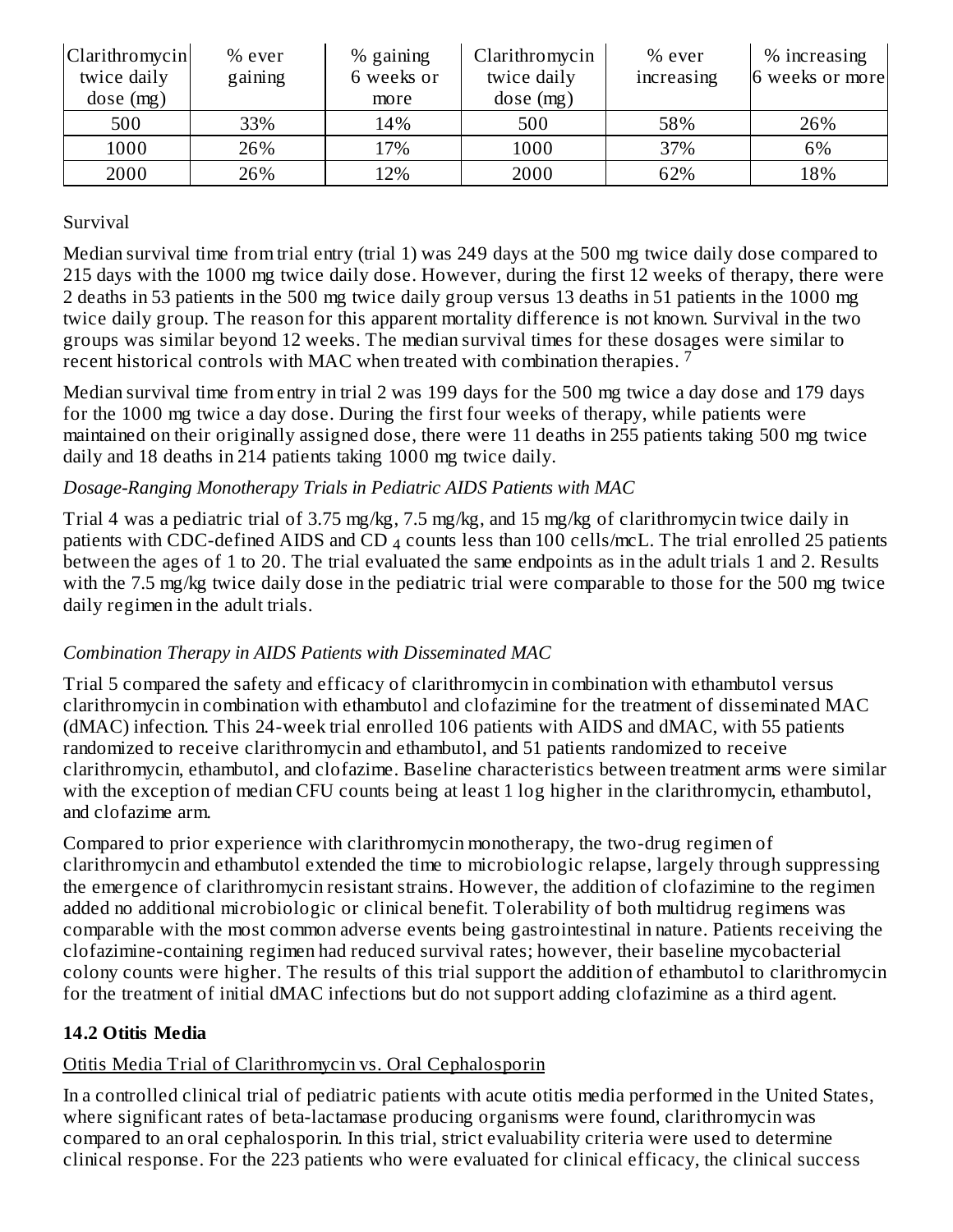| Clarithromycin twice daily dose (mg) | % ever gaining | % gaining 6 weeks or more | Clarithromycin twice daily dose (mg) | % ever increasing | % increasing 6 weeks or more |
|---|---|---|---|---|---|
| 500 | 33% | 14% | 500 | 58% | 26% |
| 1000 | 26% | 17% | 1000 | 37% | 6% |
| 2000 | 26% | 12% | 2000 | 62% | 18% |

Survival

Median survival time from trial entry (trial 1) was 249 days at the 500 mg twice daily dose compared to 215 days with the 1000 mg twice daily dose. However, during the first 12 weeks of therapy, there were 2 deaths in 53 patients in the 500 mg twice daily group versus 13 deaths in 51 patients in the 1000 mg twice daily group. The reason for this apparent mortality difference is not known. Survival in the two groups was similar beyond 12 weeks. The median survival times for these dosages were similar to recent historical controls with MAC when treated with combination therapies. [7]

Median survival time from entry in trial 2 was 199 days for the 500 mg twice a day dose and 179 days for the 1000 mg twice a day dose. During the first four weeks of therapy, while patients were maintained on their originally assigned dose, there were 11 deaths in 255 patients taking 500 mg twice daily and 18 deaths in 214 patients taking 1000 mg twice daily.

*Dosage-Ranging Monotherapy Trials in Pediatric AIDS Patients with MAC*

Trial 4 was a pediatric trial of 3.75 mg/kg, 7.5 mg/kg, and 15 mg/kg of clarithromycin twice daily in patients with CDC-defined AIDS and $CD_4$ counts less than 100 cells/mcL. The trial enrolled 25 patients between the ages of 1 to 20. The trial evaluated the same endpoints as in the adult trials 1 and 2. Results with the 7.5 mg/kg twice daily dose in the pediatric trial were comparable to those for the 500 mg twice daily regimen in the adult trials.

*Combination Therapy in AIDS Patients with Disseminated MAC*

Trial 5 compared the safety and efficacy of clarithromycin in combination with ethambutol versus clarithromycin in combination with ethambutol and clofazimine for the treatment of disseminated MAC (dMAC) infection. This 24-week trial enrolled 106 patients with AIDS and dMAC, with 55 patients randomized to receive clarithromycin and ethambutol, and 51 patients randomized to receive clarithromycin, ethambutol, and clofazime. Baseline characteristics between treatment arms were similar with the exception of median CFU counts being at least 1 log higher in the clarithromycin, ethambutol, and clofazime arm.

Compared to prior experience with clarithromycin monotherapy, the two-drug regimen of clarithromycin and ethambutol extended the time to microbiologic relapse, largely through suppressing the emergence of clarithromycin resistant strains. However, the addition of clofazimine to the regimen added no additional microbiologic or clinical benefit. Tolerability of both multidrug regimens was comparable with the most common adverse events being gastrointestinal in nature. Patients receiving the clofazimine-containing regimen had reduced survival rates; however, their baseline mycobacterial colony counts were higher. The results of this trial support the addition of ethambutol to clarithromycin for the treatment of initial dMAC infections but do not support adding clofazimine as a third agent.

## 14.2 Otitis Media

Otitis Media Trial of Clarithromycin vs. Oral Cephalosporin

In a controlled clinical trial of pediatric patients with acute otitis media performed in the United States, where significant rates of beta-lactamase producing organisms were found, clarithromycin was compared to an oral cephalosporin. In this trial, strict evaluability criteria were used to determine clinical response. For the 223 patients who were evaluated for clinical efficacy, the clinical success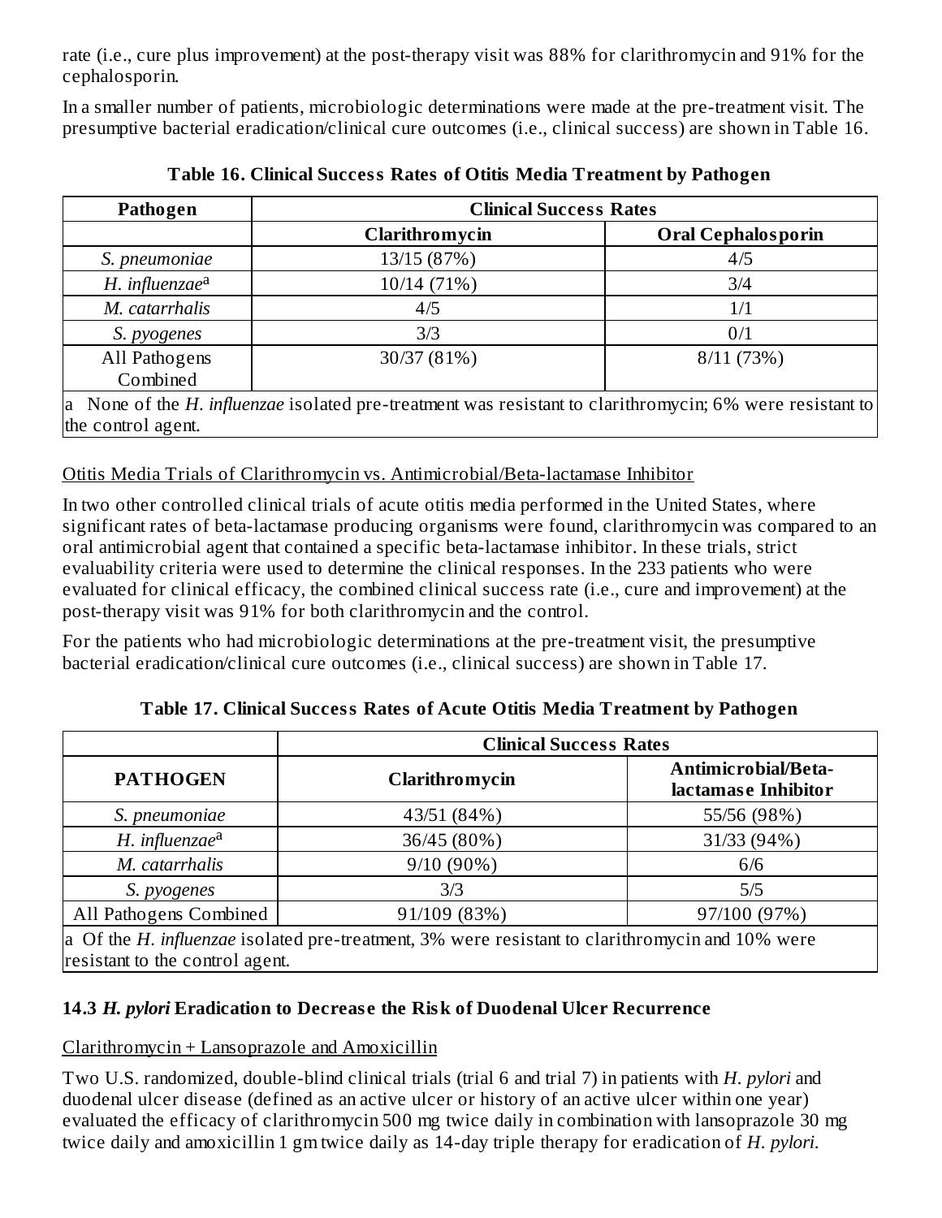rate (i.e., cure plus improvement) at the post-therapy visit was 88% for clarithromycin and 91% for the cephalosporin.

In a smaller number of patients, microbiologic determinations were made at the pre-treatment visit. The presumptive bacterial eradication/clinical cure outcomes (i.e., clinical success) are shown in Table 16.

**Table 16. Clinical Success Rates of Otitis Media Treatment by Pathogen**

| Pathogen | Clinical Success Rates | |
|---|---|---|
| | Clarithromycin | Oral Cephalosporin |
| *S. pneumoniae* | 13/15 (87%) | 4/5 |
| *H. influenzae*[a] | 10/14 (71%) | 3/4 |
| *M. catarrhalis* | 4/5 | 1/1 |
| *S. pyogenes* | 3/3 | 0/1 |
| All Pathogens Combined | 30/37 (81%) | 8/11 (73%) |

a None of the *H. influenzae* isolated pre-treatment was resistant to clarithromycin; 6% were resistant to the control agent.

Otitis Media Trials of Clarithromycin vs. Antimicrobial/Beta-lactamase Inhibitor

In two other controlled clinical trials of acute otitis media performed in the United States, where significant rates of beta-lactamase producing organisms were found, clarithromycin was compared to an oral antimicrobial agent that contained a specific beta-lactamase inhibitor. In these trials, strict evaluability criteria were used to determine the clinical responses. In the 233 patients who were evaluated for clinical efficacy, the combined clinical success rate (i.e., cure and improvement) at the post-therapy visit was 91% for both clarithromycin and the control.

For the patients who had microbiologic determinations at the pre-treatment visit, the presumptive bacterial eradication/clinical cure outcomes (i.e., clinical success) are shown in Table 17.

**Table 17. Clinical Success Rates of Acute Otitis Media Treatment by Pathogen**

| | Clinical Success Rates | |
|---|---|---|
| PATHOGEN | Clarithromycin | Antimicrobial/Beta-lactamase Inhibitor |
| *S. pneumoniae* | 43/51 (84%) | 55/56 (98%) |
| *H. influenzae*[a] | 36/45 (80%) | 31/33 (94%) |
| *M. catarrhalis* | 9/10 (90%) | 6/6 |
| *S. pyogenes* | 3/3 | 5/5 |
| All Pathogens Combined | 91/109 (83%) | 97/100 (97%) |

a Of the *H. influenzae* isolated pre-treatment, 3% were resistant to clarithromycin and 10% were resistant to the control agent.

### 14.3 *H. pylori* Eradication to Decrease the Risk of Duodenal Ulcer Recurrence

Clarithromycin + Lansoprazole and Amoxicillin

Two U.S. randomized, double-blind clinical trials (trial 6 and trial 7) in patients with *H. pylori* and duodenal ulcer disease (defined as an active ulcer or history of an active ulcer within one year) evaluated the efficacy of clarithromycin 500 mg twice daily in combination with lansoprazole 30 mg twice daily and amoxicillin 1 gm twice daily as 14-day triple therapy for eradication of *H. pylori*.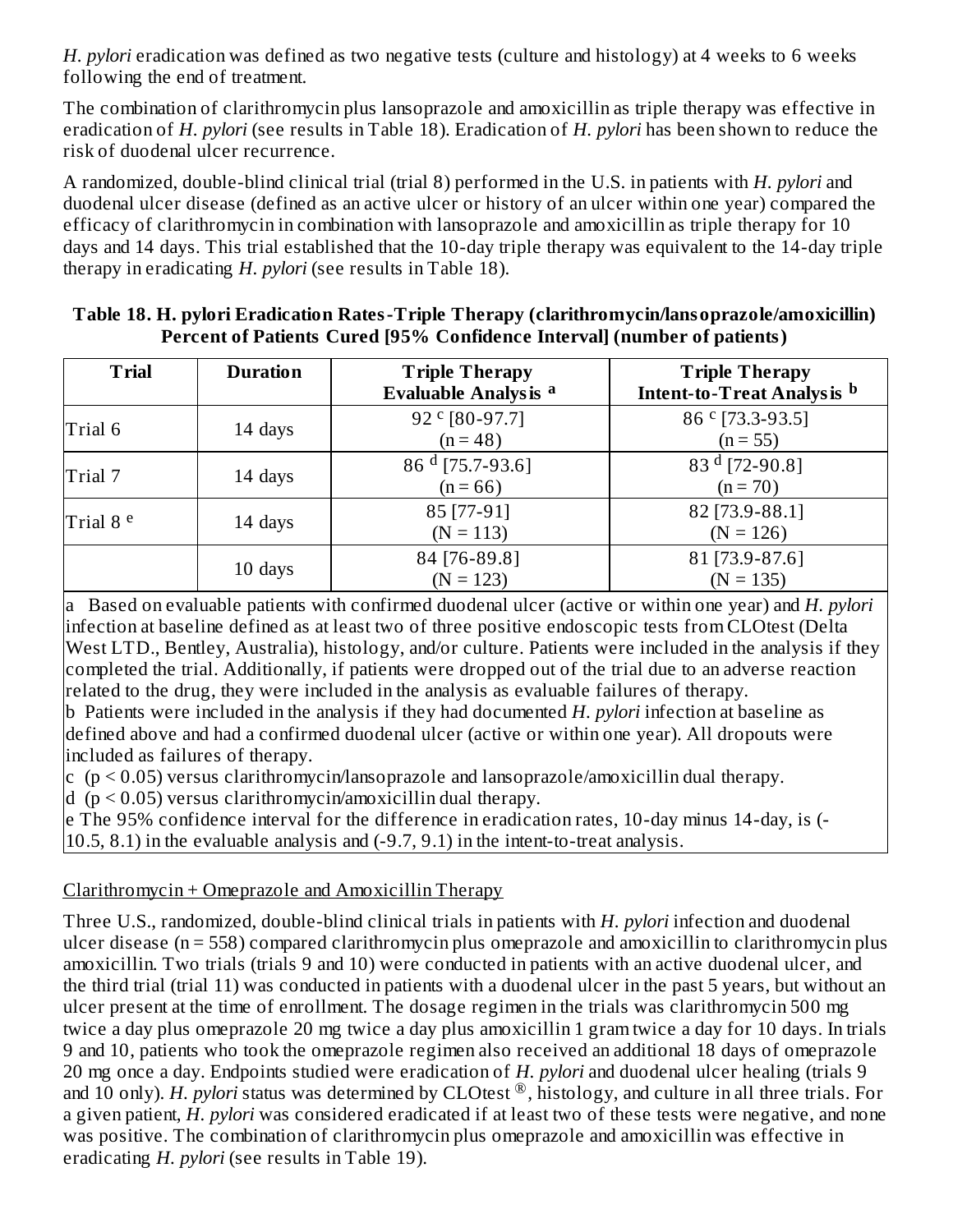*H. pylori* eradication was defined as two negative tests (culture and histology) at 4 weeks to 6 weeks following the end of treatment.

The combination of clarithromycin plus lansoprazole and amoxicillin as triple therapy was effective in eradication of *H. pylori* (see results in Table 18). Eradication of *H. pylori* has been shown to reduce the risk of duodenal ulcer recurrence.

A randomized, double-blind clinical trial (trial 8) performed in the U.S. in patients with *H. pylori* and duodenal ulcer disease (defined as an active ulcer or history of an ulcer within one year) compared the efficacy of clarithromycin in combination with lansoprazole and amoxicillin as triple therapy for 10 days and 14 days. This trial established that the 10-day triple therapy was equivalent to the 14-day triple therapy in eradicating *H. pylori* (see results in Table 18).

**Table 18. H. pylori Eradication Rates-Triple Therapy (clarithromycin/lansoprazole/amoxicillin) Percent of Patients Cured [95% Confidence Interval] (number of patients)**

| Trial | Duration | Triple Therapy Evaluable Analysis [a] | Triple Therapy Intent-to-Treat Analysis [b] |
|---|---|---|---|
| Trial 6 | 14 days | 92 [c] [80-97.7] (n = 48) | 86 [c] [73.3-93.5] (n = 55) |
| Trial 7 | 14 days | 86 [d] [75.7-93.6] (n = 66) | 83 [d] [72-90.8] (n = 70) |
| Trial 8 [e] | 14 days | 85 [77-91] (N = 113) | 82 [73.9-88.1] (N = 126) |
| | 10 days | 84 [76-89.8] (N = 123) | 81 [73.9-87.6] (N = 135) |

a Based on evaluable patients with confirmed duodenal ulcer (active or within one year) and *H. pylori* infection at baseline defined as at least two of three positive endoscopic tests from CLOtest (Delta West LTD., Bentley, Australia), histology, and/or culture. Patients were included in the analysis if they completed the trial. Additionally, if patients were dropped out of the trial due to an adverse reaction related to the drug, they were included in the analysis as evaluable failures of therapy.
b Patients were included in the analysis if they had documented *H. pylori* infection at baseline as defined above and had a confirmed duodenal ulcer (active or within one year). All dropouts were included as failures of therapy.
c ($p < 0.05$) versus clarithromycin/lansoprazole and lansoprazole/amoxicillin dual therapy.
d ($p < 0.05$) versus clarithromycin/amoxicillin dual therapy.
e The 95% confidence interval for the difference in eradication rates, 10-day minus 14-day, is (-10.5, 8.1) in the evaluable analysis and (-9.7, 9.1) in the intent-to-treat analysis.

Clarithromycin + Omeprazole and Amoxicillin Therapy

Three U.S., randomized, double-blind clinical trials in patients with *H. pylori* infection and duodenal ulcer disease (n = 558) compared clarithromycin plus omeprazole and amoxicillin to clarithromycin plus amoxicillin. Two trials (trials 9 and 10) were conducted in patients with an active duodenal ulcer, and the third trial (trial 11) was conducted in patients with a duodenal ulcer in the past 5 years, but without an ulcer present at the time of enrollment. The dosage regimen in the trials was clarithromycin 500 mg twice a day plus omeprazole 20 mg twice a day plus amoxicillin 1 gram twice a day for 10 days. In trials 9 and 10, patients who took the omeprazole regimen also received an additional 18 days of omeprazole 20 mg once a day. Endpoints studied were eradication of *H. pylori* and duodenal ulcer healing (trials 9 and 10 only). *H. pylori* status was determined by CLOtest®, histology, and culture in all three trials. For a given patient, *H. pylori* was considered eradicated if at least two of these tests were negative, and none was positive. The combination of clarithromycin plus omeprazole and amoxicillin was effective in eradicating *H. pylori* (see results in Table 19).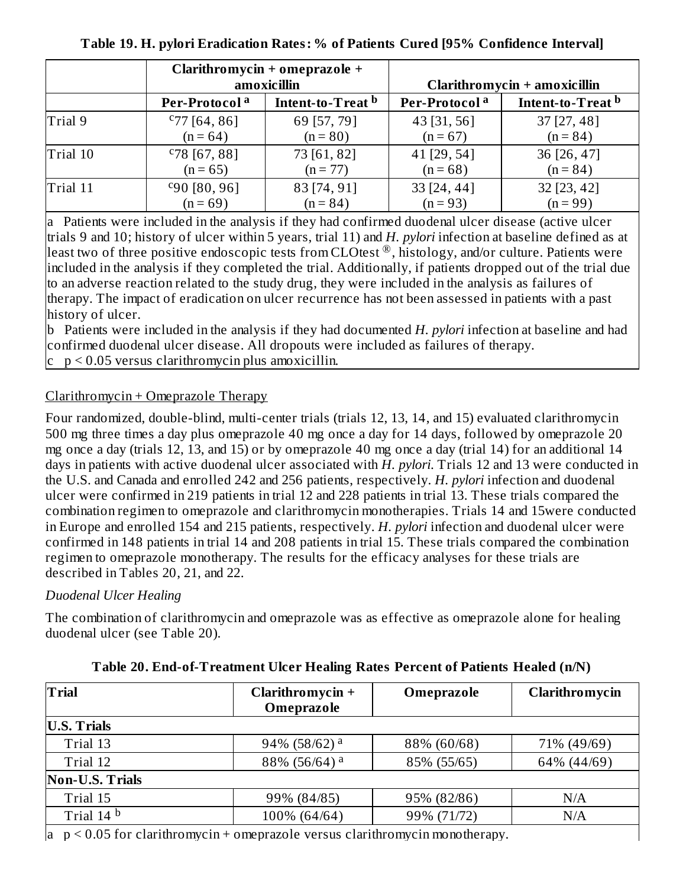**Table 19. H. pylori Eradication Rates: % of Patients Cured [95% Confidence Interval]**

| | Clarithromycin + omeprazole + amoxicillin | | Clarithromycin + amoxicillin | |
|---|---|---|---|---|
| | Per-Protocol [a] | Intent-to-Treat [b] | Per-Protocol [a] | Intent-to-Treat [b] |
| Trial 9 | [c]77 [64, 86] (n = 64) | 69 [57, 79] (n = 80) | 43 [31, 56] (n = 67) | 37 [27, 48] (n = 84) |
| Trial 10 | [c]78 [67, 88] (n = 65) | 73 [61, 82] (n = 77) | 41 [29, 54] (n = 68) | 36 [26, 47] (n = 84) |
| Trial 11 | [c]90 [80, 96] (n = 69) | 83 [74, 91] (n = 84) | 33 [24, 44] (n = 93) | 32 [23, 42] (n = 99) |

a Patients were included in the analysis if they had confirmed duodenal ulcer disease (active ulcer trials 9 and 10; history of ulcer within 5 years, trial 11) and *H. pylori* infection at baseline defined as at least two of three positive endoscopic tests from CLOtest®, histology, and/or culture. Patients were included in the analysis if they completed the trial. Additionally, if patients dropped out of the trial due to an adverse reaction related to the study drug, they were included in the analysis as failures of therapy. The impact of eradication on ulcer recurrence has not been assessed in patients with a past history of ulcer.

b Patients were included in the analysis if they had documented *H. pylori* infection at baseline and had confirmed duodenal ulcer disease. All dropouts were included as failures of therapy.

c $p < 0.05$ versus clarithromycin plus amoxicillin.

Clarithromycin + Omeprazole Therapy

Four randomized, double-blind, multi-center trials (trials 12, 13, 14, and 15) evaluated clarithromycin 500 mg three times a day plus omeprazole 40 mg once a day for 14 days, followed by omeprazole 20 mg once a day (trials 12, 13, and 15) or by omeprazole 40 mg once a day (trial 14) for an additional 14 days in patients with active duodenal ulcer associated with *H. pylori*. Trials 12 and 13 were conducted in the U.S. and Canada and enrolled 242 and 256 patients, respectively. *H. pylori* infection and duodenal ulcer were confirmed in 219 patients in trial 12 and 228 patients in trial 13. These trials compared the combination regimen to omeprazole and clarithromycin monotherapies. Trials 14 and 15were conducted in Europe and enrolled 154 and 215 patients, respectively. *H. pylori* infection and duodenal ulcer were confirmed in 148 patients in trial 14 and 208 patients in trial 15. These trials compared the combination regimen to omeprazole monotherapy. The results for the efficacy analyses for these trials are described in Tables 20, 21, and 22.

*Duodenal Ulcer Healing*

The combination of clarithromycin and omeprazole was as effective as omeprazole alone for healing duodenal ulcer (see Table 20).

**Table 20. End-of-Treatment Ulcer Healing Rates Percent of Patients Healed (n/N)**

| Trial | Clarithromycin + Omeprazole | Omeprazole | Clarithromycin |
|---|---|---|---|
| **U.S. Trials** | | | |
| Trial 13 | 94% (58/62) [a] | 88% (60/68) | 71% (49/69) |
| Trial 12 | 88% (56/64) [a] | 85% (55/65) | 64% (44/69) |
| **Non-U.S. Trials** | | | |
| Trial 15 | 99% (84/85) | 95% (82/86) | N/A |
| Trial 14 [b] | 100% (64/64) | 99% (71/72) | N/A |

a $p < 0.05$ for clarithromycin + omeprazole versus clarithromycin monotherapy.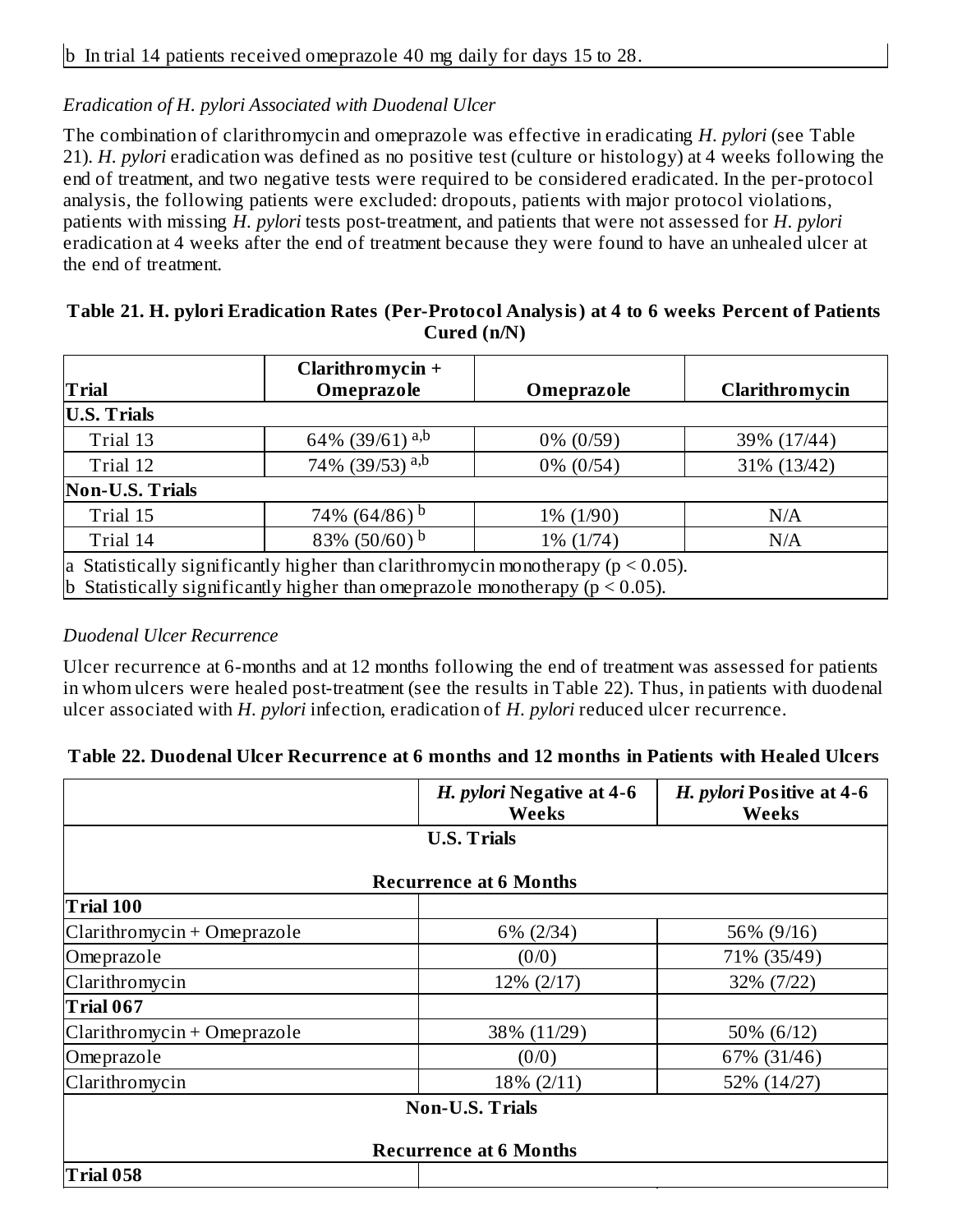b In trial 14 patients received omeprazole 40 mg daily for days 15 to 28.

*Eradication of H. pylori Associated with Duodenal Ulcer*

The combination of clarithromycin and omeprazole was effective in eradicating *H. pylori* (see Table 21). *H. pylori* eradication was defined as no positive test (culture or histology) at 4 weeks following the end of treatment, and two negative tests were required to be considered eradicated. In the per-protocol analysis, the following patients were excluded: dropouts, patients with major protocol violations, patients with missing *H. pylori* tests post-treatment, and patients that were not assessed for *H. pylori* eradication at 4 weeks after the end of treatment because they were found to have an unhealed ulcer at the end of treatment.

**Table 21. H. pylori Eradication Rates (Per-Protocol Analysis) at 4 to 6 weeks Percent of Patients Cured (n/N)**

| Trial | Clarithromycin + Omeprazole | Omeprazole | Clarithromycin |
|---|---|---|---|
| **U.S. Trials** | | | |
| Trial 13 | 64% (39/61) [a,b] | 0% (0/59) | 39% (17/44) |
| Trial 12 | 74% (39/53) [a,b] | 0% (0/54) | 31% (13/42) |
| **Non-U.S. Trials** | | | |
| Trial 15 | 74% (64/86) [b] | 1% (1/90) | N/A |
| Trial 14 | 83% (50/60) [b] | 1% (1/74) | N/A |

a Statistically significantly higher than clarithromycin monotherapy ($p < 0.05$).
b Statistically significantly higher than omeprazole monotherapy ($p < 0.05$).

*Duodenal Ulcer Recurrence*

Ulcer recurrence at 6-months and at 12 months following the end of treatment was assessed for patients in whom ulcers were healed post-treatment (see the results in Table 22). Thus, in patients with duodenal ulcer associated with *H. pylori* infection, eradication of *H. pylori* reduced ulcer recurrence.

**Table 22. Duodenal Ulcer Recurrence at 6 months and 12 months in Patients with Healed Ulcers**

| | *H. pylori* Negative at 4-6 Weeks | *H. pylori* Positive at 4-6 Weeks |
|---|---|---|
| **U.S. Trials** | | |
| **Recurrence at 6 Months** | | |
| **Trial 100** | | |
| Clarithromycin + Omeprazole | 6% (2/34) | 56% (9/16) |
| Omeprazole | (0/0) | 71% (35/49) |
| Clarithromycin | 12% (2/17) | 32% (7/22) |
| **Trial 067** | | |
| Clarithromycin + Omeprazole | 38% (11/29) | 50% (6/12) |
| Omeprazole | (0/0) | 67% (31/46) |
| Clarithromycin | 18% (2/11) | 52% (14/27) |
| **Non-U.S. Trials** | | |
| **Recurrence at 6 Months** | | |
| **Trial 058** | | |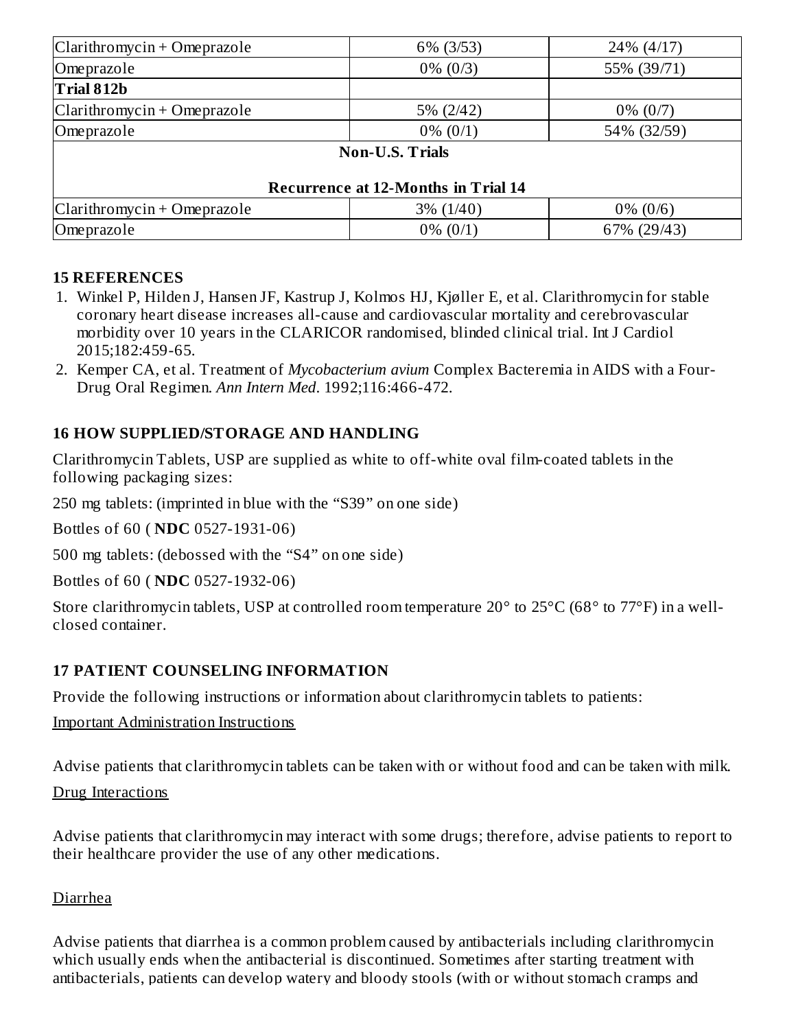| | | |
|---|---|---|
| Clarithromycin + Omeprazole | 6% (3/53) | 24% (4/17) |
| Omeprazole | 0% (0/3) | 55% (39/71) |
| **Trial 812b** | | |
| Clarithromycin + Omeprazole | 5% (2/42) | 0% (0/7) |
| Omeprazole | 0% (0/1) | 54% (32/59) |
| **Non-U.S. Trials** | | |
| **Recurrence at 12-Months in Trial 14** | | |
| Clarithromycin + Omeprazole | 3% (1/40) | 0% (0/6) |
| Omeprazole | 0% (0/1) | 67% (29/43) |

## 15 REFERENCES

1. Winkel P, Hilden J, Hansen JF, Kastrup J, Kolmos HJ, Kjøller E, et al. Clarithromycin for stable coronary heart disease increases all-cause and cardiovascular mortality and cerebrovascular morbidity over 10 years in the CLARICOR randomised, blinded clinical trial. Int J Cardiol 2015;182:459-65.
2. Kemper CA, et al. Treatment of *Mycobacterium avium* Complex Bacteremia in AIDS with a Four-Drug Oral Regimen. *Ann Intern Med*. 1992;116:466-472.

## 16 HOW SUPPLIED/STORAGE AND HANDLING

Clarithromycin Tablets, USP are supplied as white to off-white oval film-coated tablets in the following packaging sizes:

250 mg tablets: (imprinted in blue with the "S39" on one side)

Bottles of 60 ( **NDC** 0527-1931-06)

500 mg tablets: (debossed with the "S4" on one side)

Bottles of 60 ( **NDC** 0527-1932-06)

Store clarithromycin tablets, USP at controlled room temperature 20° to 25°C (68° to 77°F) in a well-closed container.

## 17 PATIENT COUNSELING INFORMATION

Provide the following instructions or information about clarithromycin tablets to patients:

Important Administration Instructions

Advise patients that clarithromycin tablets can be taken with or without food and can be taken with milk.

Drug Interactions

Advise patients that clarithromycin may interact with some drugs; therefore, advise patients to report to their healthcare provider the use of any other medications.

Diarrhea

Advise patients that diarrhea is a common problem caused by antibacterials including clarithromycin which usually ends when the antibacterial is discontinued. Sometimes after starting treatment with antibacterials, patients can develop watery and bloody stools (with or without stomach cramps and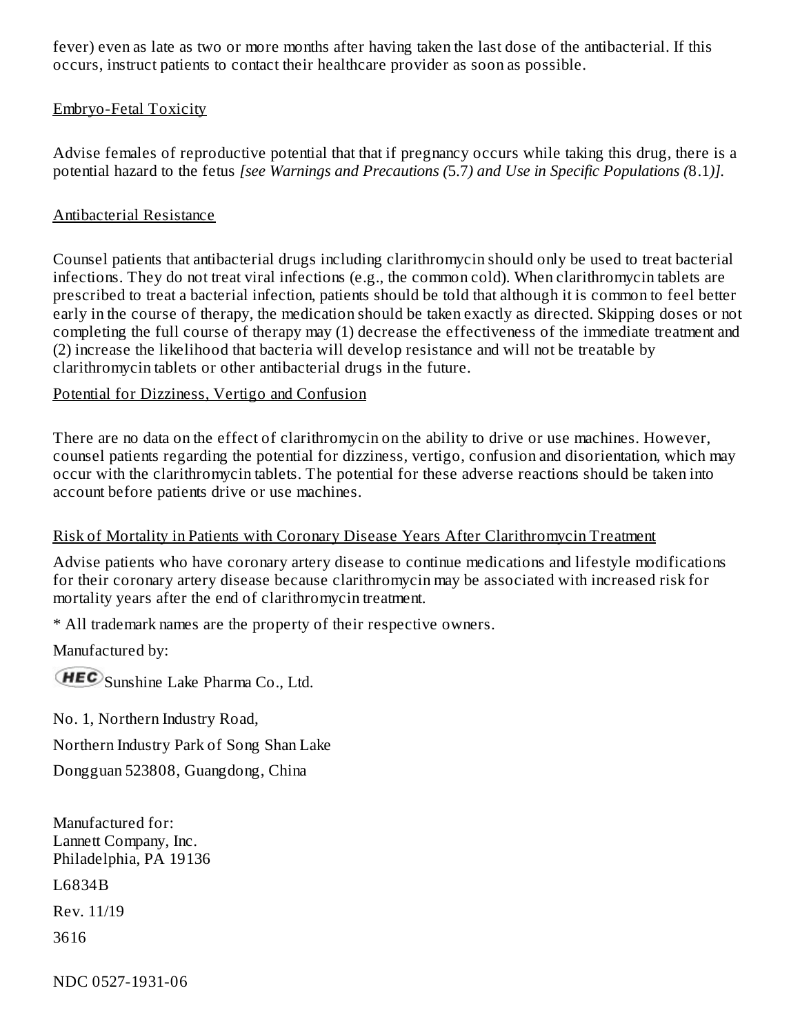fever) even as late as two or more months after having taken the last dose of the antibacterial. If this occurs, instruct patients to contact their healthcare provider as soon as possible.

Embryo-Fetal Toxicity

Advise females of reproductive potential that that if pregnancy occurs while taking this drug, there is a potential hazard to the fetus *[see Warnings and Precautions (*5.7*) and Use in Specific Populations (*8.1*)].*

Antibacterial Resistance

Counsel patients that antibacterial drugs including clarithromycin should only be used to treat bacterial infections. They do not treat viral infections (e.g., the common cold). When clarithromycin tablets are prescribed to treat a bacterial infection, patients should be told that although it is common to feel better early in the course of therapy, the medication should be taken exactly as directed. Skipping doses or not completing the full course of therapy may (1) decrease the effectiveness of the immediate treatment and (2) increase the likelihood that bacteria will develop resistance and will not be treatable by clarithromycin tablets or other antibacterial drugs in the future.

Potential for Dizziness, Vertigo and Confusion

There are no data on the effect of clarithromycin on the ability to drive or use machines. However, counsel patients regarding the potential for dizziness, vertigo, confusion and disorientation, which may occur with the clarithromycin tablets. The potential for these adverse reactions should be taken into account before patients drive or use machines.

Risk of Mortality in Patients with Coronary Disease Years After Clarithromycin Treatment

Advise patients who have coronary artery disease to continue medications and lifestyle modifications for their coronary artery disease because clarithromycin may be associated with increased risk for mortality years after the end of clarithromycin treatment.

* All trademark names are the property of their respective owners.

Manufactured by:

HEC Sunshine Lake Pharma Co., Ltd.

No. 1, Northern Industry Road,

Northern Industry Park of Song Shan Lake

Dongguan 523808, Guangdong, China

Manufactured for:
Lannett Company, Inc.
Philadelphia, PA 19136

L6834B

Rev. 11/19

3616

NDC 0527-1931-06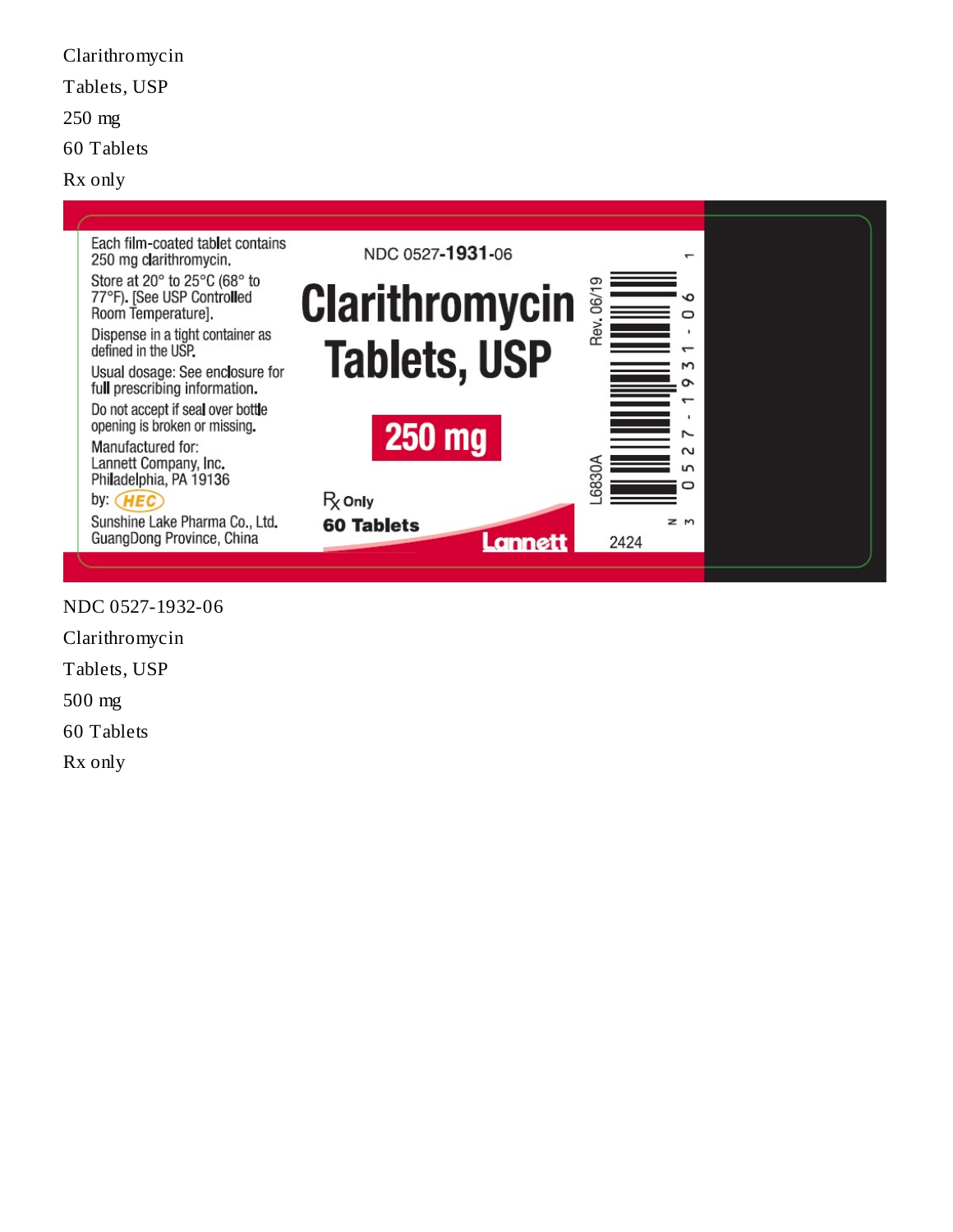Clarithromycin

Tablets, USP

250 mg

60 Tablets

Rx only

Each film-coated tablet contains 250 mg clarithromycin.

Store at 20° to 25°C (68° to 77°F). [See USP Controlled Room Temperature].

Dispense in a tight container as defined in the USP.

Usual dosage: See enclosure for full prescribing information.

Do not accept if seal over bottle opening is broken or missing.

Manufactured for:
Lannett Company, Inc.
Philadelphia, PA 19136

by: HEC
Sunshine Lake Pharma Co., Ltd.
GuangDong Province, China

NDC 0527-**1931**-06

**Clarithromycin Tablets, USP**

**250 mg**

℞ Only

**60 Tablets**

Lannett

Rev. 06/19

L6830A

2424

3 0527-1931-06 1

NDC 0527-1932-06

Clarithromycin

Tablets, USP

500 mg

60 Tablets

Rx only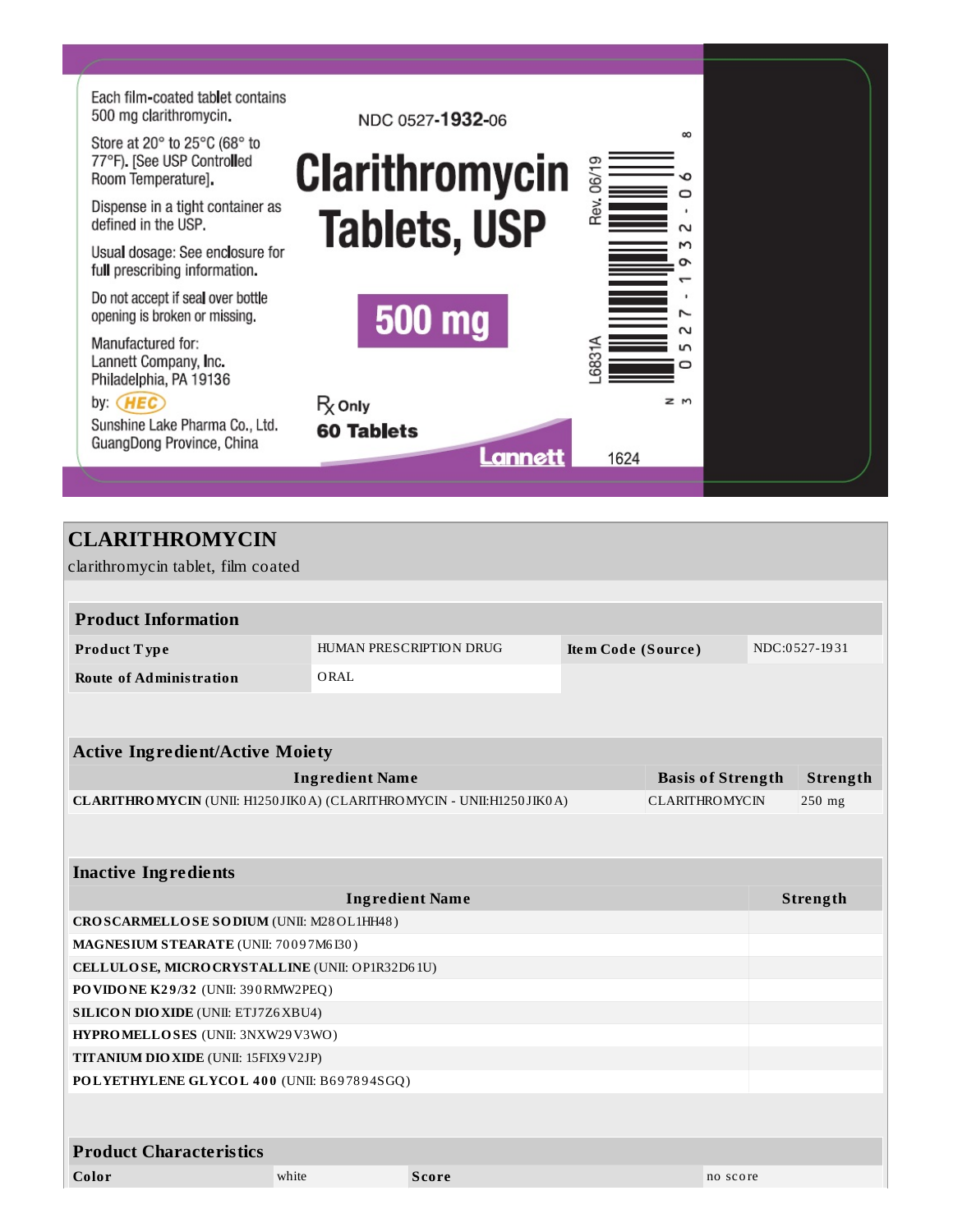Each film-coated tablet contains 500 mg clarithromycin.

Store at 20° to 25°C (68° to 77°F). [See USP Controlled Room Temperature].

Dispense in a tight container as defined in the USP.

Usual dosage: See enclosure for full prescribing information.

Do not accept if seal over bottle opening is broken or missing.

Manufactured for:
Lannett Company, Inc.
Philadelphia, PA 19136

by: HEC
Sunshine Lake Pharma Co., Ltd.
GuangDong Province, China

NDC 0527-**1932**-06

**Clarithromycin Tablets, USP**

**500 mg**

℞ Only

**60 Tablets**

Lannett

Rev. 06/19

L6831A

N 3 0527-1932-06 8

1624

# CLARITHROMYCIN

clarithromycin tablet, film coated

| **Product Information** | | | |
|---|---|---|---|
| **Product Type** | HUMAN PRESCRIPTION DRUG | **Item Code (Source)** | NDC:0527-1931 |
| **Route of Administration** | ORAL | | |

| **Active Ingredient/Active Moiety** | | |
|---|---|---|
| **Ingredient Name** | **Basis of Strength** | **Strength** |
| **CLARITHROMYCIN** (UNII: H1250JIK0A) (CLARITHROMYCIN - UNII:H1250JIK0A) | CLARITHROMYCIN | 250 mg |

| **Inactive Ingredients** | |
|---|---|
| **Ingredient Name** | **Strength** |
| **CROSCARMELLOSE SODIUM** (UNII: M28OL1HH48) | |
| **MAGNESIUM STEARATE** (UNII: 70097M6I30) | |
| **CELLULOSE, MICROCRYSTALLINE** (UNII: OP1R32D61U) | |
| **POVIDONE K29/32** (UNII: 390RMW2PEQ) | |
| **SILICON DIOXIDE** (UNII: ETJ7Z6XBU4) | |
| **HYPROMELLOSES** (UNII: 3NXW29V3WO) | |
| **TITANIUM DIOXIDE** (UNII: 15FIX9V2JP) | |
| **POLYETHYLENE GLYCOL 400** (UNII: B697894SGQ) | |

| **Product Characteristics** | | | |
|---|---|---|---|
| **Color** | white | **Score** | no score |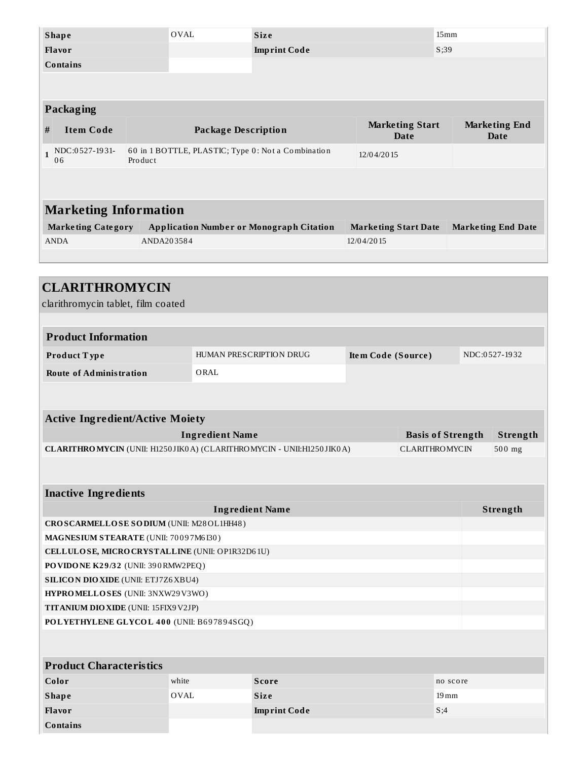| Shape | OVAL | Size | 15mm |
| --- | --- | --- | --- |
| Flavor | | Imprint Code | S;39 |
| Contains | | | |

| Packaging | | | | |
| --- | --- | --- | --- | --- |
| # | Item Code | Package Description | Marketing Start Date | Marketing End Date |
| 1 | NDC:0527-1931-06 | 60 in 1 BOTTLE, PLASTIC; Type 0: Not a Combination Product | 12/04/2015 | |

## Marketing Information

| Marketing Category | Application Number or Monograph Citation | Marketing Start Date | Marketing End Date |
| --- | --- | --- | --- |
| ANDA | ANDA203584 | 12/04/2015 | |

## CLARITHROMYCIN

clarithromycin tablet, film coated

| Product Information | | | |
| --- | --- | --- | --- |
| Product Type | HUMAN PRESCRIPTION DRUG | Item Code (Source) | NDC:0527-1932 |
| Route of Administration | ORAL | | |

| Active Ingredient/Active Moiety | | |
| --- | --- | --- |
| Ingredient Name | Basis of Strength | Strength |
| **CLARITHROMYCIN** (UNII: H1250JIK0A) (CLARITHROMYCIN - UNII:H1250JIK0A) | CLARITHROMYCIN | 500 mg |

| Inactive Ingredients | |
| --- | --- |
| Ingredient Name | Strength |
| **CROSCARMELLOSE SODIUM** (UNII: M28OL1HH48) | |
| **MAGNESIUM STEARATE** (UNII: 70097M6I30) | |
| **CELLULOSE, MICROCRYSTALLINE** (UNII: OP1R32D61U) | |
| **POVIDONE K29/32** (UNII: 390RMW2PEQ) | |
| **SILICON DIOXIDE** (UNII: ETJ7Z6XBU4) | |
| **HYPROMELLOSES** (UNII: 3NXW29V3WO) | |
| **TITANIUM DIOXIDE** (UNII: 15FIX9V2JP) | |
| **POLYETHYLENE GLYCOL 400** (UNII: B697894SGQ) | |

| Product Characteristics | | | |
| --- | --- | --- | --- |
| Color | white | Score | no score |
| Shape | OVAL | Size | 19mm |
| Flavor | | Imprint Code | S;4 |
| Contains | | | |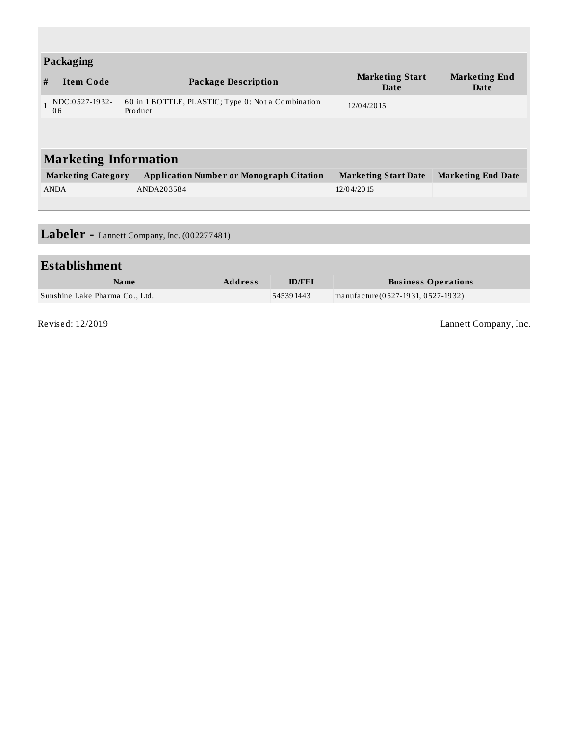## Packaging

| # | Item Code | Package Description | Marketing Start Date | Marketing End Date |
|---|---|---|---|---|
| 1 | NDC:0527-1932-06 | 60 in 1 BOTTLE, PLASTIC; Type 0: Not a Combination Product | 12/04/2015 | |

## Marketing Information

| Marketing Category | Application Number or Monograph Citation | Marketing Start Date | Marketing End Date |
|---|---|---|---|
| ANDA | ANDA203584 | 12/04/2015 | |

## Labeler - Lannett Company, Inc. (002277481)

## Establishment

| Name | Address | ID/FEI | Business Operations |
|---|---|---|---|
| Sunshine Lake Pharma Co., Ltd. | | 545391443 | manufacture(0527-1931, 0527-1932) |

Revised: 12/2019

Lannett Company, Inc.